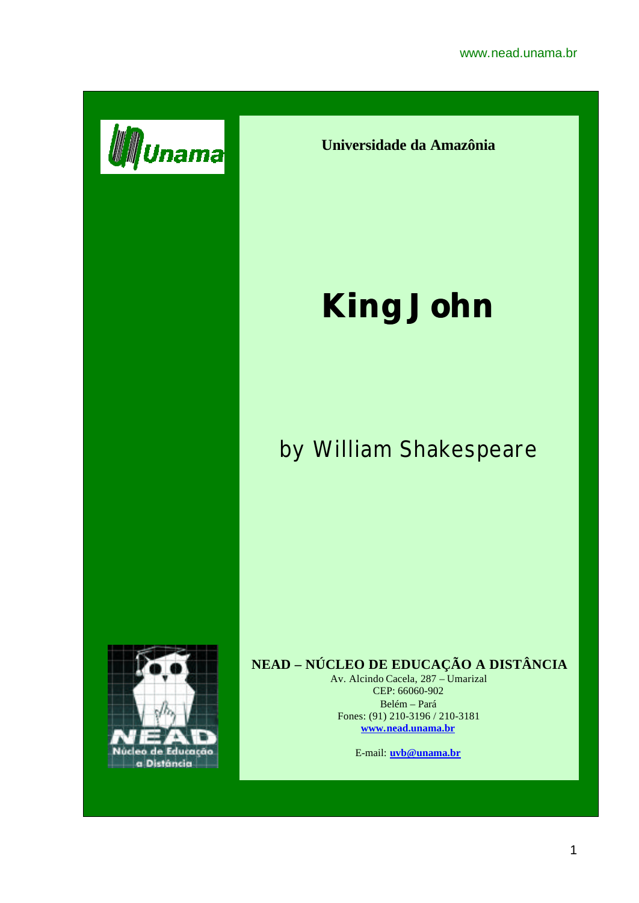Universidade da Amazônia

# King John

## by William Shakespeare

**NEAD – NÚCLEO DE EDUCAÇÃO A DISTÂNCIA**
Av. Alcindo Cacela, 287 – Umarizal
CEP: 66060-902
Belém – Pará
Fones: (91) 210-3196 / 210-3181
**www.nead.unama.br**

E-mail: **uvb@unama.br**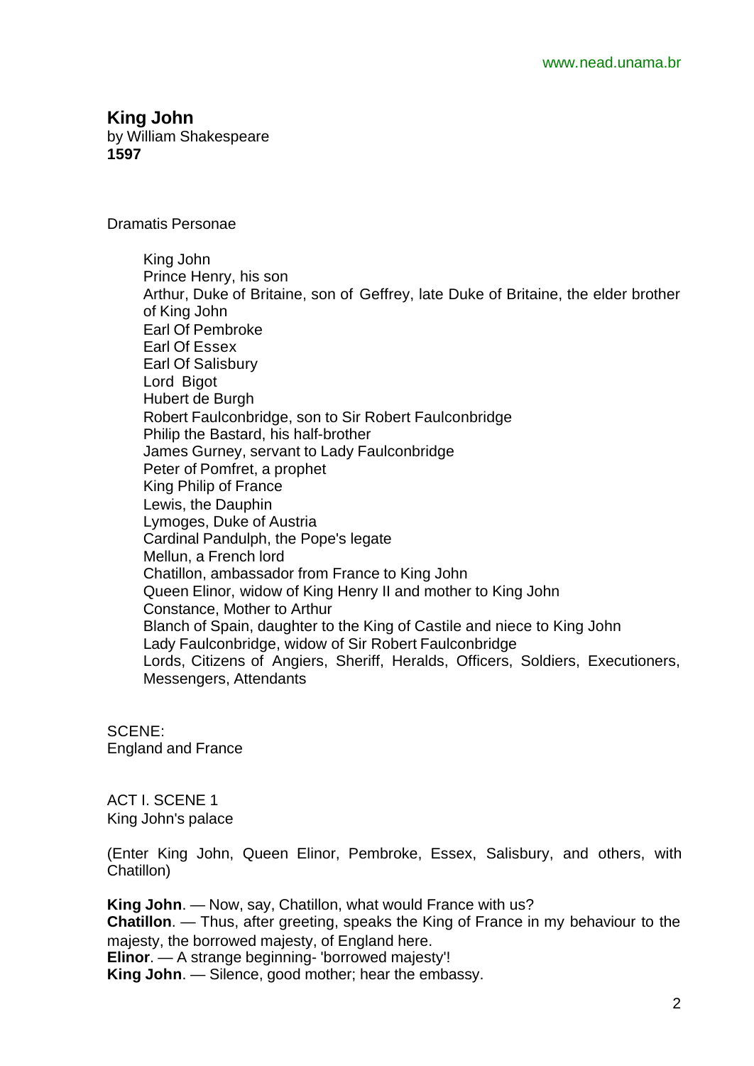# King John

by William Shakespeare
**1597**

Dramatis Personae

- King John
- Prince Henry, his son
- Arthur, Duke of Britaine, son of Geffrey, late Duke of Britaine, the elder brother of King John
- Earl Of Pembroke
- Earl Of Essex
- Earl Of Salisbury
- Lord Bigot
- Hubert de Burgh
- Robert Faulconbridge, son to Sir Robert Faulconbridge
- Philip the Bastard, his half-brother
- James Gurney, servant to Lady Faulconbridge
- Peter of Pomfret, a prophet
- King Philip of France
- Lewis, the Dauphin
- Lymoges, Duke of Austria
- Cardinal Pandulph, the Pope's legate
- Mellun, a French lord
- Chatillon, ambassador from France to King John
- Queen Elinor, widow of King Henry II and mother to King John
- Constance, Mother to Arthur
- Blanch of Spain, daughter to the King of Castile and niece to King John
- Lady Faulconbridge, widow of Sir Robert Faulconbridge
- Lords, Citizens of Angiers, Sheriff, Heralds, Officers, Soldiers, Executioners, Messengers, Attendants

SCENE:
England and France

## ACT I. SCENE 1

King John's palace

(Enter King John, Queen Elinor, Pembroke, Essex, Salisbury, and others, with Chatillon)

**King John**. — Now, say, Chatillon, what would France with us?
**Chatillon**. — Thus, after greeting, speaks the King of France in my behaviour to the majesty, the borrowed majesty, of England here.
**Elinor**. — A strange beginning- 'borrowed majesty'!
**King John**. — Silence, good mother; hear the embassy.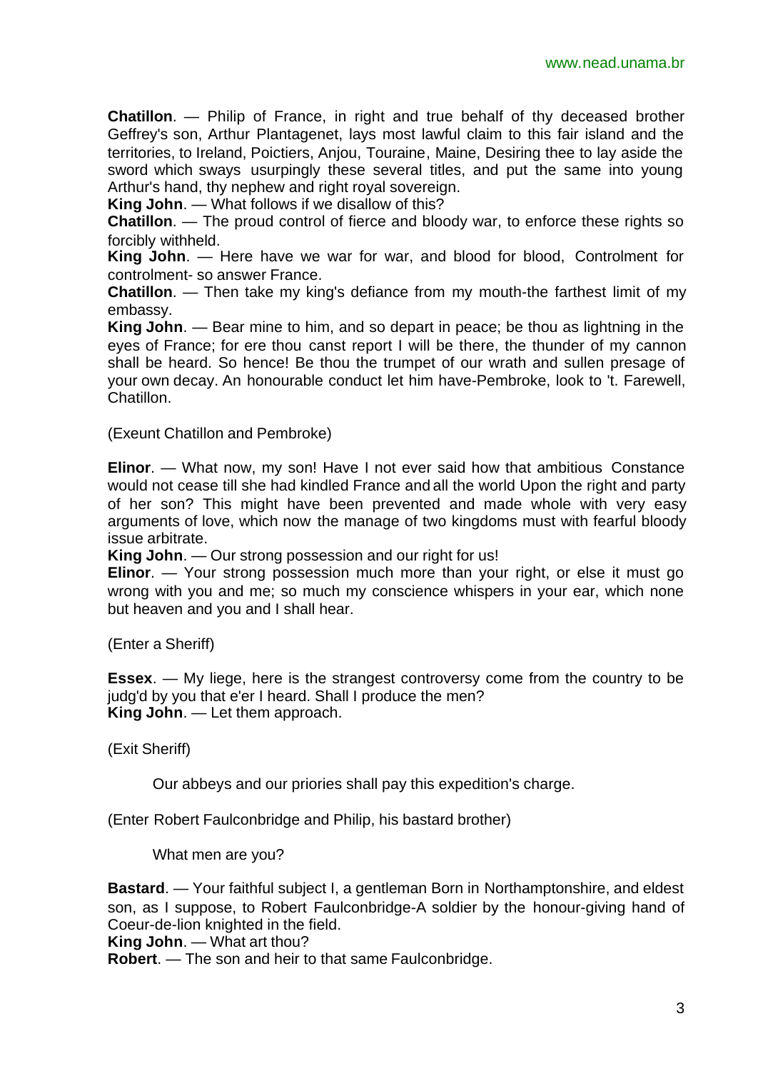**Chatillon**. — Philip of France, in right and true behalf of thy deceased brother Geffrey's son, Arthur Plantagenet, lays most lawful claim to this fair island and the territories, to Ireland, Poictiers, Anjou, Touraine, Maine, Desiring thee to lay aside the sword which sways usurpingly these several titles, and put the same into young Arthur's hand, thy nephew and right royal sovereign.

**King John**. — What follows if we disallow of this?

**Chatillon**. — The proud control of fierce and bloody war, to enforce these rights so forcibly withheld.

**King John**. — Here have we war for war, and blood for blood, Controlment for controlment- so answer France.

**Chatillon**. — Then take my king's defiance from my mouth-the farthest limit of my embassy.

**King John**. — Bear mine to him, and so depart in peace; be thou as lightning in the eyes of France; for ere thou canst report I will be there, the thunder of my cannon shall be heard. So hence! Be thou the trumpet of our wrath and sullen presage of your own decay. An honourable conduct let him have-Pembroke, look to 't. Farewell, Chatillon.

(Exeunt Chatillon and Pembroke)

**Elinor**. — What now, my son! Have I not ever said how that ambitious Constance would not cease till she had kindled France and all the world Upon the right and party of her son? This might have been prevented and made whole with very easy arguments of love, which now the manage of two kingdoms must with fearful bloody issue arbitrate.

**King John**. — Our strong possession and our right for us!

**Elinor**. — Your strong possession much more than your right, or else it must go wrong with you and me; so much my conscience whispers in your ear, which none but heaven and you and I shall hear.

(Enter a Sheriff)

**Essex**. — My liege, here is the strangest controversy come from the country to be judg'd by you that e'er I heard. Shall I produce the men?

**King John**. — Let them approach.

(Exit Sheriff)

Our abbeys and our priories shall pay this expedition's charge.

(Enter Robert Faulconbridge and Philip, his bastard brother)

What men are you?

**Bastard**. — Your faithful subject I, a gentleman Born in Northamptonshire, and eldest son, as I suppose, to Robert Faulconbridge-A soldier by the honour-giving hand of Coeur-de-lion knighted in the field.

**King John**. — What art thou?

**Robert**. — The son and heir to that same Faulconbridge.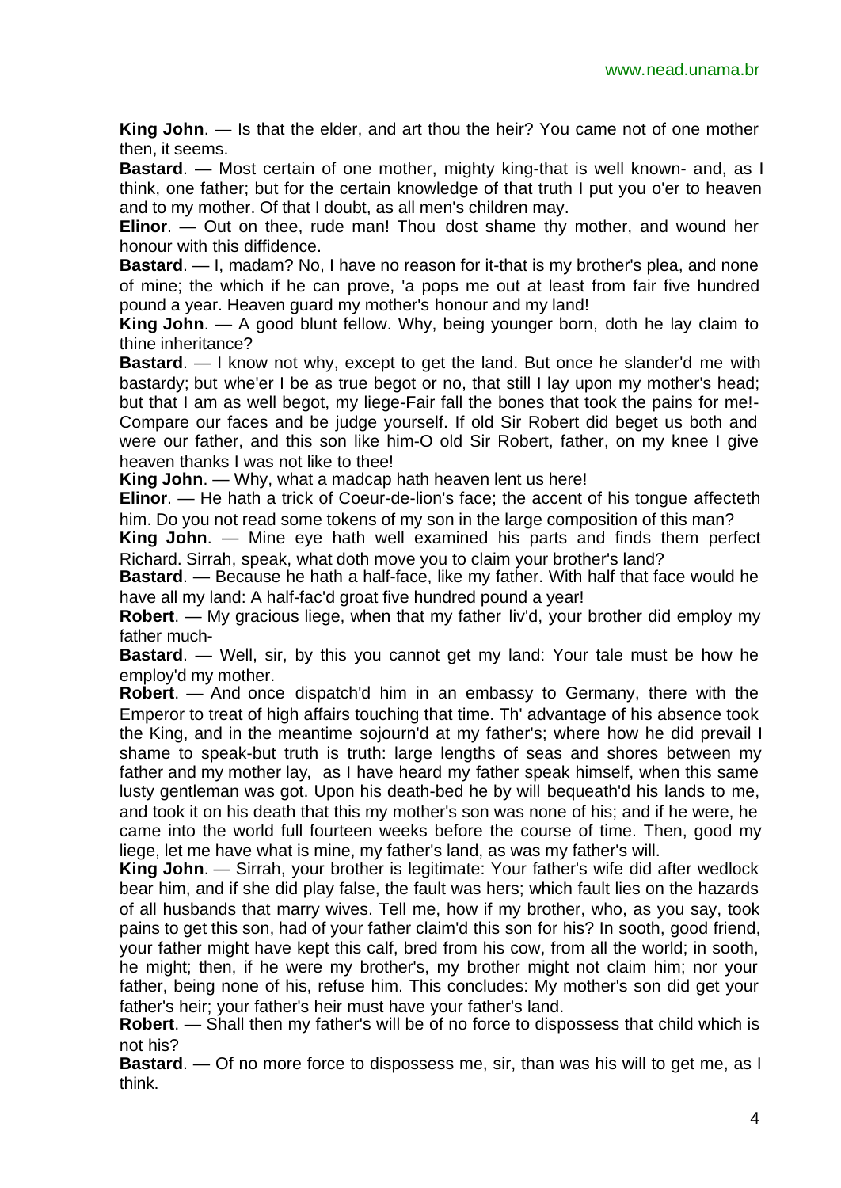**King John**. — Is that the elder, and art thou the heir? You came not of one mother then, it seems.

**Bastard**. — Most certain of one mother, mighty king-that is well known- and, as I think, one father; but for the certain knowledge of that truth I put you o'er to heaven and to my mother. Of that I doubt, as all men's children may.

**Elinor**. — Out on thee, rude man! Thou dost shame thy mother, and wound her honour with this diffidence.

**Bastard**. — I, madam? No, I have no reason for it-that is my brother's plea, and none of mine; the which if he can prove, 'a pops me out at least from fair five hundred pound a year. Heaven guard my mother's honour and my land!

**King John**. — A good blunt fellow. Why, being younger born, doth he lay claim to thine inheritance?

**Bastard**. — I know not why, except to get the land. But once he slander'd me with bastardy; but whe'er I be as true begot or no, that still I lay upon my mother's head; but that I am as well begot, my liege-Fair fall the bones that took the pains for me!- Compare our faces and be judge yourself. If old Sir Robert did beget us both and were our father, and this son like him-O old Sir Robert, father, on my knee I give heaven thanks I was not like to thee!

**King John**. — Why, what a madcap hath heaven lent us here!

**Elinor**. — He hath a trick of Coeur-de-lion's face; the accent of his tongue affecteth him. Do you not read some tokens of my son in the large composition of this man?

**King John**. — Mine eye hath well examined his parts and finds them perfect Richard. Sirrah, speak, what doth move you to claim your brother's land?

**Bastard**. — Because he hath a half-face, like my father. With half that face would he have all my land: A half-fac'd groat five hundred pound a year!

**Robert**. — My gracious liege, when that my father liv'd, your brother did employ my father much-

**Bastard**. — Well, sir, by this you cannot get my land: Your tale must be how he employ'd my mother.

**Robert**. — And once dispatch'd him in an embassy to Germany, there with the Emperor to treat of high affairs touching that time. Th' advantage of his absence took the King, and in the meantime sojourn'd at my father's; where how he did prevail I shame to speak-but truth is truth: large lengths of seas and shores between my father and my mother lay, as I have heard my father speak himself, when this same lusty gentleman was got. Upon his death-bed he by will bequeath'd his lands to me, and took it on his death that this my mother's son was none of his; and if he were, he came into the world full fourteen weeks before the course of time. Then, good my liege, let me have what is mine, my father's land, as was my father's will.

**King John**. — Sirrah, your brother is legitimate: Your father's wife did after wedlock bear him, and if she did play false, the fault was hers; which fault lies on the hazards of all husbands that marry wives. Tell me, how if my brother, who, as you say, took pains to get this son, had of your father claim'd this son for his? In sooth, good friend, your father might have kept this calf, bred from his cow, from all the world; in sooth, he might; then, if he were my brother's, my brother might not claim him; nor your father, being none of his, refuse him. This concludes: My mother's son did get your father's heir; your father's heir must have your father's land.

**Robert**. — Shall then my father's will be of no force to dispossess that child which is not his?

**Bastard**. — Of no more force to dispossess me, sir, than was his will to get me, as I think.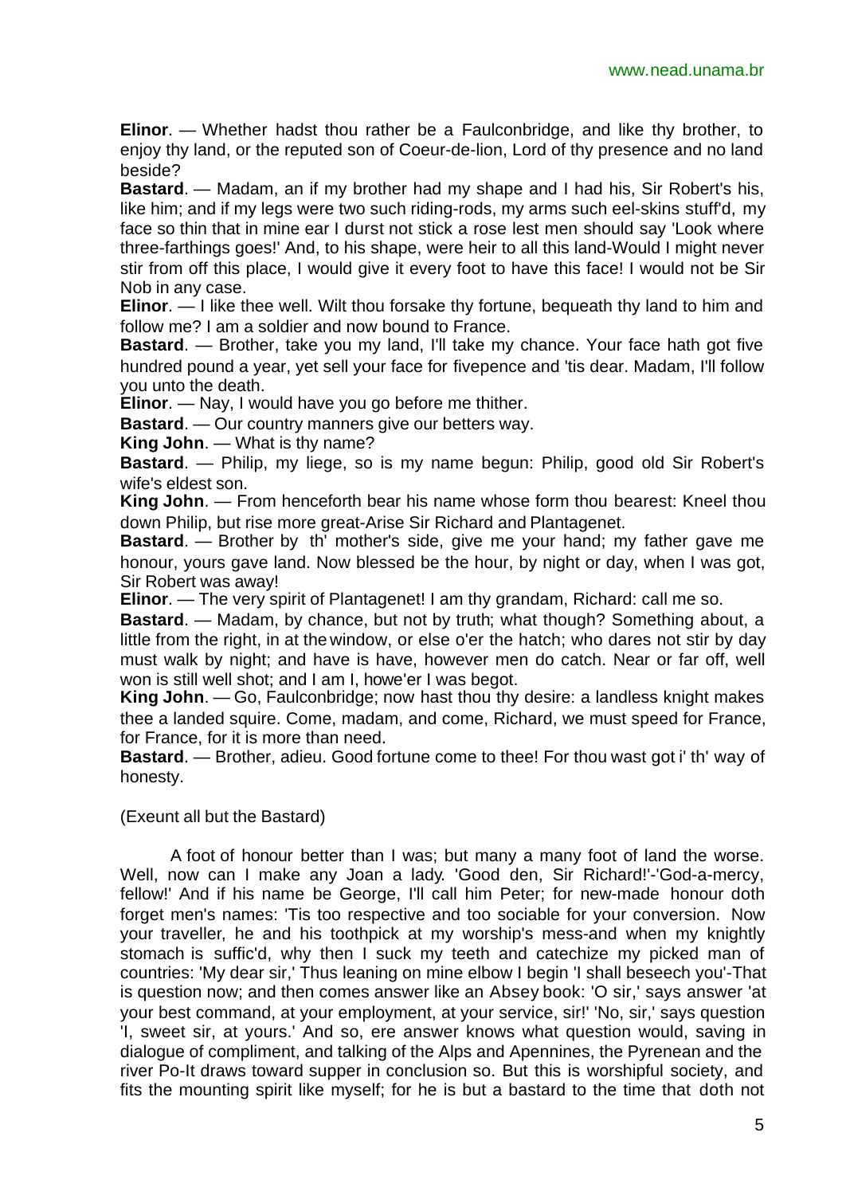**Elinor**. — Whether hadst thou rather be a Faulconbridge, and like thy brother, to enjoy thy land, or the reputed son of Coeur-de-lion, Lord of thy presence and no land beside?

**Bastard**. — Madam, an if my brother had my shape and I had his, Sir Robert's his, like him; and if my legs were two such riding-rods, my arms such eel-skins stuff'd, my face so thin that in mine ear I durst not stick a rose lest men should say 'Look where three-farthings goes!' And, to his shape, were heir to all this land-Would I might never stir from off this place, I would give it every foot to have this face! I would not be Sir Nob in any case.

**Elinor**. — I like thee well. Wilt thou forsake thy fortune, bequeath thy land to him and follow me? I am a soldier and now bound to France.

**Bastard**. — Brother, take you my land, I'll take my chance. Your face hath got five hundred pound a year, yet sell your face for fivepence and 'tis dear. Madam, I'll follow you unto the death.

**Elinor**. — Nay, I would have you go before me thither.

**Bastard**. — Our country manners give our betters way.

**King John**. — What is thy name?

**Bastard**. — Philip, my liege, so is my name begun: Philip, good old Sir Robert's wife's eldest son.

**King John**. — From henceforth bear his name whose form thou bearest: Kneel thou down Philip, but rise more great-Arise Sir Richard and Plantagenet.

**Bastard**. — Brother by th' mother's side, give me your hand; my father gave me honour, yours gave land. Now blessed be the hour, by night or day, when I was got, Sir Robert was away!

**Elinor**. — The very spirit of Plantagenet! I am thy grandam, Richard: call me so.

**Bastard**. — Madam, by chance, but not by truth; what though? Something about, a little from the right, in at the window, or else o'er the hatch; who dares not stir by day must walk by night; and have is have, however men do catch. Near or far off, well won is still well shot; and I am I, howe'er I was begot.

**King John**. — Go, Faulconbridge; now hast thou thy desire: a landless knight makes thee a landed squire. Come, madam, and come, Richard, we must speed for France, for France, for it is more than need.

**Bastard**. — Brother, adieu. Good fortune come to thee! For thou wast got i' th' way of honesty.

(Exeunt all but the Bastard)

A foot of honour better than I was; but many a many foot of land the worse. Well, now can I make any Joan a lady. 'Good den, Sir Richard!'-'God-a-mercy, fellow!' And if his name be George, I'll call him Peter; for new-made honour doth forget men's names: 'Tis too respective and too sociable for your conversion. Now your traveller, he and his toothpick at my worship's mess-and when my knightly stomach is suffic'd, why then I suck my teeth and catechize my picked man of countries: 'My dear sir,' Thus leaning on mine elbow I begin 'I shall beseech you'-That is question now; and then comes answer like an Absey book: 'O sir,' says answer 'at your best command, at your employment, at your service, sir!' 'No, sir,' says question 'I, sweet sir, at yours.' And so, ere answer knows what question would, saving in dialogue of compliment, and talking of the Alps and Apennines, the Pyrenean and the river Po-It draws toward supper in conclusion so. But this is worshipful society, and fits the mounting spirit like myself; for he is but a bastard to the time that doth not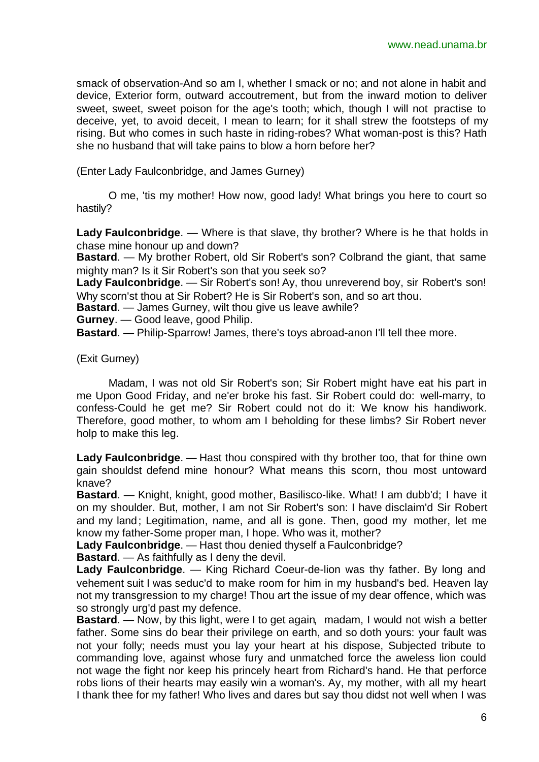smack of observation-And so am I, whether I smack or no; and not alone in habit and device, Exterior form, outward accoutrement, but from the inward motion to deliver sweet, sweet, sweet poison for the age's tooth; which, though I will not practise to deceive, yet, to avoid deceit, I mean to learn; for it shall strew the footsteps of my rising. But who comes in such haste in riding-robes? What woman-post is this? Hath she no husband that will take pains to blow a horn before her?

(Enter Lady Faulconbridge, and James Gurney)

O me, 'tis my mother! How now, good lady! What brings you here to court so hastily?

**Lady Faulconbridge**. — Where is that slave, thy brother? Where is he that holds in chase mine honour up and down?
**Bastard**. — My brother Robert, old Sir Robert's son? Colbrand the giant, that same mighty man? Is it Sir Robert's son that you seek so?
**Lady Faulconbridge**. — Sir Robert's son! Ay, thou unreverend boy, sir Robert's son! Why scorn'st thou at Sir Robert? He is Sir Robert's son, and so art thou.
**Bastard**. — James Gurney, wilt thou give us leave awhile?
**Gurney**. — Good leave, good Philip.
**Bastard**. — Philip-Sparrow! James, there's toys abroad-anon I'll tell thee more.

(Exit Gurney)

Madam, I was not old Sir Robert's son; Sir Robert might have eat his part in me Upon Good Friday, and ne'er broke his fast. Sir Robert could do: well-marry, to confess-Could he get me? Sir Robert could not do it: We know his handiwork. Therefore, good mother, to whom am I beholding for these limbs? Sir Robert never holp to make this leg.

**Lady Faulconbridge**. — Hast thou conspired with thy brother too, that for thine own gain shouldst defend mine honour? What means this scorn, thou most untoward knave?
**Bastard**. — Knight, knight, good mother, Basilisco-like. What! I am dubb'd; I have it on my shoulder. But, mother, I am not Sir Robert's son: I have disclaim'd Sir Robert and my land; Legitimation, name, and all is gone. Then, good my mother, let me know my father-Some proper man, I hope. Who was it, mother?
**Lady Faulconbridge**. — Hast thou denied thyself a Faulconbridge?
**Bastard**. — As faithfully as I deny the devil.
**Lady Faulconbridge**. — King Richard Coeur-de-lion was thy father. By long and vehement suit I was seduc'd to make room for him in my husband's bed. Heaven lay not my transgression to my charge! Thou art the issue of my dear offence, which was so strongly urg'd past my defence.
**Bastard**. — Now, by this light, were I to get again, madam, I would not wish a better father. Some sins do bear their privilege on earth, and so doth yours: your fault was not your folly; needs must you lay your heart at his dispose, Subjected tribute to commanding love, against whose fury and unmatched force the aweless lion could not wage the fight nor keep his princely heart from Richard's hand. He that perforce robs lions of their hearts may easily win a woman's. Ay, my mother, with all my heart I thank thee for my father! Who lives and dares but say thou didst not well when I was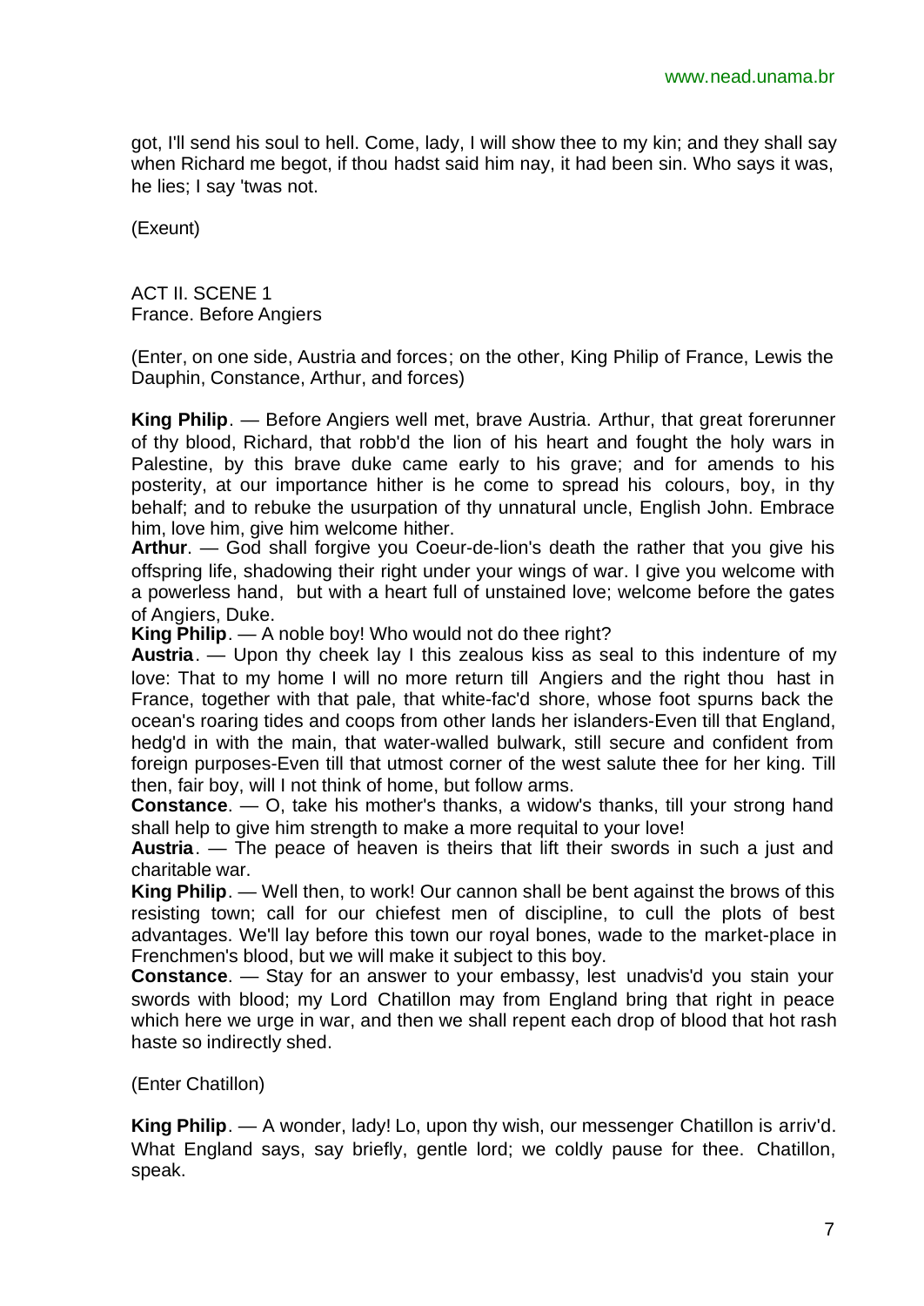got, I'll send his soul to hell. Come, lady, I will show thee to my kin; and they shall say when Richard me begot, if thou hadst said him nay, it had been sin. Who says it was, he lies; I say 'twas not.

(Exeunt)

ACT II. SCENE 1
France. Before Angiers

(Enter, on one side, Austria and forces; on the other, King Philip of France, Lewis the Dauphin, Constance, Arthur, and forces)

**King Philip**. — Before Angiers well met, brave Austria. Arthur, that great forerunner of thy blood, Richard, that robb'd the lion of his heart and fought the holy wars in Palestine, by this brave duke came early to his grave; and for amends to his posterity, at our importance hither is he come to spread his colours, boy, in thy behalf; and to rebuke the usurpation of thy unnatural uncle, English John. Embrace him, love him, give him welcome hither.
**Arthur**. — God shall forgive you Coeur-de-lion's death the rather that you give his offspring life, shadowing their right under your wings of war. I give you welcome with a powerless hand, but with a heart full of unstained love; welcome before the gates of Angiers, Duke.
**King Philip**. — A noble boy! Who would not do thee right?
**Austria**. — Upon thy cheek lay I this zealous kiss as seal to this indenture of my love: That to my home I will no more return till Angiers and the right thou hast in France, together with that pale, that white-fac'd shore, whose foot spurns back the ocean's roaring tides and coops from other lands her islanders-Even till that England, hedg'd in with the main, that water-walled bulwark, still secure and confident from foreign purposes-Even till that utmost corner of the west salute thee for her king. Till then, fair boy, will I not think of home, but follow arms.
**Constance**. — O, take his mother's thanks, a widow's thanks, till your strong hand shall help to give him strength to make a more requital to your love!
**Austria**. — The peace of heaven is theirs that lift their swords in such a just and charitable war.
**King Philip**. — Well then, to work! Our cannon shall be bent against the brows of this resisting town; call for our chiefest men of discipline, to cull the plots of best advantages. We'll lay before this town our royal bones, wade to the market-place in Frenchmen's blood, but we will make it subject to this boy.
**Constance**. — Stay for an answer to your embassy, lest unadvis'd you stain your swords with blood; my Lord Chatillon may from England bring that right in peace which here we urge in war, and then we shall repent each drop of blood that hot rash haste so indirectly shed.

(Enter Chatillon)

**King Philip**. — A wonder, lady! Lo, upon thy wish, our messenger Chatillon is arriv'd. What England says, say briefly, gentle lord; we coldly pause for thee. Chatillon, speak.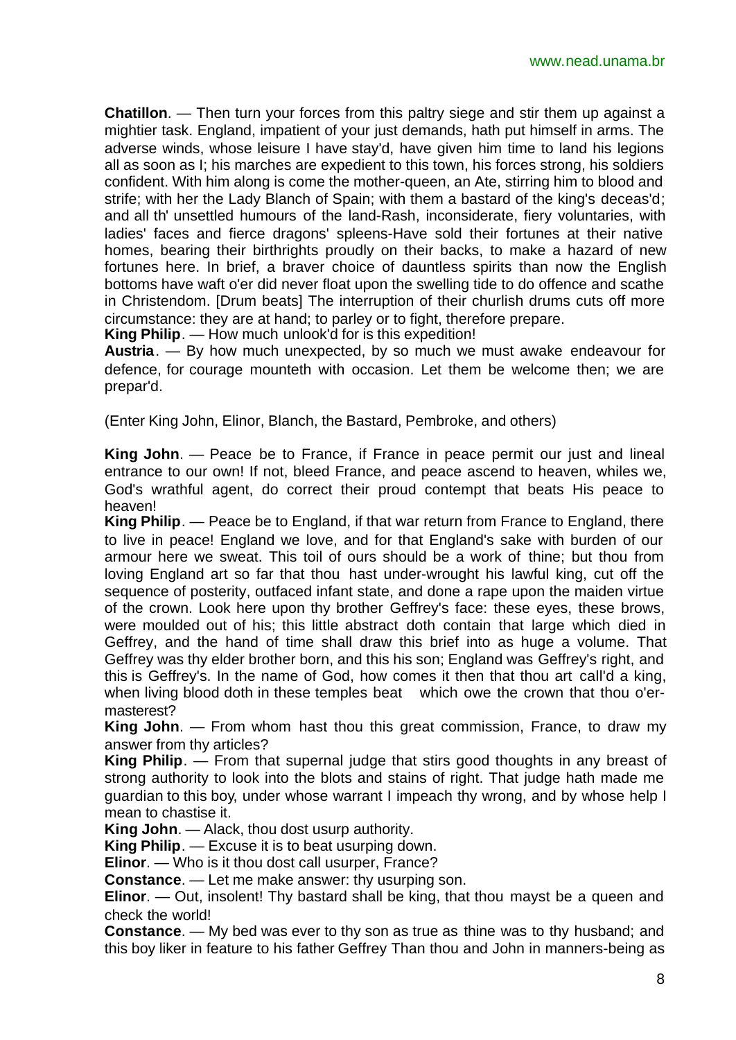**Chatillon**. — Then turn your forces from this paltry siege and stir them up against a mightier task. England, impatient of your just demands, hath put himself in arms. The adverse winds, whose leisure I have stay'd, have given him time to land his legions all as soon as I; his marches are expedient to this town, his forces strong, his soldiers confident. With him along is come the mother-queen, an Ate, stirring him to blood and strife; with her the Lady Blanch of Spain; with them a bastard of the king's deceas'd; and all th' unsettled humours of the land-Rash, inconsiderate, fiery voluntaries, with ladies' faces and fierce dragons' spleens-Have sold their fortunes at their native homes, bearing their birthrights proudly on their backs, to make a hazard of new fortunes here. In brief, a braver choice of dauntless spirits than now the English bottoms have waft o'er did never float upon the swelling tide to do offence and scathe in Christendom. [Drum beats] The interruption of their churlish drums cuts off more circumstance: they are at hand; to parley or to fight, therefore prepare.
**King Philip**. — How much unlook'd for is this expedition!
**Austria**. — By how much unexpected, by so much we must awake endeavour for defence, for courage mounteth with occasion. Let them be welcome then; we are prepar'd.

(Enter King John, Elinor, Blanch, the Bastard, Pembroke, and others)

**King John**. — Peace be to France, if France in peace permit our just and lineal entrance to our own! If not, bleed France, and peace ascend to heaven, whiles we, God's wrathful agent, do correct their proud contempt that beats His peace to heaven!
**King Philip**. — Peace be to England, if that war return from France to England, there to live in peace! England we love, and for that England's sake with burden of our armour here we sweat. This toil of ours should be a work of thine; but thou from loving England art so far that thou hast under-wrought his lawful king, cut off the sequence of posterity, outfaced infant state, and done a rape upon the maiden virtue of the crown. Look here upon thy brother Geffrey's face: these eyes, these brows, were moulded out of his; this little abstract doth contain that large which died in Geffrey, and the hand of time shall draw this brief into as huge a volume. That Geffrey was thy elder brother born, and this his son; England was Geffrey's right, and this is Geffrey's. In the name of God, how comes it then that thou art call'd a king, when living blood doth in these temples beat which owe the crown that thou o'er-masterest?
**King John**. — From whom hast thou this great commission, France, to draw my answer from thy articles?
**King Philip**. — From that supernal judge that stirs good thoughts in any breast of strong authority to look into the blots and stains of right. That judge hath made me guardian to this boy, under whose warrant I impeach thy wrong, and by whose help I mean to chastise it.
**King John**. — Alack, thou dost usurp authority.
**King Philip**. — Excuse it is to beat usurping down.
**Elinor**. — Who is it thou dost call usurper, France?
**Constance**. — Let me make answer: thy usurping son.
**Elinor**. — Out, insolent! Thy bastard shall be king, that thou mayst be a queen and check the world!
**Constance**. — My bed was ever to thy son as true as thine was to thy husband; and this boy liker in feature to his father Geffrey Than thou and John in manners-being as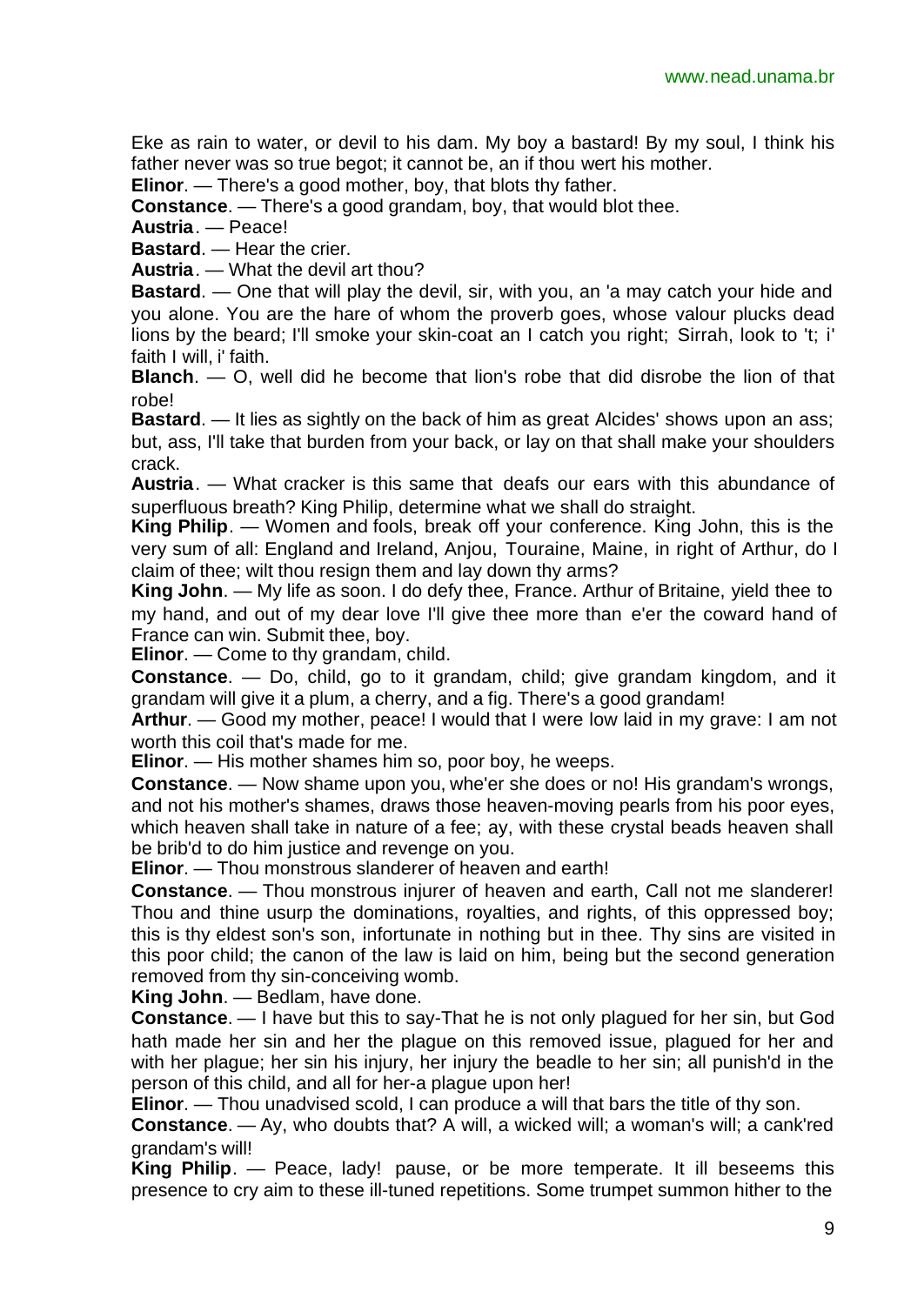Eke as rain to water, or devil to his dam. My boy a bastard! By my soul, I think his father never was so true begot; it cannot be, an if thou wert his mother.

**Elinor**. — There's a good mother, boy, that blots thy father.

**Constance**. — There's a good grandam, boy, that would blot thee.

**Austria**. — Peace!

**Bastard**. — Hear the crier.

**Austria**. — What the devil art thou?

**Bastard**. — One that will play the devil, sir, with you, an 'a may catch your hide and you alone. You are the hare of whom the proverb goes, whose valour plucks dead lions by the beard; I'll smoke your skin-coat an I catch you right; Sirrah, look to 't; i' faith I will, i' faith.

**Blanch**. — O, well did he become that lion's robe that did disrobe the lion of that robe!

**Bastard**. — It lies as sightly on the back of him as great Alcides' shows upon an ass; but, ass, I'll take that burden from your back, or lay on that shall make your shoulders crack.

**Austria**. — What cracker is this same that deafs our ears with this abundance of superfluous breath? King Philip, determine what we shall do straight.

**King Philip**. — Women and fools, break off your conference. King John, this is the very sum of all: England and Ireland, Anjou, Touraine, Maine, in right of Arthur, do I claim of thee; wilt thou resign them and lay down thy arms?

**King John**. — My life as soon. I do defy thee, France. Arthur of Britaine, yield thee to my hand, and out of my dear love I'll give thee more than e'er the coward hand of France can win. Submit thee, boy.

**Elinor**. — Come to thy grandam, child.

**Constance**. — Do, child, go to it grandam, child; give grandam kingdom, and it grandam will give it a plum, a cherry, and a fig. There's a good grandam!

**Arthur**. — Good my mother, peace! I would that I were low laid in my grave: I am not worth this coil that's made for me.

**Elinor**. — His mother shames him so, poor boy, he weeps.

**Constance**. — Now shame upon you, whe'er she does or no! His grandam's wrongs, and not his mother's shames, draws those heaven-moving pearls from his poor eyes, which heaven shall take in nature of a fee; ay, with these crystal beads heaven shall be brib'd to do him justice and revenge on you.

**Elinor**. — Thou monstrous slanderer of heaven and earth!

**Constance**. — Thou monstrous injurer of heaven and earth, Call not me slanderer! Thou and thine usurp the dominations, royalties, and rights, of this oppressed boy; this is thy eldest son's son, infortunate in nothing but in thee. Thy sins are visited in this poor child; the canon of the law is laid on him, being but the second generation removed from thy sin-conceiving womb.

**King John**. — Bedlam, have done.

**Constance**. — I have but this to say-That he is not only plagued for her sin, but God hath made her sin and her the plague on this removed issue, plagued for her and with her plague; her sin his injury, her injury the beadle to her sin; all punish'd in the person of this child, and all for her-a plague upon her!

**Elinor**. — Thou unadvised scold, I can produce a will that bars the title of thy son.

**Constance**. — Ay, who doubts that? A will, a wicked will; a woman's will; a cank'red grandam's will!

**King Philip**. — Peace, lady! pause, or be more temperate. It ill beseems this presence to cry aim to these ill-tuned repetitions. Some trumpet summon hither to the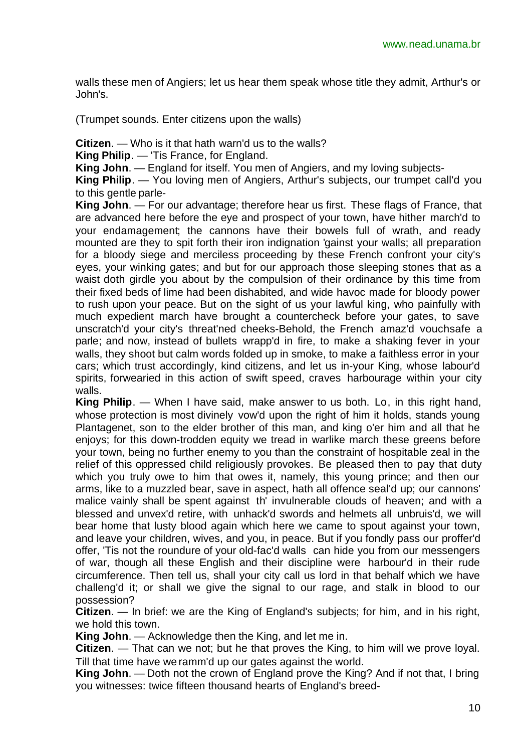walls these men of Angiers; let us hear them speak whose title they admit, Arthur's or John's.

(Trumpet sounds. Enter citizens upon the walls)

**Citizen**. — Who is it that hath warn'd us to the walls?

**King Philip**. — 'Tis France, for England.

**King John**. — England for itself. You men of Angiers, and my loving subjects-

**King Philip**. — You loving men of Angiers, Arthur's subjects, our trumpet call'd you to this gentle parle-

**King John**. — For our advantage; therefore hear us first. These flags of France, that are advanced here before the eye and prospect of your town, have hither march'd to your endamagement; the cannons have their bowels full of wrath, and ready mounted are they to spit forth their iron indignation 'gainst your walls; all preparation for a bloody siege and merciless proceeding by these French confront your city's eyes, your winking gates; and but for our approach those sleeping stones that as a waist doth girdle you about by the compulsion of their ordinance by this time from their fixed beds of lime had been dishabited, and wide havoc made for bloody power to rush upon your peace. But on the sight of us your lawful king, who painfully with much expedient march have brought a countercheck before your gates, to save unscratch'd your city's threat'ned cheeks-Behold, the French amaz'd vouchsafe a parle; and now, instead of bullets wrapp'd in fire, to make a shaking fever in your walls, they shoot but calm words folded up in smoke, to make a faithless error in your cars; which trust accordingly, kind citizens, and let us in-your King, whose labour'd spirits, forwearied in this action of swift speed, craves harbourage within your city walls.

**King Philip**. — When I have said, make answer to us both. Lo, in this right hand, whose protection is most divinely vow'd upon the right of him it holds, stands young Plantagenet, son to the elder brother of this man, and king o'er him and all that he enjoys; for this down-trodden equity we tread in warlike march these greens before your town, being no further enemy to you than the constraint of hospitable zeal in the relief of this oppressed child religiously provokes. Be pleased then to pay that duty which you truly owe to him that owes it, namely, this young prince; and then our arms, like to a muzzled bear, save in aspect, hath all offence seal'd up; our cannons' malice vainly shall be spent against th' invulnerable clouds of heaven; and with a blessed and unvex'd retire, with unhack'd swords and helmets all unbruis'd, we will bear home that lusty blood again which here we came to spout against your town, and leave your children, wives, and you, in peace. But if you fondly pass our proffer'd offer, 'Tis not the roundure of your old-fac'd walls can hide you from our messengers of war, though all these English and their discipline were harbour'd in their rude circumference. Then tell us, shall your city call us lord in that behalf which we have challeng'd it; or shall we give the signal to our rage, and stalk in blood to our possession?

**Citizen**. — In brief: we are the King of England's subjects; for him, and in his right, we hold this town.

**King John**. — Acknowledge then the King, and let me in.

**Citizen**. — That can we not; but he that proves the King, to him will we prove loyal. Till that time have we ramm'd up our gates against the world.

**King John**. — Doth not the crown of England prove the King? And if not that, I bring you witnesses: twice fifteen thousand hearts of England's breed-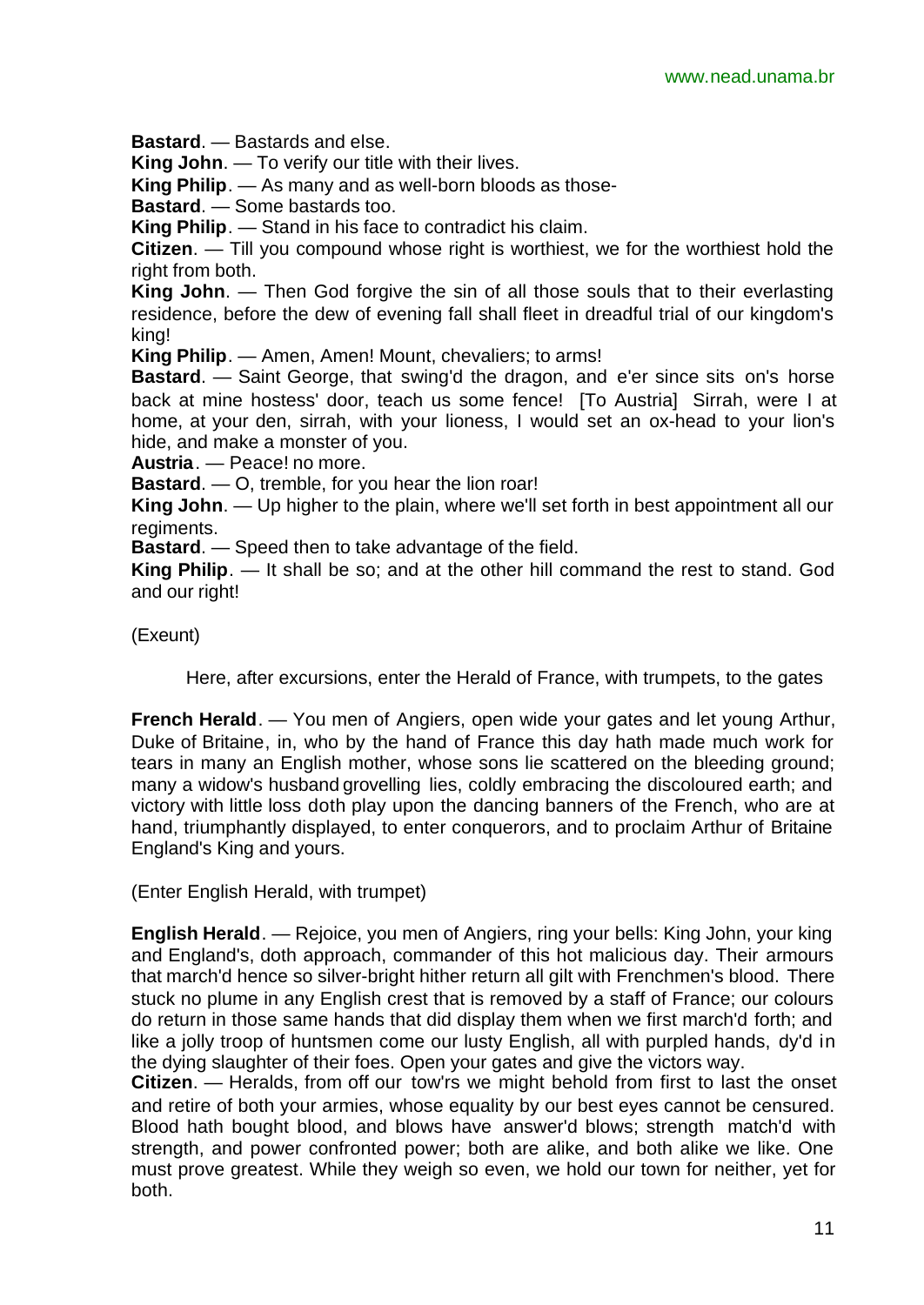**Bastard**. — Bastards and else.

**King John**. — To verify our title with their lives.

**King Philip**. — As many and as well-born bloods as those-

**Bastard**. — Some bastards too.

**King Philip**. — Stand in his face to contradict his claim.

**Citizen**. — Till you compound whose right is worthiest, we for the worthiest hold the right from both.

**King John**. — Then God forgive the sin of all those souls that to their everlasting residence, before the dew of evening fall shall fleet in dreadful trial of our kingdom's king!

**King Philip**. — Amen, Amen! Mount, chevaliers; to arms!

**Bastard**. — Saint George, that swing'd the dragon, and e'er since sits on's horse back at mine hostess' door, teach us some fence! [To Austria] Sirrah, were I at home, at your den, sirrah, with your lioness, I would set an ox-head to your lion's hide, and make a monster of you.

**Austria**. — Peace! no more.

**Bastard**. — O, tremble, for you hear the lion roar!

**King John**. — Up higher to the plain, where we'll set forth in best appointment all our regiments.

**Bastard**. — Speed then to take advantage of the field.

**King Philip**. — It shall be so; and at the other hill command the rest to stand. God and our right!

(Exeunt)

Here, after excursions, enter the Herald of France, with trumpets, to the gates

**French Herald**. — You men of Angiers, open wide your gates and let young Arthur, Duke of Britaine, in, who by the hand of France this day hath made much work for tears in many an English mother, whose sons lie scattered on the bleeding ground; many a widow's husband grovelling lies, coldly embracing the discoloured earth; and victory with little loss doth play upon the dancing banners of the French, who are at hand, triumphantly displayed, to enter conquerors, and to proclaim Arthur of Britaine England's King and yours.

(Enter English Herald, with trumpet)

**English Herald**. — Rejoice, you men of Angiers, ring your bells: King John, your king and England's, doth approach, commander of this hot malicious day. Their armours that march'd hence so silver-bright hither return all gilt with Frenchmen's blood. There stuck no plume in any English crest that is removed by a staff of France; our colours do return in those same hands that did display them when we first march'd forth; and like a jolly troop of huntsmen come our lusty English, all with purpled hands, dy'd in the dying slaughter of their foes. Open your gates and give the victors way.

**Citizen**. — Heralds, from off our tow'rs we might behold from first to last the onset and retire of both your armies, whose equality by our best eyes cannot be censured. Blood hath bought blood, and blows have answer'd blows; strength match'd with strength, and power confronted power; both are alike, and both alike we like. One must prove greatest. While they weigh so even, we hold our town for neither, yet for both.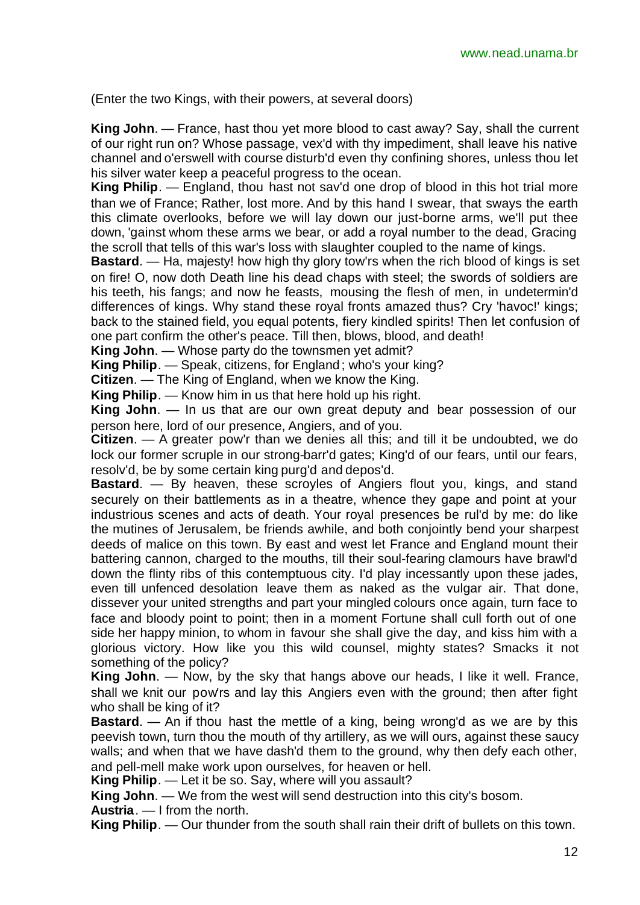(Enter the two Kings, with their powers, at several doors)

**King John**. — France, hast thou yet more blood to cast away? Say, shall the current of our right run on? Whose passage, vex'd with thy impediment, shall leave his native channel and o'erswell with course disturb'd even thy confining shores, unless thou let his silver water keep a peaceful progress to the ocean.

**King Philip**. — England, thou hast not sav'd one drop of blood in this hot trial more than we of France; Rather, lost more. And by this hand I swear, that sways the earth this climate overlooks, before we will lay down our just-borne arms, we'll put thee down, 'gainst whom these arms we bear, or add a royal number to the dead, Gracing the scroll that tells of this war's loss with slaughter coupled to the name of kings.

**Bastard**. — Ha, majesty! how high thy glory tow'rs when the rich blood of kings is set on fire! O, now doth Death line his dead chaps with steel; the swords of soldiers are his teeth, his fangs; and now he feasts, mousing the flesh of men, in undetermin'd differences of kings. Why stand these royal fronts amazed thus? Cry 'havoc!' kings; back to the stained field, you equal potents, fiery kindled spirits! Then let confusion of one part confirm the other's peace. Till then, blows, blood, and death!

**King John**. — Whose party do the townsmen yet admit?

**King Philip**. — Speak, citizens, for England; who's your king?

**Citizen**. — The King of England, when we know the King.

**King Philip**. — Know him in us that here hold up his right.

**King John**. — In us that are our own great deputy and bear possession of our person here, lord of our presence, Angiers, and of you.

**Citizen**. — A greater pow'r than we denies all this; and till it be undoubted, we do lock our former scruple in our strong-barr'd gates; King'd of our fears, until our fears, resolv'd, be by some certain king purg'd and depos'd.

**Bastard**. — By heaven, these scroyles of Angiers flout you, kings, and stand securely on their battlements as in a theatre, whence they gape and point at your industrious scenes and acts of death. Your royal presences be rul'd by me: do like the mutines of Jerusalem, be friends awhile, and both conjointly bend your sharpest deeds of malice on this town. By east and west let France and England mount their battering cannon, charged to the mouths, till their soul-fearing clamours have brawl'd down the flinty ribs of this contemptuous city. I'd play incessantly upon these jades, even till unfenced desolation leave them as naked as the vulgar air. That done, dissever your united strengths and part your mingled colours once again, turn face to face and bloody point to point; then in a moment Fortune shall cull forth out of one side her happy minion, to whom in favour she shall give the day, and kiss him with a glorious victory. How like you this wild counsel, mighty states? Smacks it not something of the policy?

**King John**. — Now, by the sky that hangs above our heads, I like it well. France, shall we knit our pow'rs and lay this Angiers even with the ground; then after fight who shall be king of it?

**Bastard**. — An if thou hast the mettle of a king, being wrong'd as we are by this peevish town, turn thou the mouth of thy artillery, as we will ours, against these saucy walls; and when that we have dash'd them to the ground, why then defy each other, and pell-mell make work upon ourselves, for heaven or hell.

**King Philip**. — Let it be so. Say, where will you assault?

**King John**. — We from the west will send destruction into this city's bosom.

**Austria**. — I from the north.

**King Philip**. — Our thunder from the south shall rain their drift of bullets on this town.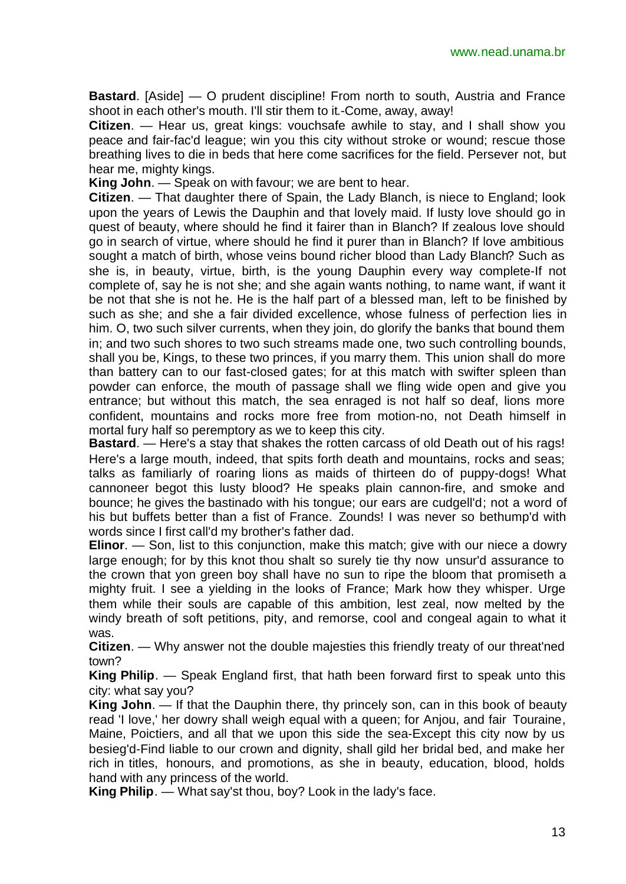**Bastard**. [Aside] — O prudent discipline! From north to south, Austria and France shoot in each other's mouth. I'll stir them to it.-Come, away, away!

**Citizen**. — Hear us, great kings: vouchsafe awhile to stay, and I shall show you peace and fair-fac'd league; win you this city without stroke or wound; rescue those breathing lives to die in beds that here come sacrifices for the field. Persever not, but hear me, mighty kings.

**King John**. — Speak on with favour; we are bent to hear.

**Citizen**. — That daughter there of Spain, the Lady Blanch, is niece to England; look upon the years of Lewis the Dauphin and that lovely maid. If lusty love should go in quest of beauty, where should he find it fairer than in Blanch? If zealous love should go in search of virtue, where should he find it purer than in Blanch? If love ambitious sought a match of birth, whose veins bound richer blood than Lady Blanch? Such as she is, in beauty, virtue, birth, is the young Dauphin every way complete-If not complete of, say he is not she; and she again wants nothing, to name want, if want it be not that she is not he. He is the half part of a blessed man, left to be finished by such as she; and she a fair divided excellence, whose fulness of perfection lies in him. O, two such silver currents, when they join, do glorify the banks that bound them in; and two such shores to two such streams made one, two such controlling bounds, shall you be, Kings, to these two princes, if you marry them. This union shall do more than battery can to our fast-closed gates; for at this match with swifter spleen than powder can enforce, the mouth of passage shall we fling wide open and give you entrance; but without this match, the sea enraged is not half so deaf, lions more confident, mountains and rocks more free from motion-no, not Death himself in mortal fury half so peremptory as we to keep this city.

**Bastard**. — Here's a stay that shakes the rotten carcass of old Death out of his rags! Here's a large mouth, indeed, that spits forth death and mountains, rocks and seas; talks as familiarly of roaring lions as maids of thirteen do of puppy-dogs! What cannoneer begot this lusty blood? He speaks plain cannon-fire, and smoke and bounce; he gives the bastinado with his tongue; our ears are cudgell'd; not a word of his but buffets better than a fist of France. Zounds! I was never so bethump'd with words since I first call'd my brother's father dad.

**Elinor**. — Son, list to this conjunction, make this match; give with our niece a dowry large enough; for by this knot thou shalt so surely tie thy now unsur'd assurance to the crown that yon green boy shall have no sun to ripe the bloom that promiseth a mighty fruit. I see a yielding in the looks of France; Mark how they whisper. Urge them while their souls are capable of this ambition, lest zeal, now melted by the windy breath of soft petitions, pity, and remorse, cool and congeal again to what it was.

**Citizen**. — Why answer not the double majesties this friendly treaty of our threat'ned town?

**King Philip**. — Speak England first, that hath been forward first to speak unto this city: what say you?

**King John**. — If that the Dauphin there, thy princely son, can in this book of beauty read 'I love,' her dowry shall weigh equal with a queen; for Anjou, and fair Touraine, Maine, Poictiers, and all that we upon this side the sea-Except this city now by us besieg'd-Find liable to our crown and dignity, shall gild her bridal bed, and make her rich in titles, honours, and promotions, as she in beauty, education, blood, holds hand with any princess of the world.

**King Philip**. — What say'st thou, boy? Look in the lady's face.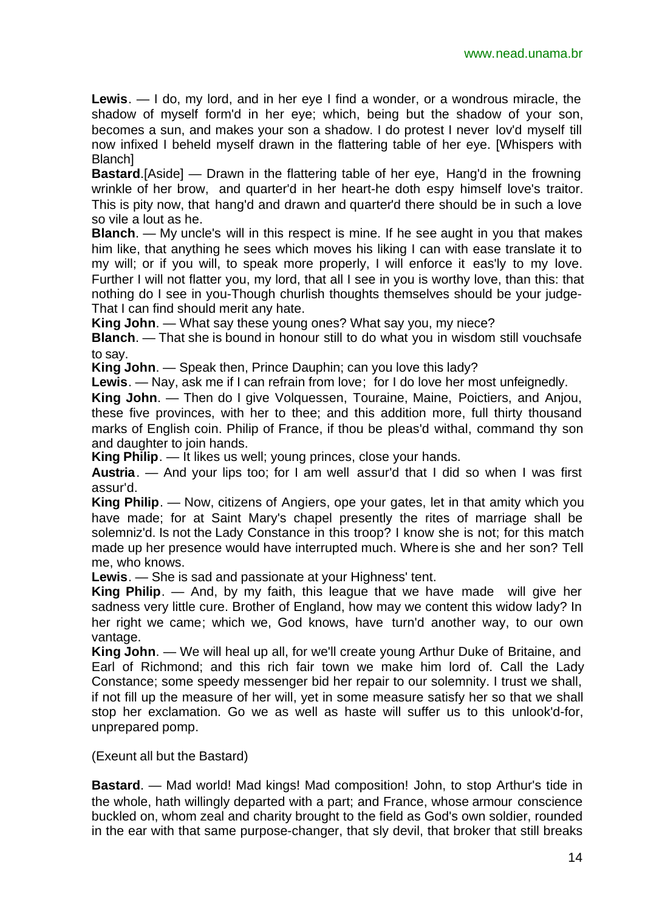**Lewis**. — I do, my lord, and in her eye I find a wonder, or a wondrous miracle, the shadow of myself form'd in her eye; which, being but the shadow of your son, becomes a sun, and makes your son a shadow. I do protest I never lov'd myself till now infixed I beheld myself drawn in the flattering table of her eye. [Whispers with Blanch]

**Bastard**.[Aside] — Drawn in the flattering table of her eye, Hang'd in the frowning wrinkle of her brow, and quarter'd in her heart-he doth espy himself love's traitor. This is pity now, that hang'd and drawn and quarter'd there should be in such a love so vile a lout as he.

**Blanch**. — My uncle's will in this respect is mine. If he see aught in you that makes him like, that anything he sees which moves his liking I can with ease translate it to my will; or if you will, to speak more properly, I will enforce it eas'ly to my love. Further I will not flatter you, my lord, that all I see in you is worthy love, than this: that nothing do I see in you-Though churlish thoughts themselves should be your judge- That I can find should merit any hate.

**King John**. — What say these young ones? What say you, my niece?

**Blanch**. — That she is bound in honour still to do what you in wisdom still vouchsafe to say.

**King John**. — Speak then, Prince Dauphin; can you love this lady?

**Lewis**. — Nay, ask me if I can refrain from love; for I do love her most unfeignedly.

**King John**. — Then do I give Volquessen, Touraine, Maine, Poictiers, and Anjou, these five provinces, with her to thee; and this addition more, full thirty thousand marks of English coin. Philip of France, if thou be pleas'd withal, command thy son and daughter to join hands.

**King Philip**. — It likes us well; young princes, close your hands.

**Austria**. — And your lips too; for I am well assur'd that I did so when I was first assur'd.

**King Philip**. — Now, citizens of Angiers, ope your gates, let in that amity which you have made; for at Saint Mary's chapel presently the rites of marriage shall be solemniz'd. Is not the Lady Constance in this troop? I know she is not; for this match made up her presence would have interrupted much. Where is she and her son? Tell me, who knows.

**Lewis**. — She is sad and passionate at your Highness' tent.

**King Philip**. — And, by my faith, this league that we have made will give her sadness very little cure. Brother of England, how may we content this widow lady? In her right we came; which we, God knows, have turn'd another way, to our own vantage.

**King John**. — We will heal up all, for we'll create young Arthur Duke of Britaine, and Earl of Richmond; and this rich fair town we make him lord of. Call the Lady Constance; some speedy messenger bid her repair to our solemnity. I trust we shall, if not fill up the measure of her will, yet in some measure satisfy her so that we shall stop her exclamation. Go we as well as haste will suffer us to this unlook'd-for, unprepared pomp.

(Exeunt all but the Bastard)

**Bastard**. — Mad world! Mad kings! Mad composition! John, to stop Arthur's tide in the whole, hath willingly departed with a part; and France, whose armour conscience buckled on, whom zeal and charity brought to the field as God's own soldier, rounded in the ear with that same purpose-changer, that sly devil, that broker that still breaks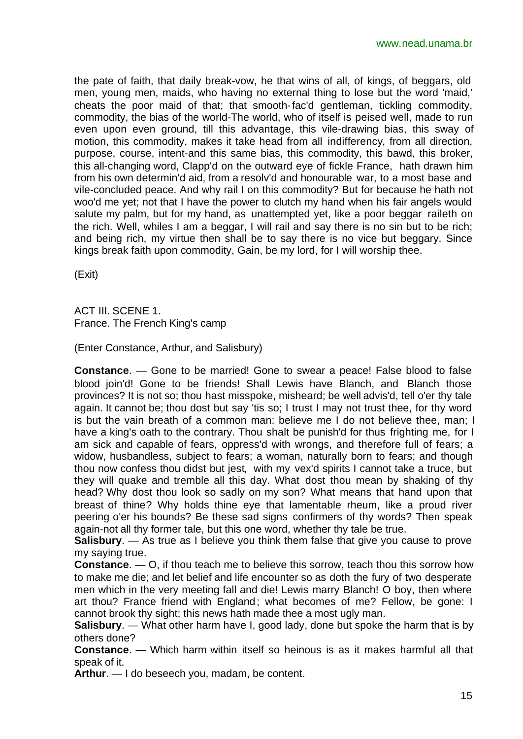the pate of faith, that daily break-vow, he that wins of all, of kings, of beggars, old men, young men, maids, who having no external thing to lose but the word 'maid,' cheats the poor maid of that; that smooth-fac'd gentleman, tickling commodity, commodity, the bias of the world-The world, who of itself is peised well, made to run even upon even ground, till this advantage, this vile-drawing bias, this sway of motion, this commodity, makes it take head from all indifferency, from all direction, purpose, course, intent-and this same bias, this commodity, this bawd, this broker, this all-changing word, Clapp'd on the outward eye of fickle France, hath drawn him from his own determin'd aid, from a resolv'd and honourable war, to a most base and vile-concluded peace. And why rail I on this commodity? But for because he hath not woo'd me yet; not that I have the power to clutch my hand when his fair angels would salute my palm, but for my hand, as unattempted yet, like a poor beggar raileth on the rich. Well, whiles I am a beggar, I will rail and say there is no sin but to be rich; and being rich, my virtue then shall be to say there is no vice but beggary. Since kings break faith upon commodity, Gain, be my lord, for I will worship thee.

(Exit)

ACT III. SCENE 1.
France. The French King's camp

(Enter Constance, Arthur, and Salisbury)

**Constance**. — Gone to be married! Gone to swear a peace! False blood to false blood join'd! Gone to be friends! Shall Lewis have Blanch, and Blanch those provinces? It is not so; thou hast misspoke, misheard; be well advis'd, tell o'er thy tale again. It cannot be; thou dost but say 'tis so; I trust I may not trust thee, for thy word is but the vain breath of a common man: believe me I do not believe thee, man; I have a king's oath to the contrary. Thou shalt be punish'd for thus frighting me, for I am sick and capable of fears, oppress'd with wrongs, and therefore full of fears; a widow, husbandless, subject to fears; a woman, naturally born to fears; and though thou now confess thou didst but jest, with my vex'd spirits I cannot take a truce, but they will quake and tremble all this day. What dost thou mean by shaking of thy head? Why dost thou look so sadly on my son? What means that hand upon that breast of thine? Why holds thine eye that lamentable rheum, like a proud river peering o'er his bounds? Be these sad signs confirmers of thy words? Then speak again-not all thy former tale, but this one word, whether thy tale be true.
**Salisbury**. — As true as I believe you think them false that give you cause to prove my saying true.
**Constance**. — O, if thou teach me to believe this sorrow, teach thou this sorrow how to make me die; and let belief and life encounter so as doth the fury of two desperate men which in the very meeting fall and die! Lewis marry Blanch! O boy, then where art thou? France friend with England; what becomes of me? Fellow, be gone: I cannot brook thy sight; this news hath made thee a most ugly man.
**Salisbury**. — What other harm have I, good lady, done but spoke the harm that is by others done?
**Constance**. — Which harm within itself so heinous is as it makes harmful all that speak of it.
**Arthur**. — I do beseech you, madam, be content.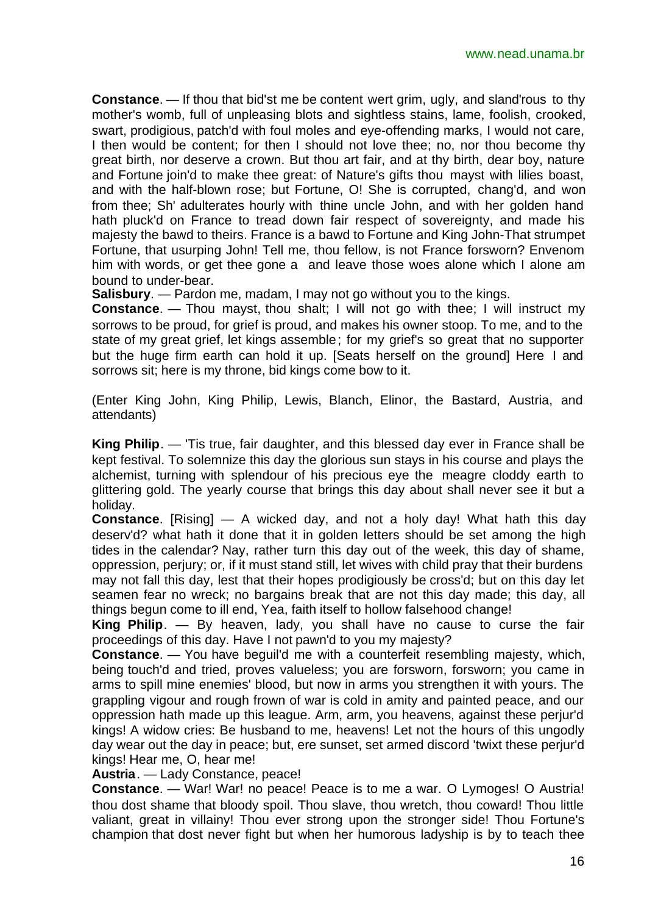**Constance**. — If thou that bid'st me be content wert grim, ugly, and sland'rous to thy mother's womb, full of unpleasing blots and sightless stains, lame, foolish, crooked, swart, prodigious, patch'd with foul moles and eye-offending marks, I would not care, I then would be content; for then I should not love thee; no, nor thou become thy great birth, nor deserve a crown. But thou art fair, and at thy birth, dear boy, nature and Fortune join'd to make thee great: of Nature's gifts thou mayst with lilies boast, and with the half-blown rose; but Fortune, O! She is corrupted, chang'd, and won from thee; Sh' adulterates hourly with thine uncle John, and with her golden hand hath pluck'd on France to tread down fair respect of sovereignty, and made his majesty the bawd to theirs. France is a bawd to Fortune and King John-That strumpet Fortune, that usurping John! Tell me, thou fellow, is not France forsworn? Envenom him with words, or get thee gone a and leave those woes alone which I alone am bound to under-bear.

**Salisbury**. — Pardon me, madam, I may not go without you to the kings.

**Constance**. — Thou mayst, thou shalt; I will not go with thee; I will instruct my sorrows to be proud, for grief is proud, and makes his owner stoop. To me, and to the state of my great grief, let kings assemble; for my grief's so great that no supporter but the huge firm earth can hold it up. [Seats herself on the ground] Here I and sorrows sit; here is my throne, bid kings come bow to it.

(Enter King John, King Philip, Lewis, Blanch, Elinor, the Bastard, Austria, and attendants)

**King Philip**. — 'Tis true, fair daughter, and this blessed day ever in France shall be kept festival. To solemnize this day the glorious sun stays in his course and plays the alchemist, turning with splendour of his precious eye the meagre cloddy earth to glittering gold. The yearly course that brings this day about shall never see it but a holiday.

**Constance**. [Rising] — A wicked day, and not a holy day! What hath this day deserv'd? what hath it done that it in golden letters should be set among the high tides in the calendar? Nay, rather turn this day out of the week, this day of shame, oppression, perjury; or, if it must stand still, let wives with child pray that their burdens may not fall this day, lest that their hopes prodigiously be cross'd; but on this day let seamen fear no wreck; no bargains break that are not this day made; this day, all things begun come to ill end, Yea, faith itself to hollow falsehood change!

**King Philip**. — By heaven, lady, you shall have no cause to curse the fair proceedings of this day. Have I not pawn'd to you my majesty?

**Constance**. — You have beguil'd me with a counterfeit resembling majesty, which, being touch'd and tried, proves valueless; you are forsworn, forsworn; you came in arms to spill mine enemies' blood, but now in arms you strengthen it with yours. The grappling vigour and rough frown of war is cold in amity and painted peace, and our oppression hath made up this league. Arm, arm, you heavens, against these perjur'd kings! A widow cries: Be husband to me, heavens! Let not the hours of this ungodly day wear out the day in peace; but, ere sunset, set armed discord 'twixt these perjur'd kings! Hear me, O, hear me!

**Austria**. — Lady Constance, peace!

**Constance**. — War! War! no peace! Peace is to me a war. O Lymoges! O Austria! thou dost shame that bloody spoil. Thou slave, thou wretch, thou coward! Thou little valiant, great in villainy! Thou ever strong upon the stronger side! Thou Fortune's champion that dost never fight but when her humorous ladyship is by to teach thee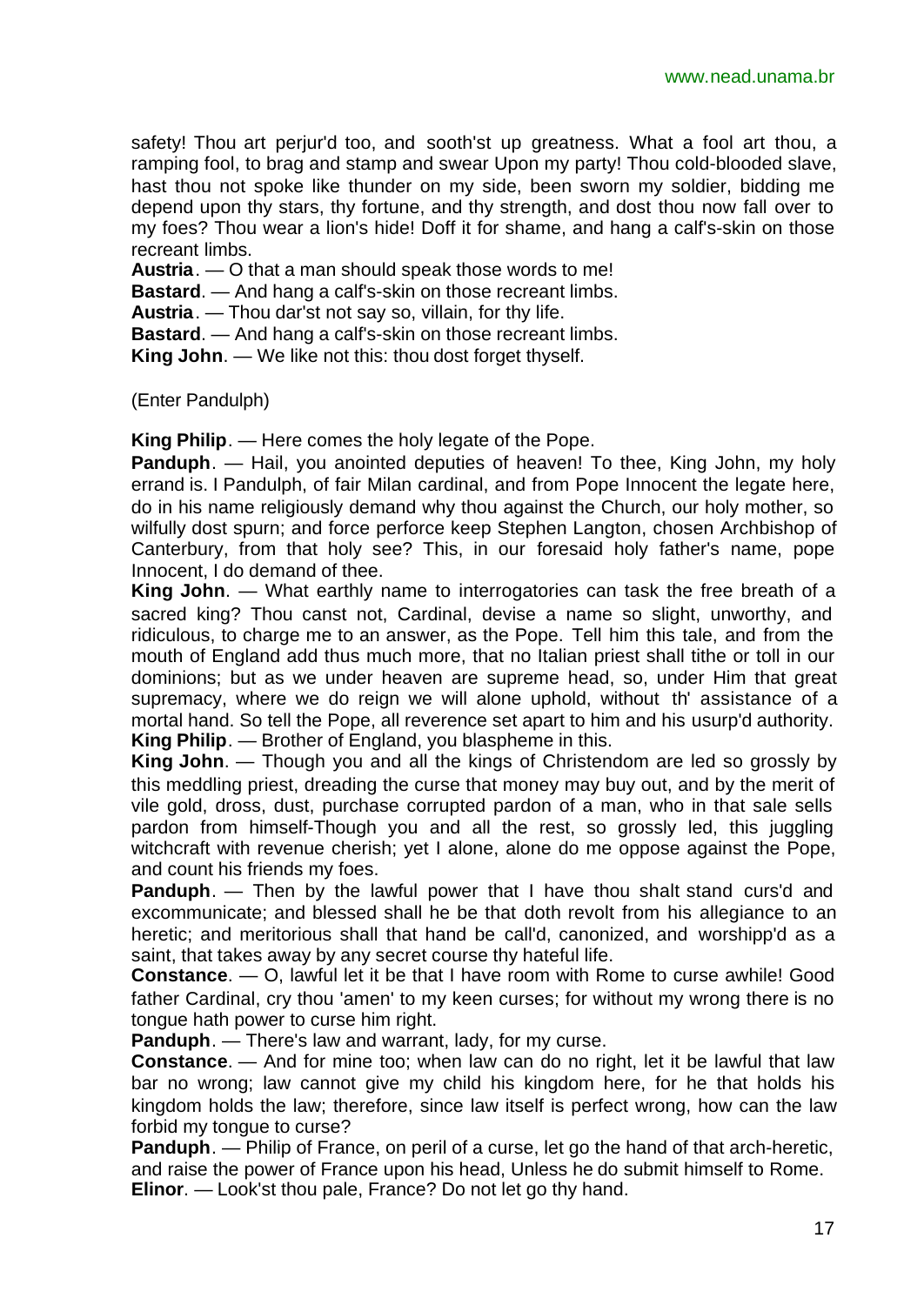safety! Thou art perjur'd too, and sooth'st up greatness. What a fool art thou, a ramping fool, to brag and stamp and swear Upon my party! Thou cold-blooded slave, hast thou not spoke like thunder on my side, been sworn my soldier, bidding me depend upon thy stars, thy fortune, and thy strength, and dost thou now fall over to my foes? Thou wear a lion's hide! Doff it for shame, and hang a calf's-skin on those recreant limbs.

**Austria**. — O that a man should speak those words to me!

**Bastard**. — And hang a calf's-skin on those recreant limbs.

**Austria**. — Thou dar'st not say so, villain, for thy life.

**Bastard**. — And hang a calf's-skin on those recreant limbs.

**King John**. — We like not this: thou dost forget thyself.

(Enter Pandulph)

**King Philip**. — Here comes the holy legate of the Pope.

**Panduph**. — Hail, you anointed deputies of heaven! To thee, King John, my holy errand is. I Pandulph, of fair Milan cardinal, and from Pope Innocent the legate here, do in his name religiously demand why thou against the Church, our holy mother, so wilfully dost spurn; and force perforce keep Stephen Langton, chosen Archbishop of Canterbury, from that holy see? This, in our foresaid holy father's name, pope Innocent, I do demand of thee.

**King John**. — What earthly name to interrogatories can task the free breath of a sacred king? Thou canst not, Cardinal, devise a name so slight, unworthy, and ridiculous, to charge me to an answer, as the Pope. Tell him this tale, and from the mouth of England add thus much more, that no Italian priest shall tithe or toll in our dominions; but as we under heaven are supreme head, so, under Him that great supremacy, where we do reign we will alone uphold, without th' assistance of a mortal hand. So tell the Pope, all reverence set apart to him and his usurp'd authority.

**King Philip**. — Brother of England, you blaspheme in this.

**King John**. — Though you and all the kings of Christendom are led so grossly by this meddling priest, dreading the curse that money may buy out, and by the merit of vile gold, dross, dust, purchase corrupted pardon of a man, who in that sale sells pardon from himself-Though you and all the rest, so grossly led, this juggling witchcraft with revenue cherish; yet I alone, alone do me oppose against the Pope, and count his friends my foes.

**Panduph**. — Then by the lawful power that I have thou shalt stand curs'd and excommunicate; and blessed shall he be that doth revolt from his allegiance to an heretic; and meritorious shall that hand be call'd, canonized, and worshipp'd as a saint, that takes away by any secret course thy hateful life.

**Constance**. — O, lawful let it be that I have room with Rome to curse awhile! Good father Cardinal, cry thou 'amen' to my keen curses; for without my wrong there is no tongue hath power to curse him right.

**Panduph**. — There's law and warrant, lady, for my curse.

**Constance**. — And for mine too; when law can do no right, let it be lawful that law bar no wrong; law cannot give my child his kingdom here, for he that holds his kingdom holds the law; therefore, since law itself is perfect wrong, how can the law forbid my tongue to curse?

**Panduph**. — Philip of France, on peril of a curse, let go the hand of that arch-heretic, and raise the power of France upon his head, Unless he do submit himself to Rome.

**Elinor**. — Look'st thou pale, France? Do not let go thy hand.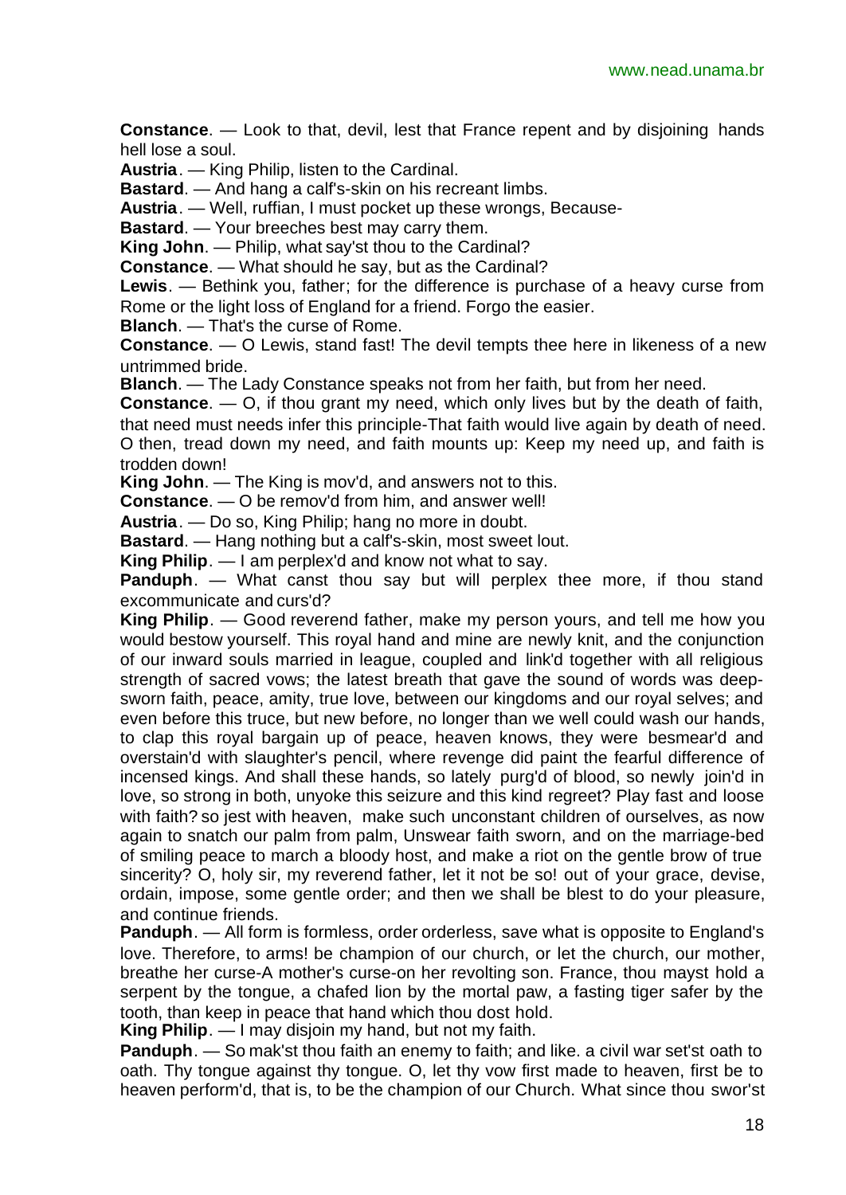**Constance**. — Look to that, devil, lest that France repent and by disjoining hands hell lose a soul.

**Austria**. — King Philip, listen to the Cardinal.

**Bastard**. — And hang a calf's-skin on his recreant limbs.

**Austria**. — Well, ruffian, I must pocket up these wrongs, Because-

**Bastard**. — Your breeches best may carry them.

**King John**. — Philip, what say'st thou to the Cardinal?

**Constance**. — What should he say, but as the Cardinal?

**Lewis**. — Bethink you, father; for the difference is purchase of a heavy curse from Rome or the light loss of England for a friend. Forgo the easier.

**Blanch**. — That's the curse of Rome.

**Constance**. — O Lewis, stand fast! The devil tempts thee here in likeness of a new untrimmed bride.

**Blanch**. — The Lady Constance speaks not from her faith, but from her need.

**Constance**. — O, if thou grant my need, which only lives but by the death of faith, that need must needs infer this principle-That faith would live again by death of need. O then, tread down my need, and faith mounts up: Keep my need up, and faith is trodden down!

**King John**. — The King is mov'd, and answers not to this.

**Constance**. — O be remov'd from him, and answer well!

**Austria**. — Do so, King Philip; hang no more in doubt.

**Bastard**. — Hang nothing but a calf's-skin, most sweet lout.

**King Philip**. — I am perplex'd and know not what to say.

**Panduph**. — What canst thou say but will perplex thee more, if thou stand excommunicate and curs'd?

**King Philip**. — Good reverend father, make my person yours, and tell me how you would bestow yourself. This royal hand and mine are newly knit, and the conjunction of our inward souls married in league, coupled and link'd together with all religious strength of sacred vows; the latest breath that gave the sound of words was deep-sworn faith, peace, amity, true love, between our kingdoms and our royal selves; and even before this truce, but new before, no longer than we well could wash our hands, to clap this royal bargain up of peace, heaven knows, they were besmear'd and overstain'd with slaughter's pencil, where revenge did paint the fearful difference of incensed kings. And shall these hands, so lately purg'd of blood, so newly join'd in love, so strong in both, unyoke this seizure and this kind regreet? Play fast and loose with faith? so jest with heaven, make such unconstant children of ourselves, as now again to snatch our palm from palm, Unswear faith sworn, and on the marriage-bed of smiling peace to march a bloody host, and make a riot on the gentle brow of true sincerity? O, holy sir, my reverend father, let it not be so! out of your grace, devise, ordain, impose, some gentle order; and then we shall be blest to do your pleasure, and continue friends.

**Panduph**. — All form is formless, order orderless, save what is opposite to England's love. Therefore, to arms! be champion of our church, or let the church, our mother, breathe her curse-A mother's curse-on her revolting son. France, thou mayst hold a serpent by the tongue, a chafed lion by the mortal paw, a fasting tiger safer by the tooth, than keep in peace that hand which thou dost hold.

**King Philip**. — I may disjoin my hand, but not my faith.

**Panduph**. — So mak'st thou faith an enemy to faith; and like. a civil war set'st oath to oath. Thy tongue against thy tongue. O, let thy vow first made to heaven, first be to heaven perform'd, that is, to be the champion of our Church. What since thou swor'st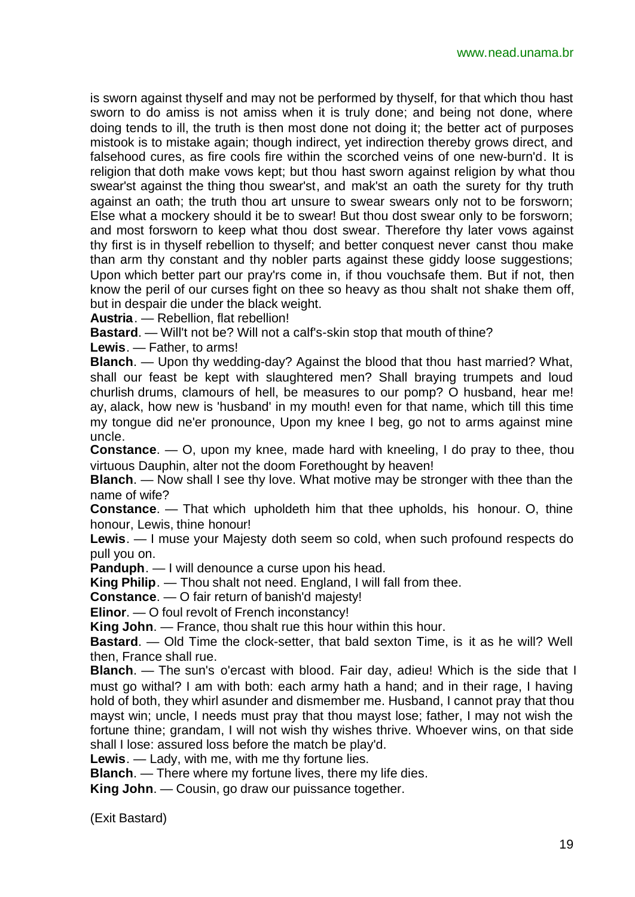is sworn against thyself and may not be performed by thyself, for that which thou hast sworn to do amiss is not amiss when it is truly done; and being not done, where doing tends to ill, the truth is then most done not doing it; the better act of purposes mistook is to mistake again; though indirect, yet indirection thereby grows direct, and falsehood cures, as fire cools fire within the scorched veins of one new-burn'd. It is religion that doth make vows kept; but thou hast sworn against religion by what thou swear'st against the thing thou swear'st, and mak'st an oath the surety for thy truth against an oath; the truth thou art unsure to swear swears only not to be forsworn; Else what a mockery should it be to swear! But thou dost swear only to be forsworn; and most forsworn to keep what thou dost swear. Therefore thy later vows against thy first is in thyself rebellion to thyself; and better conquest never canst thou make than arm thy constant and thy nobler parts against these giddy loose suggestions; Upon which better part our pray'rs come in, if thou vouchsafe them. But if not, then know the peril of our curses fight on thee so heavy as thou shalt not shake them off, but in despair die under the black weight.

**Austria**. — Rebellion, flat rebellion!

**Bastard**. — Will't not be? Will not a calf's-skin stop that mouth of thine?

**Lewis**. — Father, to arms!

**Blanch**. — Upon thy wedding-day? Against the blood that thou hast married? What, shall our feast be kept with slaughtered men? Shall braying trumpets and loud churlish drums, clamours of hell, be measures to our pomp? O husband, hear me! ay, alack, how new is 'husband' in my mouth! even for that name, which till this time my tongue did ne'er pronounce, Upon my knee I beg, go not to arms against mine uncle.

**Constance**. — O, upon my knee, made hard with kneeling, I do pray to thee, thou virtuous Dauphin, alter not the doom Forethought by heaven!

**Blanch**. — Now shall I see thy love. What motive may be stronger with thee than the name of wife?

**Constance**. — That which upholdeth him that thee upholds, his honour. O, thine honour, Lewis, thine honour!

**Lewis**. — I muse your Majesty doth seem so cold, when such profound respects do pull you on.

**Panduph**. — I will denounce a curse upon his head.

**King Philip**. — Thou shalt not need. England, I will fall from thee.

**Constance**. — O fair return of banish'd majesty!

**Elinor**. — O foul revolt of French inconstancy!

**King John**. — France, thou shalt rue this hour within this hour.

**Bastard**. — Old Time the clock-setter, that bald sexton Time, is it as he will? Well then, France shall rue.

**Blanch**. — The sun's o'ercast with blood. Fair day, adieu! Which is the side that I must go withal? I am with both: each army hath a hand; and in their rage, I having hold of both, they whirl asunder and dismember me. Husband, I cannot pray that thou mayst win; uncle, I needs must pray that thou mayst lose; father, I may not wish the fortune thine; grandam, I will not wish thy wishes thrive. Whoever wins, on that side shall I lose: assured loss before the match be play'd.

**Lewis**. — Lady, with me, with me thy fortune lies.

**Blanch**. — There where my fortune lives, there my life dies.

**King John**. — Cousin, go draw our puissance together.

(Exit Bastard)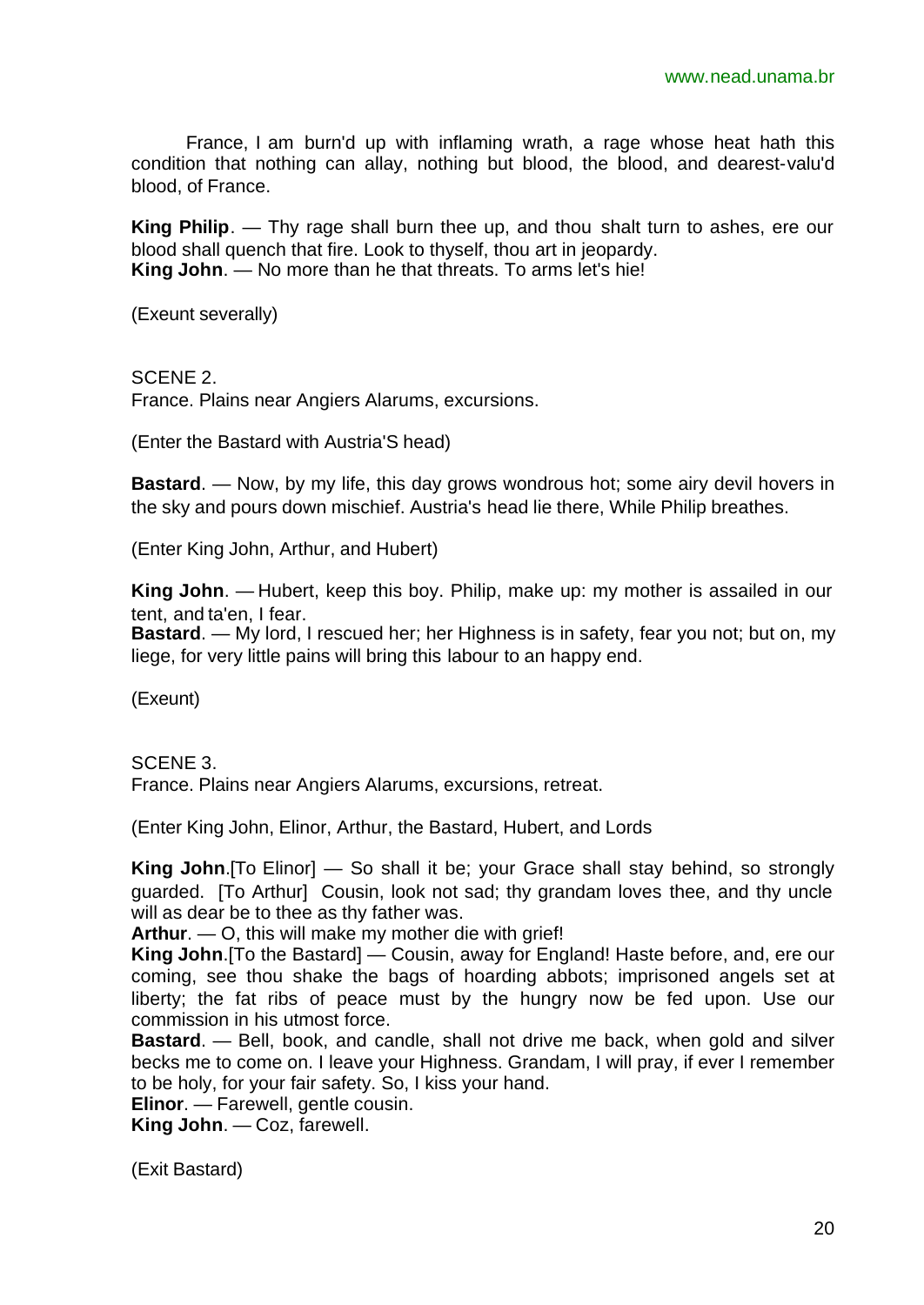France, I am burn'd up with inflaming wrath, a rage whose heat hath this condition that nothing can allay, nothing but blood, the blood, and dearest-valu'd blood, of France.

**King Philip**. — Thy rage shall burn thee up, and thou shalt turn to ashes, ere our blood shall quench that fire. Look to thyself, thou art in jeopardy.
**King John**. — No more than he that threats. To arms let's hie!

(Exeunt severally)

SCENE 2.
France. Plains near Angiers Alarums, excursions.

(Enter the Bastard with Austria'S head)

**Bastard**. — Now, by my life, this day grows wondrous hot; some airy devil hovers in the sky and pours down mischief. Austria's head lie there, While Philip breathes.

(Enter King John, Arthur, and Hubert)

**King John**. — Hubert, keep this boy. Philip, make up: my mother is assailed in our tent, and ta'en, I fear.
**Bastard**. — My lord, I rescued her; her Highness is in safety, fear you not; but on, my liege, for very little pains will bring this labour to an happy end.

(Exeunt)

SCENE 3.
France. Plains near Angiers Alarums, excursions, retreat.

(Enter King John, Elinor, Arthur, the Bastard, Hubert, and Lords

**King John**.[To Elinor] — So shall it be; your Grace shall stay behind, so strongly guarded. [To Arthur] Cousin, look not sad; thy grandam loves thee, and thy uncle will as dear be to thee as thy father was.
**Arthur**. — O, this will make my mother die with grief!
**King John**.[To the Bastard] — Cousin, away for England! Haste before, and, ere our coming, see thou shake the bags of hoarding abbots; imprisoned angels set at liberty; the fat ribs of peace must by the hungry now be fed upon. Use our commission in his utmost force.
**Bastard**. — Bell, book, and candle, shall not drive me back, when gold and silver becks me to come on. I leave your Highness. Grandam, I will pray, if ever I remember to be holy, for your fair safety. So, I kiss your hand.
**Elinor**. — Farewell, gentle cousin.
**King John**. — Coz, farewell.

(Exit Bastard)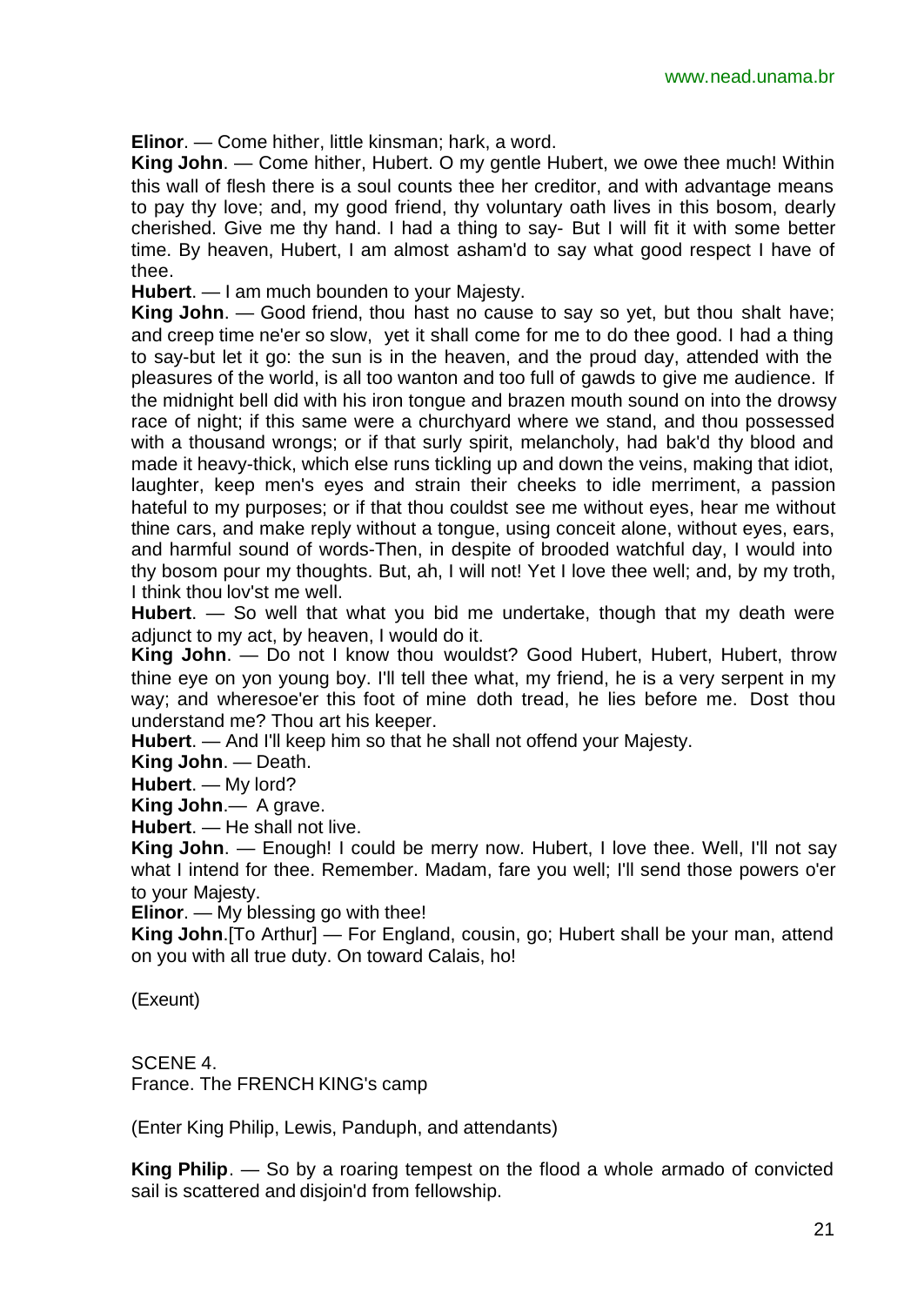**Elinor**. — Come hither, little kinsman; hark, a word.

**King John**. — Come hither, Hubert. O my gentle Hubert, we owe thee much! Within this wall of flesh there is a soul counts thee her creditor, and with advantage means to pay thy love; and, my good friend, thy voluntary oath lives in this bosom, dearly cherished. Give me thy hand. I had a thing to say- But I will fit it with some better time. By heaven, Hubert, I am almost asham'd to say what good respect I have of thee.

**Hubert**. — I am much bounden to your Majesty.

**King John**. — Good friend, thou hast no cause to say so yet, but thou shalt have; and creep time ne'er so slow, yet it shall come for me to do thee good. I had a thing to say-but let it go: the sun is in the heaven, and the proud day, attended with the pleasures of the world, is all too wanton and too full of gawds to give me audience. If the midnight bell did with his iron tongue and brazen mouth sound on into the drowsy race of night; if this same were a churchyard where we stand, and thou possessed with a thousand wrongs; or if that surly spirit, melancholy, had bak'd thy blood and made it heavy-thick, which else runs tickling up and down the veins, making that idiot, laughter, keep men's eyes and strain their cheeks to idle merriment, a passion hateful to my purposes; or if that thou couldst see me without eyes, hear me without thine cars, and make reply without a tongue, using conceit alone, without eyes, ears, and harmful sound of words-Then, in despite of brooded watchful day, I would into thy bosom pour my thoughts. But, ah, I will not! Yet I love thee well; and, by my troth, I think thou lov'st me well.

**Hubert**. — So well that what you bid me undertake, though that my death were adjunct to my act, by heaven, I would do it.

**King John**. — Do not I know thou wouldst? Good Hubert, Hubert, Hubert, throw thine eye on yon young boy. I'll tell thee what, my friend, he is a very serpent in my way; and wheresoe'er this foot of mine doth tread, he lies before me. Dost thou understand me? Thou art his keeper.

**Hubert**. — And I'll keep him so that he shall not offend your Majesty.

**King John**. — Death.

**Hubert**. — My lord?

**King John**.— A grave.

**Hubert**. — He shall not live.

**King John**. — Enough! I could be merry now. Hubert, I love thee. Well, I'll not say what I intend for thee. Remember. Madam, fare you well; I'll send those powers o'er to your Majesty.

**Elinor**. — My blessing go with thee!

**King John**.[To Arthur] — For England, cousin, go; Hubert shall be your man, attend on you with all true duty. On toward Calais, ho!

(Exeunt)

SCENE 4.
France. The FRENCH KING's camp

(Enter King Philip, Lewis, Panduph, and attendants)

**King Philip**. — So by a roaring tempest on the flood a whole armado of convicted sail is scattered and disjoin'd from fellowship.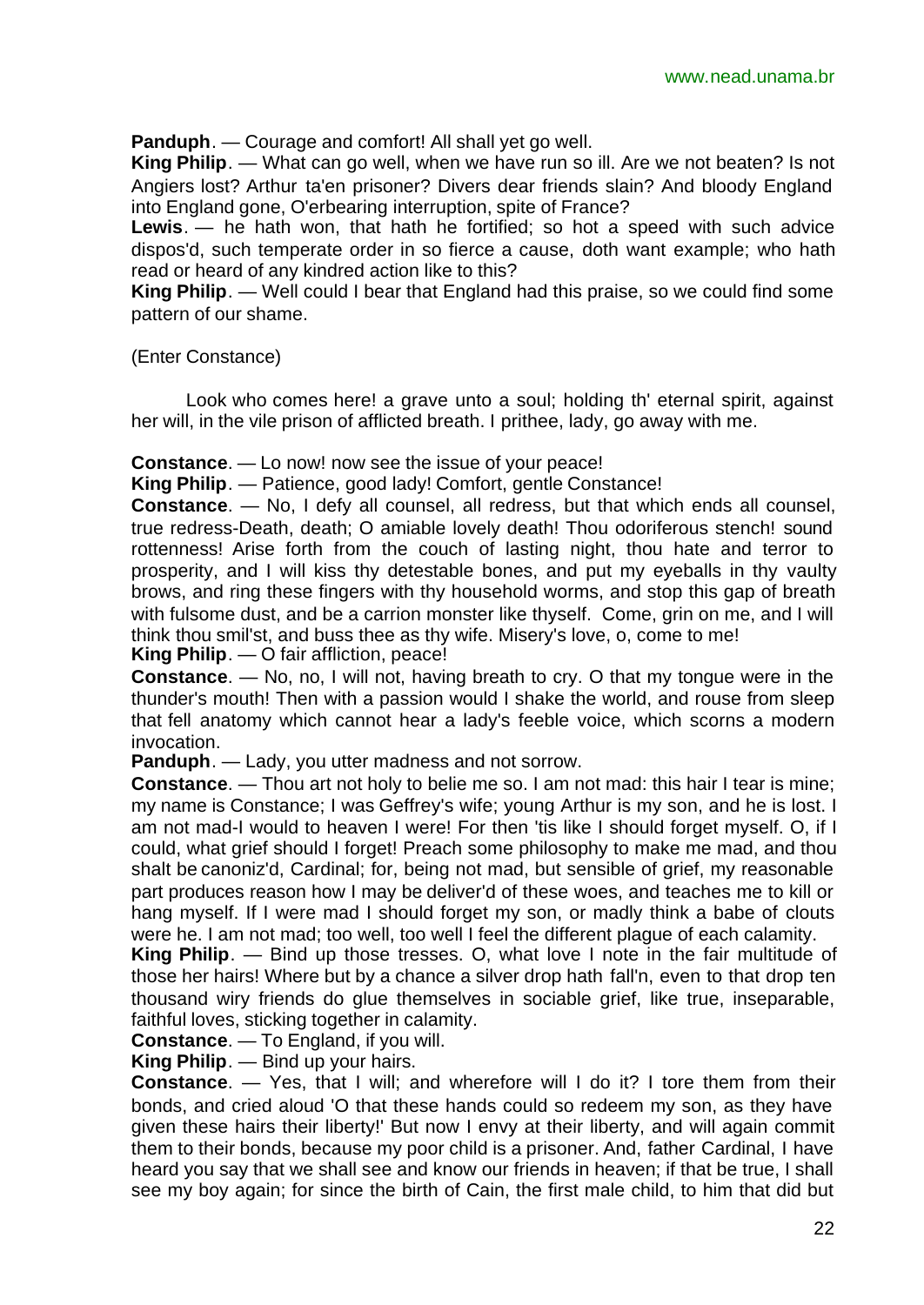**Panduph**. — Courage and comfort! All shall yet go well.

**King Philip**. — What can go well, when we have run so ill. Are we not beaten? Is not Angiers lost? Arthur ta'en prisoner? Divers dear friends slain? And bloody England into England gone, O'erbearing interruption, spite of France?

**Lewis**. — he hath won, that hath he fortified; so hot a speed with such advice dispos'd, such temperate order in so fierce a cause, doth want example; who hath read or heard of any kindred action like to this?

**King Philip**. — Well could I bear that England had this praise, so we could find some pattern of our shame.

(Enter Constance)

Look who comes here! a grave unto a soul; holding th' eternal spirit, against her will, in the vile prison of afflicted breath. I prithee, lady, go away with me.

**Constance**. — Lo now! now see the issue of your peace!

**King Philip**. — Patience, good lady! Comfort, gentle Constance!

**Constance**. — No, I defy all counsel, all redress, but that which ends all counsel, true redress-Death, death; O amiable lovely death! Thou odoriferous stench! sound rottenness! Arise forth from the couch of lasting night, thou hate and terror to prosperity, and I will kiss thy detestable bones, and put my eyeballs in thy vaulty brows, and ring these fingers with thy household worms, and stop this gap of breath with fulsome dust, and be a carrion monster like thyself. Come, grin on me, and I will think thou smil'st, and buss thee as thy wife. Misery's love, o, come to me!

**King Philip**. — O fair affliction, peace!

**Constance**. — No, no, I will not, having breath to cry. O that my tongue were in the thunder's mouth! Then with a passion would I shake the world, and rouse from sleep that fell anatomy which cannot hear a lady's feeble voice, which scorns a modern invocation.

**Panduph**. — Lady, you utter madness and not sorrow.

**Constance**. — Thou art not holy to belie me so. I am not mad: this hair I tear is mine; my name is Constance; I was Geffrey's wife; young Arthur is my son, and he is lost. I am not mad-I would to heaven I were! For then 'tis like I should forget myself. O, if I could, what grief should I forget! Preach some philosophy to make me mad, and thou shalt be canoniz'd, Cardinal; for, being not mad, but sensible of grief, my reasonable part produces reason how I may be deliver'd of these woes, and teaches me to kill or hang myself. If I were mad I should forget my son, or madly think a babe of clouts were he. I am not mad; too well, too well I feel the different plague of each calamity.

**King Philip**. — Bind up those tresses. O, what love I note in the fair multitude of those her hairs! Where but by a chance a silver drop hath fall'n, even to that drop ten thousand wiry friends do glue themselves in sociable grief, like true, inseparable, faithful loves, sticking together in calamity.

**Constance**. — To England, if you will.

**King Philip**. — Bind up your hairs.

**Constance**. — Yes, that I will; and wherefore will I do it? I tore them from their bonds, and cried aloud 'O that these hands could so redeem my son, as they have given these hairs their liberty!' But now I envy at their liberty, and will again commit them to their bonds, because my poor child is a prisoner. And, father Cardinal, I have heard you say that we shall see and know our friends in heaven; if that be true, I shall see my boy again; for since the birth of Cain, the first male child, to him that did but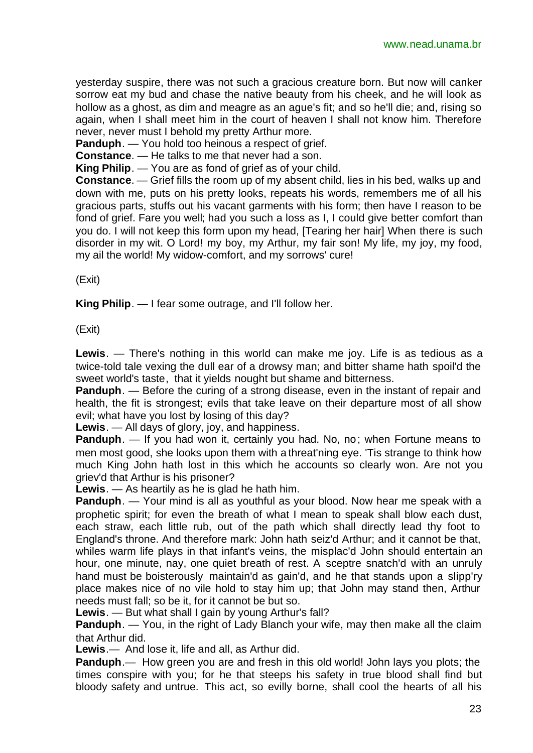yesterday suspire, there was not such a gracious creature born. But now will canker sorrow eat my bud and chase the native beauty from his cheek, and he will look as hollow as a ghost, as dim and meagre as an ague's fit; and so he'll die; and, rising so again, when I shall meet him in the court of heaven I shall not know him. Therefore never, never must I behold my pretty Arthur more.

**Panduph**. — You hold too heinous a respect of grief.

**Constance**. — He talks to me that never had a son.

**King Philip**. — You are as fond of grief as of your child.

**Constance**. — Grief fills the room up of my absent child, lies in his bed, walks up and down with me, puts on his pretty looks, repeats his words, remembers me of all his gracious parts, stuffs out his vacant garments with his form; then have I reason to be fond of grief. Fare you well; had you such a loss as I, I could give better comfort than you do. I will not keep this form upon my head, [Tearing her hair] When there is such disorder in my wit. O Lord! my boy, my Arthur, my fair son! My life, my joy, my food, my ail the world! My widow-comfort, and my sorrows' cure!

(Exit)

**King Philip**. — I fear some outrage, and I'll follow her.

(Exit)

**Lewis**. — There's nothing in this world can make me joy. Life is as tedious as a twice-told tale vexing the dull ear of a drowsy man; and bitter shame hath spoil'd the sweet world's taste, that it yields nought but shame and bitterness.

**Panduph**. — Before the curing of a strong disease, even in the instant of repair and health, the fit is strongest; evils that take leave on their departure most of all show evil; what have you lost by losing of this day?

**Lewis**. — All days of glory, joy, and happiness.

**Panduph**. — If you had won it, certainly you had. No, no; when Fortune means to men most good, she looks upon them with a threat'ning eye. 'Tis strange to think how much King John hath lost in this which he accounts so clearly won. Are not you griev'd that Arthur is his prisoner?

**Lewis**. — As heartily as he is glad he hath him.

**Panduph**. — Your mind is all as youthful as your blood. Now hear me speak with a prophetic spirit; for even the breath of what I mean to speak shall blow each dust, each straw, each little rub, out of the path which shall directly lead thy foot to England's throne. And therefore mark: John hath seiz'd Arthur; and it cannot be that, whiles warm life plays in that infant's veins, the misplac'd John should entertain an hour, one minute, nay, one quiet breath of rest. A sceptre snatch'd with an unruly hand must be boisterously maintain'd as gain'd, and he that stands upon a slipp'ry place makes nice of no vile hold to stay him up; that John may stand then, Arthur needs must fall; so be it, for it cannot be but so.

**Lewis**. — But what shall I gain by young Arthur's fall?

**Panduph**. — You, in the right of Lady Blanch your wife, may then make all the claim that Arthur did.

**Lewis**.— And lose it, life and all, as Arthur did.

**Panduph**.— How green you are and fresh in this old world! John lays you plots; the times conspire with you; for he that steeps his safety in true blood shall find but bloody safety and untrue. This act, so evilly borne, shall cool the hearts of all his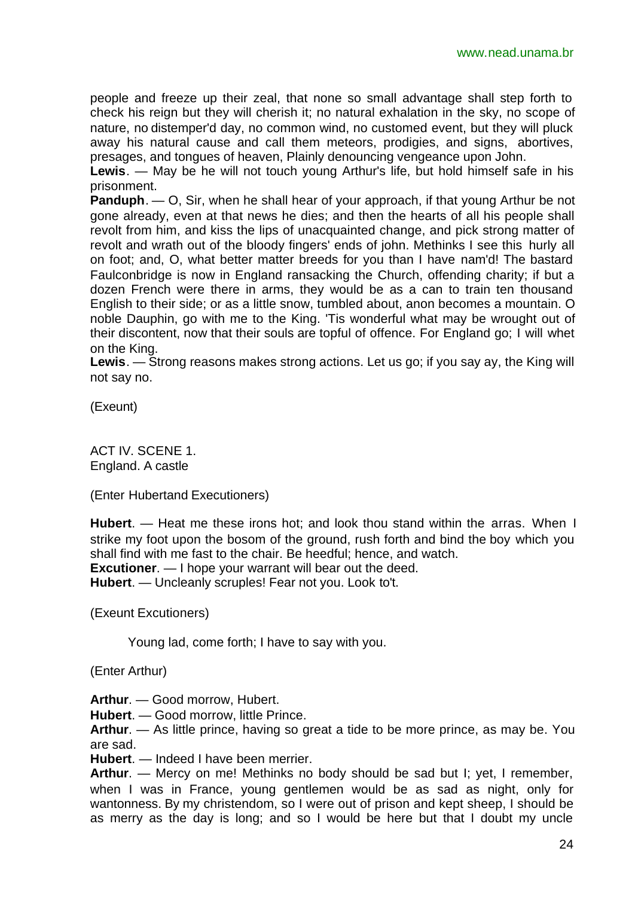people and freeze up their zeal, that none so small advantage shall step forth to check his reign but they will cherish it; no natural exhalation in the sky, no scope of nature, no distemper'd day, no common wind, no customed event, but they will pluck away his natural cause and call them meteors, prodigies, and signs, abortives, presages, and tongues of heaven, Plainly denouncing vengeance upon John.

**Lewis**. — May be he will not touch young Arthur's life, but hold himself safe in his prisonment.

**Panduph**. — O, Sir, when he shall hear of your approach, if that young Arthur be not gone already, even at that news he dies; and then the hearts of all his people shall revolt from him, and kiss the lips of unacquainted change, and pick strong matter of revolt and wrath out of the bloody fingers' ends of john. Methinks I see this hurly all on foot; and, O, what better matter breeds for you than I have nam'd! The bastard Faulconbridge is now in England ransacking the Church, offending charity; if but a dozen French were there in arms, they would be as a can to train ten thousand English to their side; or as a little snow, tumbled about, anon becomes a mountain. O noble Dauphin, go with me to the King. 'Tis wonderful what may be wrought out of their discontent, now that their souls are topful of offence. For England go; I will whet on the King.

**Lewis**. — Strong reasons makes strong actions. Let us go; if you say ay, the King will not say no.

(Exeunt)

ACT IV. SCENE 1.
England. A castle

(Enter Hubertand Executioners)

**Hubert**. — Heat me these irons hot; and look thou stand within the arras. When I strike my foot upon the bosom of the ground, rush forth and bind the boy which you shall find with me fast to the chair. Be heedful; hence, and watch.

**Excutioner**. — I hope your warrant will bear out the deed.

**Hubert**. — Uncleanly scruples! Fear not you. Look to't.

(Exeunt Excutioners)

Young lad, come forth; I have to say with you.

(Enter Arthur)

**Arthur**. — Good morrow, Hubert.

**Hubert**. — Good morrow, little Prince.

**Arthur**. — As little prince, having so great a tide to be more prince, as may be. You are sad.

**Hubert**. — Indeed I have been merrier.

**Arthur**. — Mercy on me! Methinks no body should be sad but I; yet, I remember, when I was in France, young gentlemen would be as sad as night, only for wantonness. By my christendom, so I were out of prison and kept sheep, I should be as merry as the day is long; and so I would be here but that I doubt my uncle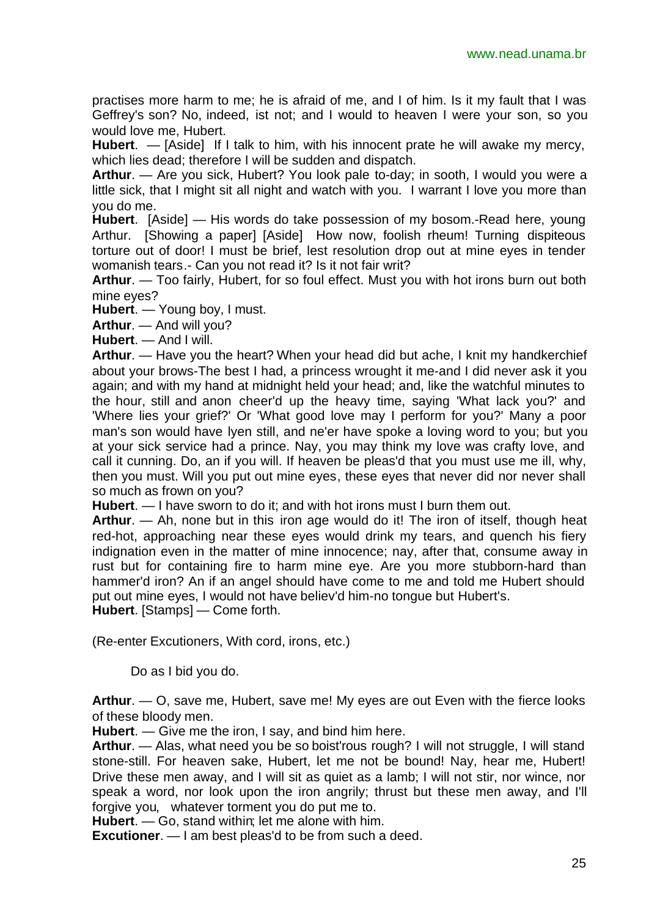practises more harm to me; he is afraid of me, and I of him. Is it my fault that I was Geffrey's son? No, indeed, ist not; and I would to heaven I were your son, so you would love me, Hubert.

**Hubert**. — [Aside] If I talk to him, with his innocent prate he will awake my mercy, which lies dead; therefore I will be sudden and dispatch.

**Arthur**. — Are you sick, Hubert? You look pale to-day; in sooth, I would you were a little sick, that I might sit all night and watch with you. I warrant I love you more than you do me.

**Hubert**. [Aside] — His words do take possession of my bosom.-Read here, young Arthur. [Showing a paper] [Aside] How now, foolish rheum! Turning dispiteous torture out of door! I must be brief, lest resolution drop out at mine eyes in tender womanish tears.- Can you not read it? Is it not fair writ?

**Arthur**. — Too fairly, Hubert, for so foul effect. Must you with hot irons burn out both mine eyes?

**Hubert**. — Young boy, I must.

**Arthur**. — And will you?

**Hubert**. — And I will.

**Arthur**. — Have you the heart? When your head did but ache, I knit my handkerchief about your brows-The best I had, a princess wrought it me-and I did never ask it you again; and with my hand at midnight held your head; and, like the watchful minutes to the hour, still and anon cheer'd up the heavy time, saying 'What lack you?' and 'Where lies your grief?' Or 'What good love may I perform for you?' Many a poor man's son would have lyen still, and ne'er have spoke a loving word to you; but you at your sick service had a prince. Nay, you may think my love was crafty love, and call it cunning. Do, an if you will. If heaven be pleas'd that you must use me ill, why, then you must. Will you put out mine eyes, these eyes that never did nor never shall so much as frown on you?

**Hubert**. — I have sworn to do it; and with hot irons must I burn them out.

**Arthur**. — Ah, none but in this iron age would do it! The iron of itself, though heat red-hot, approaching near these eyes would drink my tears, and quench his fiery indignation even in the matter of mine innocence; nay, after that, consume away in rust but for containing fire to harm mine eye. Are you more stubborn-hard than hammer'd iron? An if an angel should have come to me and told me Hubert should put out mine eyes, I would not have believ'd him-no tongue but Hubert's.

**Hubert**. [Stamps] — Come forth.

(Re-enter Excutioners, With cord, irons, etc.)

Do as I bid you do.

**Arthur**. — O, save me, Hubert, save me! My eyes are out Even with the fierce looks of these bloody men.

**Hubert**. — Give me the iron, I say, and bind him here.

**Arthur**. — Alas, what need you be so boist'rous rough? I will not struggle, I will stand stone-still. For heaven sake, Hubert, let me not be bound! Nay, hear me, Hubert! Drive these men away, and I will sit as quiet as a lamb; I will not stir, nor wince, nor speak a word, nor look upon the iron angrily; thrust but these men away, and I'll forgive you, whatever torment you do put me to.

**Hubert**. — Go, stand within; let me alone with him.

**Excutioner**. — I am best pleas'd to be from such a deed.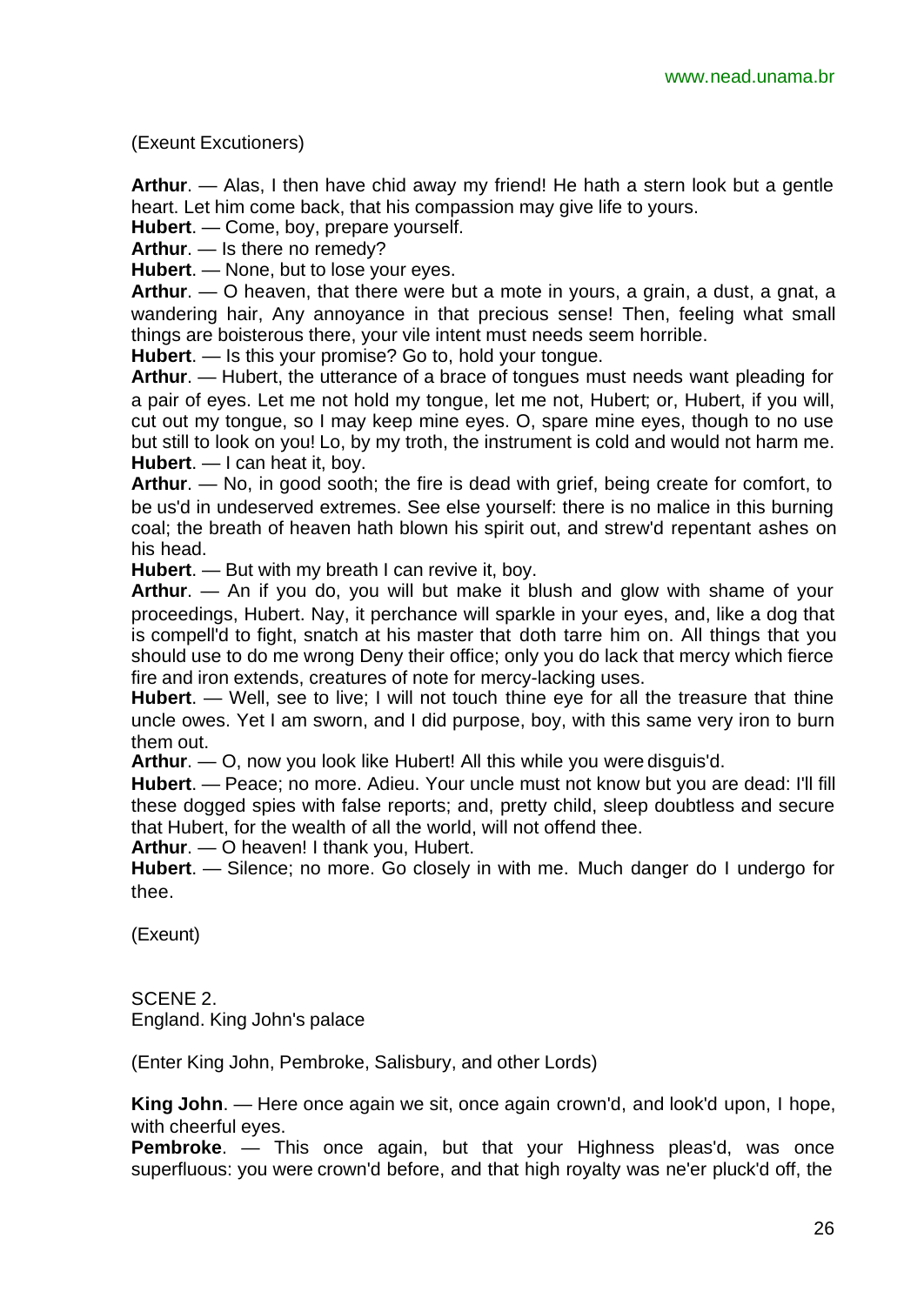(Exeunt Excutioners)

**Arthur**. — Alas, I then have chid away my friend! He hath a stern look but a gentle heart. Let him come back, that his compassion may give life to yours.
**Hubert**. — Come, boy, prepare yourself.
**Arthur**. — Is there no remedy?
**Hubert**. — None, but to lose your eyes.
**Arthur**. — O heaven, that there were but a mote in yours, a grain, a dust, a gnat, a wandering hair, Any annoyance in that precious sense! Then, feeling what small things are boisterous there, your vile intent must needs seem horrible.
**Hubert**. — Is this your promise? Go to, hold your tongue.
**Arthur**. — Hubert, the utterance of a brace of tongues must needs want pleading for a pair of eyes. Let me not hold my tongue, let me not, Hubert; or, Hubert, if you will, cut out my tongue, so I may keep mine eyes. O, spare mine eyes, though to no use but still to look on you! Lo, by my troth, the instrument is cold and would not harm me.
**Hubert**. — I can heat it, boy.
**Arthur**. — No, in good sooth; the fire is dead with grief, being create for comfort, to be us'd in undeserved extremes. See else yourself: there is no malice in this burning coal; the breath of heaven hath blown his spirit out, and strew'd repentant ashes on his head.
**Hubert**. — But with my breath I can revive it, boy.
**Arthur**. — An if you do, you will but make it blush and glow with shame of your proceedings, Hubert. Nay, it perchance will sparkle in your eyes, and, like a dog that is compell'd to fight, snatch at his master that doth tarre him on. All things that you should use to do me wrong Deny their office; only you do lack that mercy which fierce fire and iron extends, creatures of note for mercy-lacking uses.
**Hubert**. — Well, see to live; I will not touch thine eye for all the treasure that thine uncle owes. Yet I am sworn, and I did purpose, boy, with this same very iron to burn them out.
**Arthur**. — O, now you look like Hubert! All this while you were disguis'd.
**Hubert**. — Peace; no more. Adieu. Your uncle must not know but you are dead: I'll fill these dogged spies with false reports; and, pretty child, sleep doubtless and secure that Hubert, for the wealth of all the world, will not offend thee.
**Arthur**. — O heaven! I thank you, Hubert.
**Hubert**. — Silence; no more. Go closely in with me. Much danger do I undergo for thee.

(Exeunt)

SCENE 2.
England. King John's palace

(Enter King John, Pembroke, Salisbury, and other Lords)

**King John**. — Here once again we sit, once again crown'd, and look'd upon, I hope, with cheerful eyes.
**Pembroke**. — This once again, but that your Highness pleas'd, was once superfluous: you were crown'd before, and that high royalty was ne'er pluck'd off, the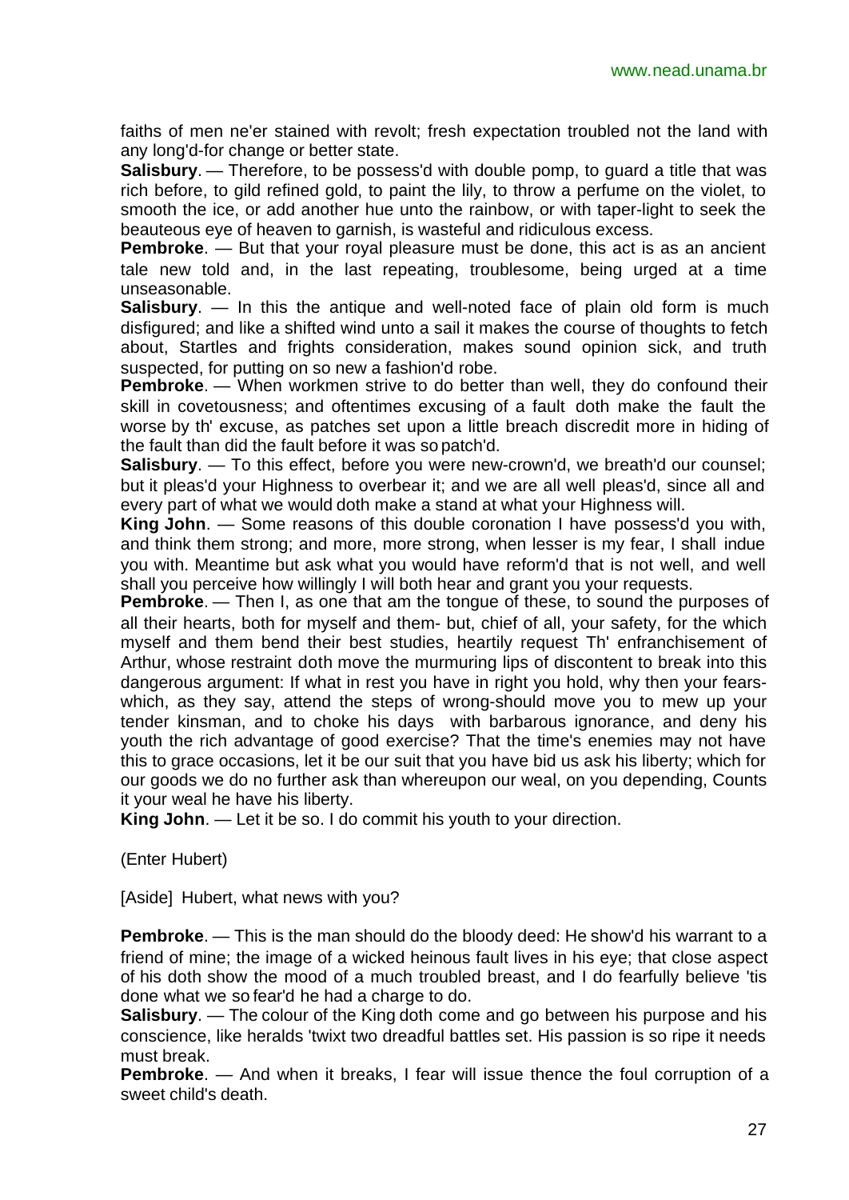faiths of men ne'er stained with revolt; fresh expectation troubled not the land with any long'd-for change or better state.

**Salisbury**. — Therefore, to be possess'd with double pomp, to guard a title that was rich before, to gild refined gold, to paint the lily, to throw a perfume on the violet, to smooth the ice, or add another hue unto the rainbow, or with taper-light to seek the beauteous eye of heaven to garnish, is wasteful and ridiculous excess.

**Pembroke**. — But that your royal pleasure must be done, this act is as an ancient tale new told and, in the last repeating, troublesome, being urged at a time unseasonable.

**Salisbury**. — In this the antique and well-noted face of plain old form is much disfigured; and like a shifted wind unto a sail it makes the course of thoughts to fetch about, Startles and frights consideration, makes sound opinion sick, and truth suspected, for putting on so new a fashion'd robe.

**Pembroke**. — When workmen strive to do better than well, they do confound their skill in covetousness; and oftentimes excusing of a fault doth make the fault the worse by th' excuse, as patches set upon a little breach discredit more in hiding of the fault than did the fault before it was so patch'd.

**Salisbury**. — To this effect, before you were new-crown'd, we breath'd our counsel; but it pleas'd your Highness to overbear it; and we are all well pleas'd, since all and every part of what we would doth make a stand at what your Highness will.

**King John**. — Some reasons of this double coronation I have possess'd you with, and think them strong; and more, more strong, when lesser is my fear, I shall indue you with. Meantime but ask what you would have reform'd that is not well, and well shall you perceive how willingly I will both hear and grant you your requests.

**Pembroke**. — Then I, as one that am the tongue of these, to sound the purposes of all their hearts, both for myself and them- but, chief of all, your safety, for the which myself and them bend their best studies, heartily request Th' enfranchisement of Arthur, whose restraint doth move the murmuring lips of discontent to break into this dangerous argument: If what in rest you have in right you hold, why then your fears- which, as they say, attend the steps of wrong-should move you to mew up your tender kinsman, and to choke his days with barbarous ignorance, and deny his youth the rich advantage of good exercise? That the time's enemies may not have this to grace occasions, let it be our suit that you have bid us ask his liberty; which for our goods we do no further ask than whereupon our weal, on you depending, Counts it your weal he have his liberty.

**King John**. — Let it be so. I do commit his youth to your direction.

(Enter Hubert)

[Aside] Hubert, what news with you?

**Pembroke**. — This is the man should do the bloody deed: He show'd his warrant to a friend of mine; the image of a wicked heinous fault lives in his eye; that close aspect of his doth show the mood of a much troubled breast, and I do fearfully believe 'tis done what we so fear'd he had a charge to do.

**Salisbury**. — The colour of the King doth come and go between his purpose and his conscience, like heralds 'twixt two dreadful battles set. His passion is so ripe it needs must break.

**Pembroke**. — And when it breaks, I fear will issue thence the foul corruption of a sweet child's death.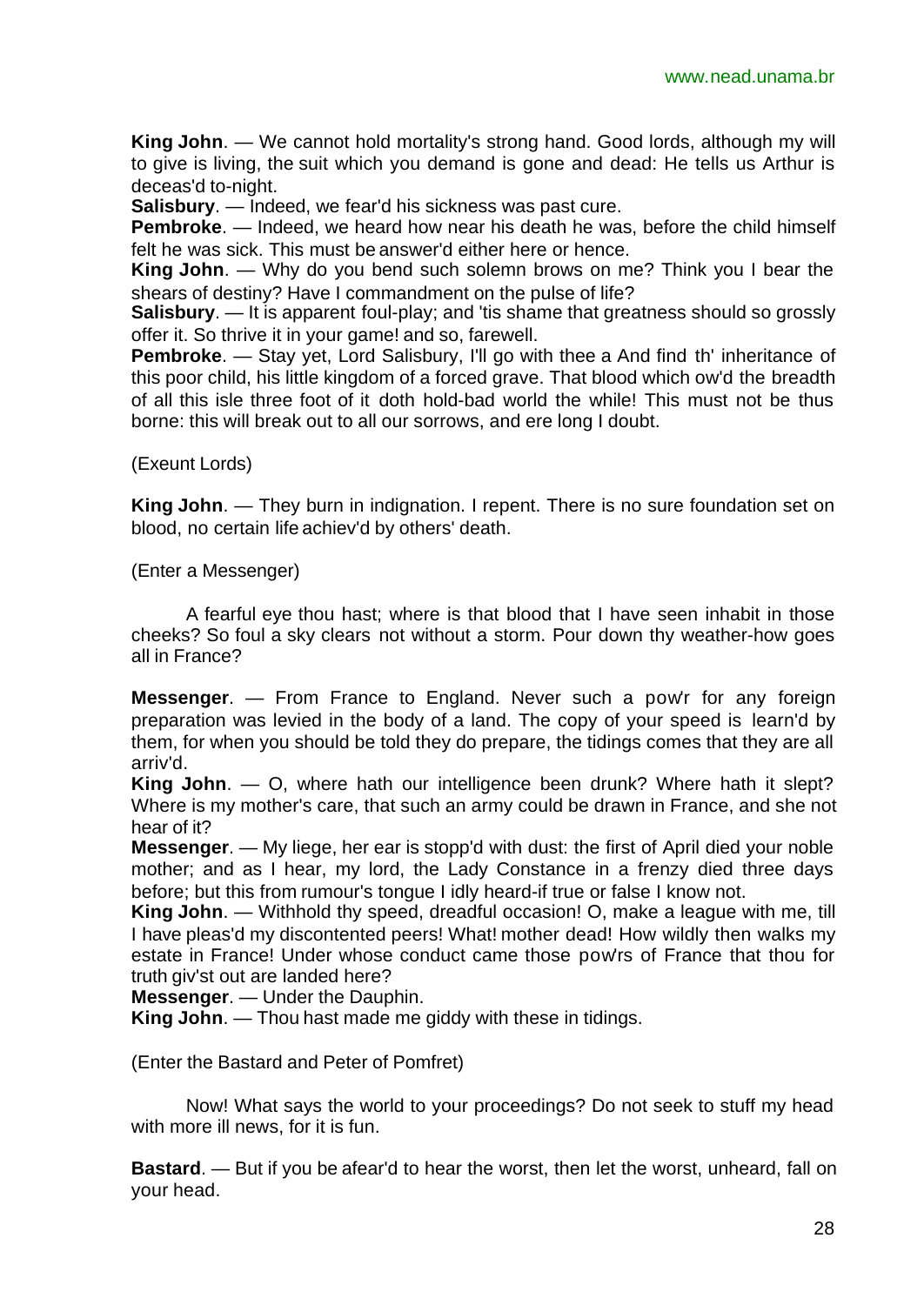**King John**. — We cannot hold mortality's strong hand. Good lords, although my will to give is living, the suit which you demand is gone and dead: He tells us Arthur is deceas'd to-night.

**Salisbury**. — Indeed, we fear'd his sickness was past cure.

**Pembroke**. — Indeed, we heard how near his death he was, before the child himself felt he was sick. This must be answer'd either here or hence.

**King John**. — Why do you bend such solemn brows on me? Think you I bear the shears of destiny? Have I commandment on the pulse of life?

**Salisbury**. — It is apparent foul-play; and 'tis shame that greatness should so grossly offer it. So thrive it in your game! and so, farewell.

**Pembroke**. — Stay yet, Lord Salisbury, I'll go with thee a And find th' inheritance of this poor child, his little kingdom of a forced grave. That blood which ow'd the breadth of all this isle three foot of it doth hold-bad world the while! This must not be thus borne: this will break out to all our sorrows, and ere long I doubt.

(Exeunt Lords)

**King John**. — They burn in indignation. I repent. There is no sure foundation set on blood, no certain life achiev'd by others' death.

(Enter a Messenger)

A fearful eye thou hast; where is that blood that I have seen inhabit in those cheeks? So foul a sky clears not without a storm. Pour down thy weather-how goes all in France?

**Messenger**. — From France to England. Never such a pow'r for any foreign preparation was levied in the body of a land. The copy of your speed is learn'd by them, for when you should be told they do prepare, the tidings comes that they are all arriv'd.

**King John**. — O, where hath our intelligence been drunk? Where hath it slept? Where is my mother's care, that such an army could be drawn in France, and she not hear of it?

**Messenger**. — My liege, her ear is stopp'd with dust: the first of April died your noble mother; and as I hear, my lord, the Lady Constance in a frenzy died three days before; but this from rumour's tongue I idly heard-if true or false I know not.

**King John**. — Withhold thy speed, dreadful occasion! O, make a league with me, till I have pleas'd my discontented peers! What! mother dead! How wildly then walks my estate in France! Under whose conduct came those pow'rs of France that thou for truth giv'st out are landed here?

**Messenger**. — Under the Dauphin.

**King John**. — Thou hast made me giddy with these in tidings.

(Enter the Bastard and Peter of Pomfret)

Now! What says the world to your proceedings? Do not seek to stuff my head with more ill news, for it is fun.

**Bastard**. — But if you be afear'd to hear the worst, then let the worst, unheard, fall on your head.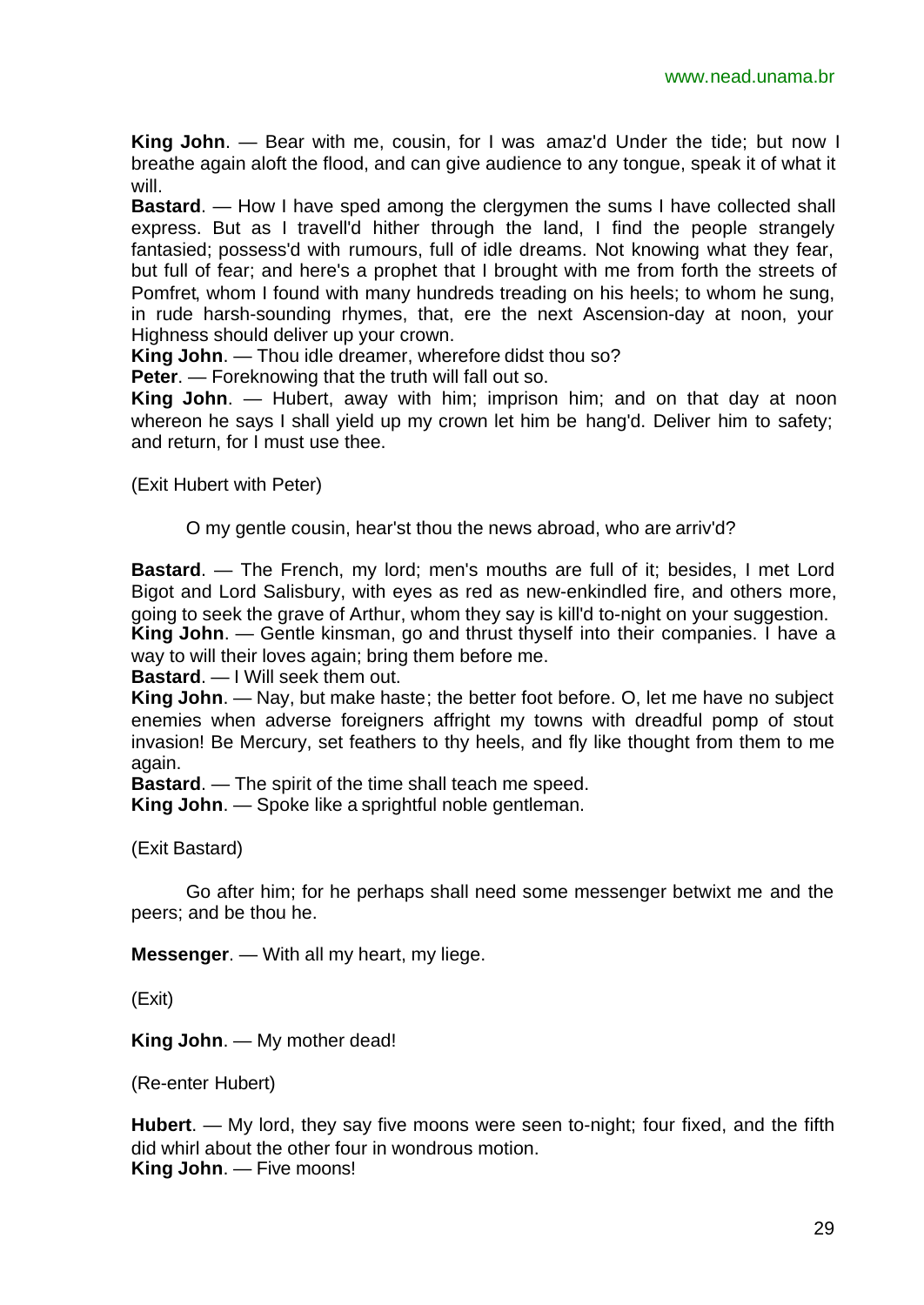**King John**. — Bear with me, cousin, for I was amaz'd Under the tide; but now I breathe again aloft the flood, and can give audience to any tongue, speak it of what it will.

**Bastard**. — How I have sped among the clergymen the sums I have collected shall express. But as I travell'd hither through the land, I find the people strangely fantasied; possess'd with rumours, full of idle dreams. Not knowing what they fear, but full of fear; and here's a prophet that I brought with me from forth the streets of Pomfret, whom I found with many hundreds treading on his heels; to whom he sung, in rude harsh-sounding rhymes, that, ere the next Ascension-day at noon, your Highness should deliver up your crown.

**King John**. — Thou idle dreamer, wherefore didst thou so?

**Peter**. — Foreknowing that the truth will fall out so.

**King John**. — Hubert, away with him; imprison him; and on that day at noon whereon he says I shall yield up my crown let him be hang'd. Deliver him to safety; and return, for I must use thee.

(Exit Hubert with Peter)

O my gentle cousin, hear'st thou the news abroad, who are arriv'd?

**Bastard**. — The French, my lord; men's mouths are full of it; besides, I met Lord Bigot and Lord Salisbury, with eyes as red as new-enkindled fire, and others more, going to seek the grave of Arthur, whom they say is kill'd to-night on your suggestion.

**King John**. — Gentle kinsman, go and thrust thyself into their companies. I have a way to will their loves again; bring them before me.

**Bastard**. — I Will seek them out.

**King John**. — Nay, but make haste; the better foot before. O, let me have no subject enemies when adverse foreigners affright my towns with dreadful pomp of stout invasion! Be Mercury, set feathers to thy heels, and fly like thought from them to me again.

**Bastard**. — The spirit of the time shall teach me speed.

**King John**. — Spoke like a sprightful noble gentleman.

(Exit Bastard)

Go after him; for he perhaps shall need some messenger betwixt me and the peers; and be thou he.

**Messenger**. — With all my heart, my liege.

(Exit)

**King John**. — My mother dead!

(Re-enter Hubert)

**Hubert**. — My lord, they say five moons were seen to-night; four fixed, and the fifth did whirl about the other four in wondrous motion.

**King John**. — Five moons!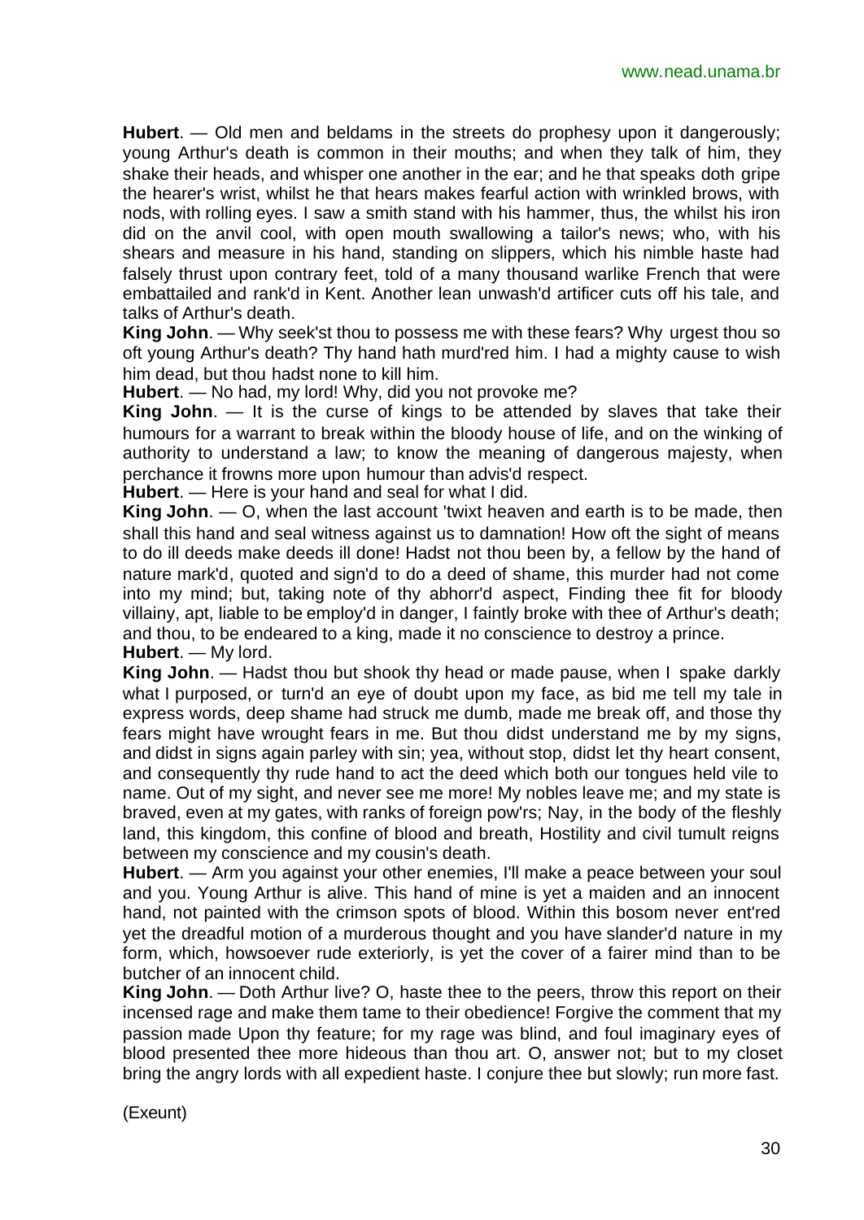**Hubert**. — Old men and beldams in the streets do prophesy upon it dangerously; young Arthur's death is common in their mouths; and when they talk of him, they shake their heads, and whisper one another in the ear; and he that speaks doth gripe the hearer's wrist, whilst he that hears makes fearful action with wrinkled brows, with nods, with rolling eyes. I saw a smith stand with his hammer, thus, the whilst his iron did on the anvil cool, with open mouth swallowing a tailor's news; who, with his shears and measure in his hand, standing on slippers, which his nimble haste had falsely thrust upon contrary feet, told of a many thousand warlike French that were embattailed and rank'd in Kent. Another lean unwash'd artificer cuts off his tale, and talks of Arthur's death.

**King John**. — Why seek'st thou to possess me with these fears? Why urgest thou so oft young Arthur's death? Thy hand hath murd'red him. I had a mighty cause to wish him dead, but thou hadst none to kill him.

**Hubert**. — No had, my lord! Why, did you not provoke me?

**King John**. — It is the curse of kings to be attended by slaves that take their humours for a warrant to break within the bloody house of life, and on the winking of authority to understand a law; to know the meaning of dangerous majesty, when perchance it frowns more upon humour than advis'd respect.

**Hubert**. — Here is your hand and seal for what I did.

**King John**. — O, when the last account 'twixt heaven and earth is to be made, then shall this hand and seal witness against us to damnation! How oft the sight of means to do ill deeds make deeds ill done! Hadst not thou been by, a fellow by the hand of nature mark'd, quoted and sign'd to do a deed of shame, this murder had not come into my mind; but, taking note of thy abhorr'd aspect, Finding thee fit for bloody villainy, apt, liable to be employ'd in danger, I faintly broke with thee of Arthur's death; and thou, to be endeared to a king, made it no conscience to destroy a prince.

**Hubert**. — My lord.

**King John**. — Hadst thou but shook thy head or made pause, when I spake darkly what I purposed, or turn'd an eye of doubt upon my face, as bid me tell my tale in express words, deep shame had struck me dumb, made me break off, and those thy fears might have wrought fears in me. But thou didst understand me by my signs, and didst in signs again parley with sin; yea, without stop, didst let thy heart consent, and consequently thy rude hand to act the deed which both our tongues held vile to name. Out of my sight, and never see me more! My nobles leave me; and my state is braved, even at my gates, with ranks of foreign pow'rs; Nay, in the body of the fleshly land, this kingdom, this confine of blood and breath, Hostility and civil tumult reigns between my conscience and my cousin's death.

**Hubert**. — Arm you against your other enemies, I'll make a peace between your soul and you. Young Arthur is alive. This hand of mine is yet a maiden and an innocent hand, not painted with the crimson spots of blood. Within this bosom never ent'red yet the dreadful motion of a murderous thought and you have slander'd nature in my form, which, howsoever rude exteriorly, is yet the cover of a fairer mind than to be butcher of an innocent child.

**King John**. — Doth Arthur live? O, haste thee to the peers, throw this report on their incensed rage and make them tame to their obedience! Forgive the comment that my passion made Upon thy feature; for my rage was blind, and foul imaginary eyes of blood presented thee more hideous than thou art. O, answer not; but to my closet bring the angry lords with all expedient haste. I conjure thee but slowly; run more fast.

(Exeunt)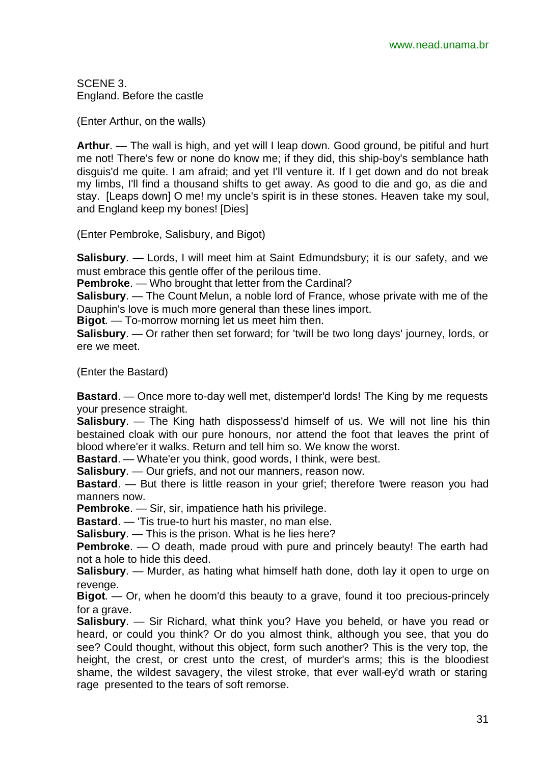SCENE 3.
England. Before the castle

(Enter Arthur, on the walls)

**Arthur**. — The wall is high, and yet will I leap down. Good ground, be pitiful and hurt me not! There's few or none do know me; if they did, this ship-boy's semblance hath disguis'd me quite. I am afraid; and yet I'll venture it. If I get down and do not break my limbs, I'll find a thousand shifts to get away. As good to die and go, as die and stay. [Leaps down] O me! my uncle's spirit is in these stones. Heaven take my soul, and England keep my bones! [Dies]

(Enter Pembroke, Salisbury, and Bigot)

**Salisbury**. — Lords, I will meet him at Saint Edmundsbury; it is our safety, and we must embrace this gentle offer of the perilous time.
**Pembroke**. — Who brought that letter from the Cardinal?
**Salisbury**. — The Count Melun, a noble lord of France, whose private with me of the Dauphin's love is much more general than these lines import.
**Bigot**. — To-morrow morning let us meet him then.
**Salisbury**. — Or rather then set forward; for 'twill be two long days' journey, lords, or ere we meet.

(Enter the Bastard)

**Bastard**. — Once more to-day well met, distemper'd lords! The King by me requests your presence straight.
**Salisbury**. — The King hath dispossess'd himself of us. We will not line his thin bestained cloak with our pure honours, nor attend the foot that leaves the print of blood where'er it walks. Return and tell him so. We know the worst.
**Bastard**. — Whate'er you think, good words, I think, were best.
**Salisbury**. — Our griefs, and not our manners, reason now.
**Bastard**. — But there is little reason in your grief; therefore 'twere reason you had manners now.
**Pembroke**. — Sir, sir, impatience hath his privilege.
**Bastard**. — 'Tis true-to hurt his master, no man else.
**Salisbury**. — This is the prison. What is he lies here?
**Pembroke**. — O death, made proud with pure and princely beauty! The earth had not a hole to hide this deed.
**Salisbury**. — Murder, as hating what himself hath done, doth lay it open to urge on revenge.
**Bigot**. — Or, when he doom'd this beauty to a grave, found it too precious-princely for a grave.
**Salisbury**. — Sir Richard, what think you? Have you beheld, or have you read or heard, or could you think? Or do you almost think, although you see, that you do see? Could thought, without this object, form such another? This is the very top, the height, the crest, or crest unto the crest, of murder's arms; this is the bloodiest shame, the wildest savagery, the vilest stroke, that ever wall-ey'd wrath or staring rage presented to the tears of soft remorse.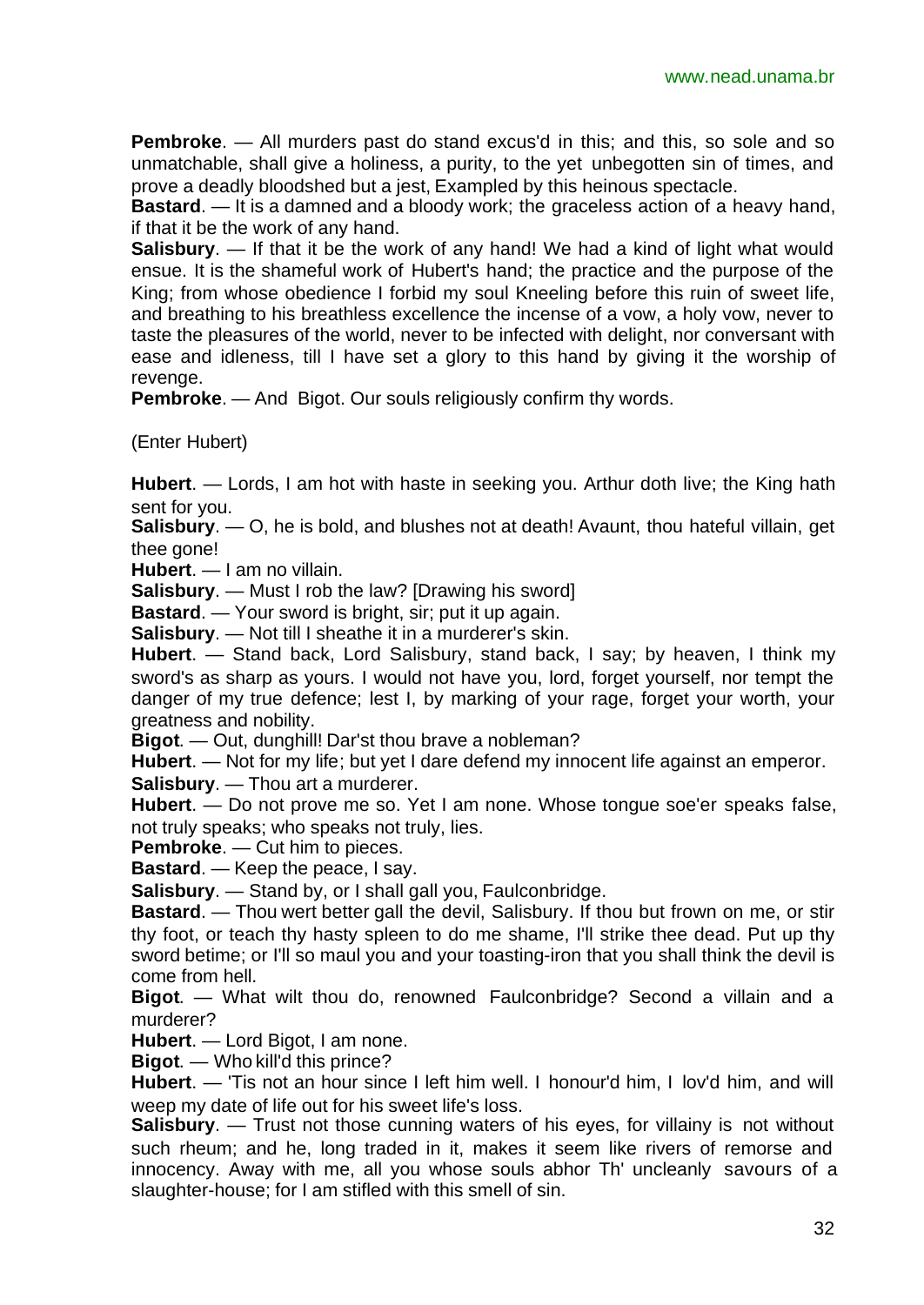**Pembroke**. — All murders past do stand excus'd in this; and this, so sole and so unmatchable, shall give a holiness, a purity, to the yet unbegotten sin of times, and prove a deadly bloodshed but a jest, Exampled by this heinous spectacle.

**Bastard**. — It is a damned and a bloody work; the graceless action of a heavy hand, if that it be the work of any hand.

**Salisbury**. — If that it be the work of any hand! We had a kind of light what would ensue. It is the shameful work of Hubert's hand; the practice and the purpose of the King; from whose obedience I forbid my soul Kneeling before this ruin of sweet life, and breathing to his breathless excellence the incense of a vow, a holy vow, never to taste the pleasures of the world, never to be infected with delight, nor conversant with ease and idleness, till I have set a glory to this hand by giving it the worship of revenge.

**Pembroke**. — And Bigot. Our souls religiously confirm thy words.

(Enter Hubert)

**Hubert**. — Lords, I am hot with haste in seeking you. Arthur doth live; the King hath sent for you.

**Salisbury**. — O, he is bold, and blushes not at death! Avaunt, thou hateful villain, get thee gone!

**Hubert**. — I am no villain.

**Salisbury**. — Must I rob the law? [Drawing his sword]

**Bastard**. — Your sword is bright, sir; put it up again.

**Salisbury**. — Not till I sheathe it in a murderer's skin.

**Hubert**. — Stand back, Lord Salisbury, stand back, I say; by heaven, I think my sword's as sharp as yours. I would not have you, lord, forget yourself, nor tempt the danger of my true defence; lest I, by marking of your rage, forget your worth, your greatness and nobility.

**Bigot**. — Out, dunghill! Dar'st thou brave a nobleman?

**Hubert**. — Not for my life; but yet I dare defend my innocent life against an emperor.

**Salisbury**. — Thou art a murderer.

**Hubert**. — Do not prove me so. Yet I am none. Whose tongue soe'er speaks false, not truly speaks; who speaks not truly, lies.

**Pembroke**. — Cut him to pieces.

**Bastard**. — Keep the peace, I say.

**Salisbury**. — Stand by, or I shall gall you, Faulconbridge.

**Bastard**. — Thou wert better gall the devil, Salisbury. If thou but frown on me, or stir thy foot, or teach thy hasty spleen to do me shame, I'll strike thee dead. Put up thy sword betime; or I'll so maul you and your toasting-iron that you shall think the devil is come from hell.

**Bigot**. — What wilt thou do, renowned Faulconbridge? Second a villain and a murderer?

**Hubert**. — Lord Bigot, I am none.

**Bigot**. — Who kill'd this prince?

**Hubert**. — 'Tis not an hour since I left him well. I honour'd him, I lov'd him, and will weep my date of life out for his sweet life's loss.

**Salisbury**. — Trust not those cunning waters of his eyes, for villainy is not without such rheum; and he, long traded in it, makes it seem like rivers of remorse and innocency. Away with me, all you whose souls abhor Th' uncleanly savours of a slaughter-house; for I am stifled with this smell of sin.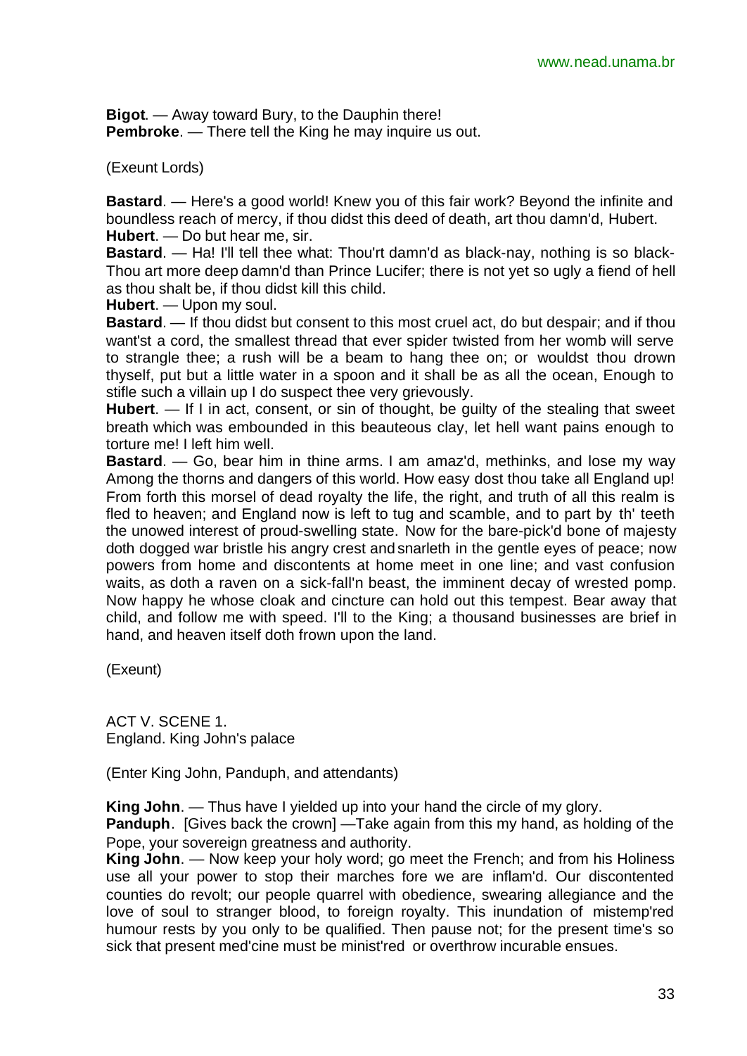**Bigot**. — Away toward Bury, to the Dauphin there!
**Pembroke**. — There tell the King he may inquire us out.

(Exeunt Lords)

**Bastard**. — Here's a good world! Knew you of this fair work? Beyond the infinite and boundless reach of mercy, if thou didst this deed of death, art thou damn'd, Hubert.
**Hubert**. — Do but hear me, sir.
**Bastard**. — Ha! I'll tell thee what: Thou'rt damn'd as black-nay, nothing is so black-Thou art more deep damn'd than Prince Lucifer; there is not yet so ugly a fiend of hell as thou shalt be, if thou didst kill this child.
**Hubert**. — Upon my soul.
**Bastard**. — If thou didst but consent to this most cruel act, do but despair; and if thou want'st a cord, the smallest thread that ever spider twisted from her womb will serve to strangle thee; a rush will be a beam to hang thee on; or wouldst thou drown thyself, put but a little water in a spoon and it shall be as all the ocean, Enough to stifle such a villain up I do suspect thee very grievously.
**Hubert**. — If I in act, consent, or sin of thought, be guilty of the stealing that sweet breath which was embounded in this beauteous clay, let hell want pains enough to torture me! I left him well.
**Bastard**. — Go, bear him in thine arms. I am amaz'd, methinks, and lose my way Among the thorns and dangers of this world. How easy dost thou take all England up! From forth this morsel of dead royalty the life, the right, and truth of all this realm is fled to heaven; and England now is left to tug and scamble, and to part by th' teeth the unowed interest of proud-swelling state. Now for the bare-pick'd bone of majesty doth dogged war bristle his angry crest and snarleth in the gentle eyes of peace; now powers from home and discontents at home meet in one line; and vast confusion waits, as doth a raven on a sick-fall'n beast, the imminent decay of wrested pomp. Now happy he whose cloak and cincture can hold out this tempest. Bear away that child, and follow me with speed. I'll to the King; a thousand businesses are brief in hand, and heaven itself doth frown upon the land.

(Exeunt)

ACT V. SCENE 1.
England. King John's palace

(Enter King John, Panduph, and attendants)

**King John**. — Thus have I yielded up into your hand the circle of my glory.
**Panduph**. [Gives back the crown] —Take again from this my hand, as holding of the Pope, your sovereign greatness and authority.
**King John**. — Now keep your holy word; go meet the French; and from his Holiness use all your power to stop their marches fore we are inflam'd. Our discontented counties do revolt; our people quarrel with obedience, swearing allegiance and the love of soul to stranger blood, to foreign royalty. This inundation of mistemp'red humour rests by you only to be qualified. Then pause not; for the present time's so sick that present med'cine must be minist'red or overthrow incurable ensues.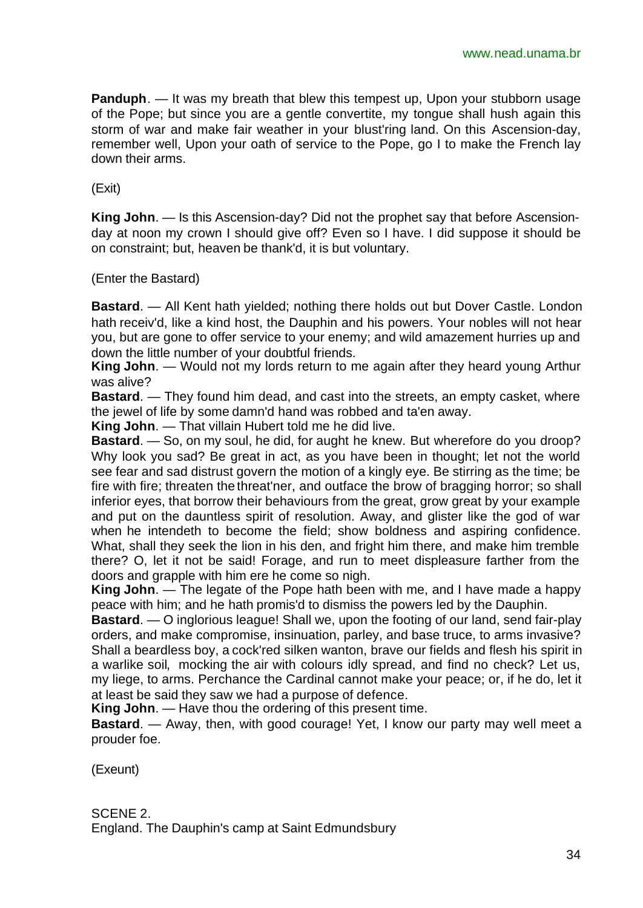**Panduph**. — It was my breath that blew this tempest up, Upon your stubborn usage of the Pope; but since you are a gentle convertite, my tongue shall hush again this storm of war and make fair weather in your blust'ring land. On this Ascension-day, remember well, Upon your oath of service to the Pope, go I to make the French lay down their arms.

(Exit)

**King John**. — Is this Ascension-day? Did not the prophet say that before Ascension-day at noon my crown I should give off? Even so I have. I did suppose it should be on constraint; but, heaven be thank'd, it is but voluntary.

(Enter the Bastard)

**Bastard**. — All Kent hath yielded; nothing there holds out but Dover Castle. London hath receiv'd, like a kind host, the Dauphin and his powers. Your nobles will not hear you, but are gone to offer service to your enemy; and wild amazement hurries up and down the little number of your doubtful friends.
**King John**. — Would not my lords return to me again after they heard young Arthur was alive?
**Bastard**. — They found him dead, and cast into the streets, an empty casket, where the jewel of life by some damn'd hand was robbed and ta'en away.
**King John**. — That villain Hubert told me he did live.
**Bastard**. — So, on my soul, he did, for aught he knew. But wherefore do you droop? Why look you sad? Be great in act, as you have been in thought; let not the world see fear and sad distrust govern the motion of a kingly eye. Be stirring as the time; be fire with fire; threaten the threat'ner, and outface the brow of bragging horror; so shall inferior eyes, that borrow their behaviours from the great, grow great by your example and put on the dauntless spirit of resolution. Away, and glister like the god of war when he intendeth to become the field; show boldness and aspiring confidence. What, shall they seek the lion in his den, and fright him there, and make him tremble there? O, let it not be said! Forage, and run to meet displeasure farther from the doors and grapple with him ere he come so nigh.
**King John**. — The legate of the Pope hath been with me, and I have made a happy peace with him; and he hath promis'd to dismiss the powers led by the Dauphin.
**Bastard**. — O inglorious league! Shall we, upon the footing of our land, send fair-play orders, and make compromise, insinuation, parley, and base truce, to arms invasive? Shall a beardless boy, a cock'red silken wanton, brave our fields and flesh his spirit in a warlike soil, mocking the air with colours idly spread, and find no check? Let us, my liege, to arms. Perchance the Cardinal cannot make your peace; or, if he do, let it at least be said they saw we had a purpose of defence.
**King John**. — Have thou the ordering of this present time.
**Bastard**. — Away, then, with good courage! Yet, I know our party may well meet a prouder foe.

(Exeunt)

SCENE 2.
England. The Dauphin's camp at Saint Edmundsbury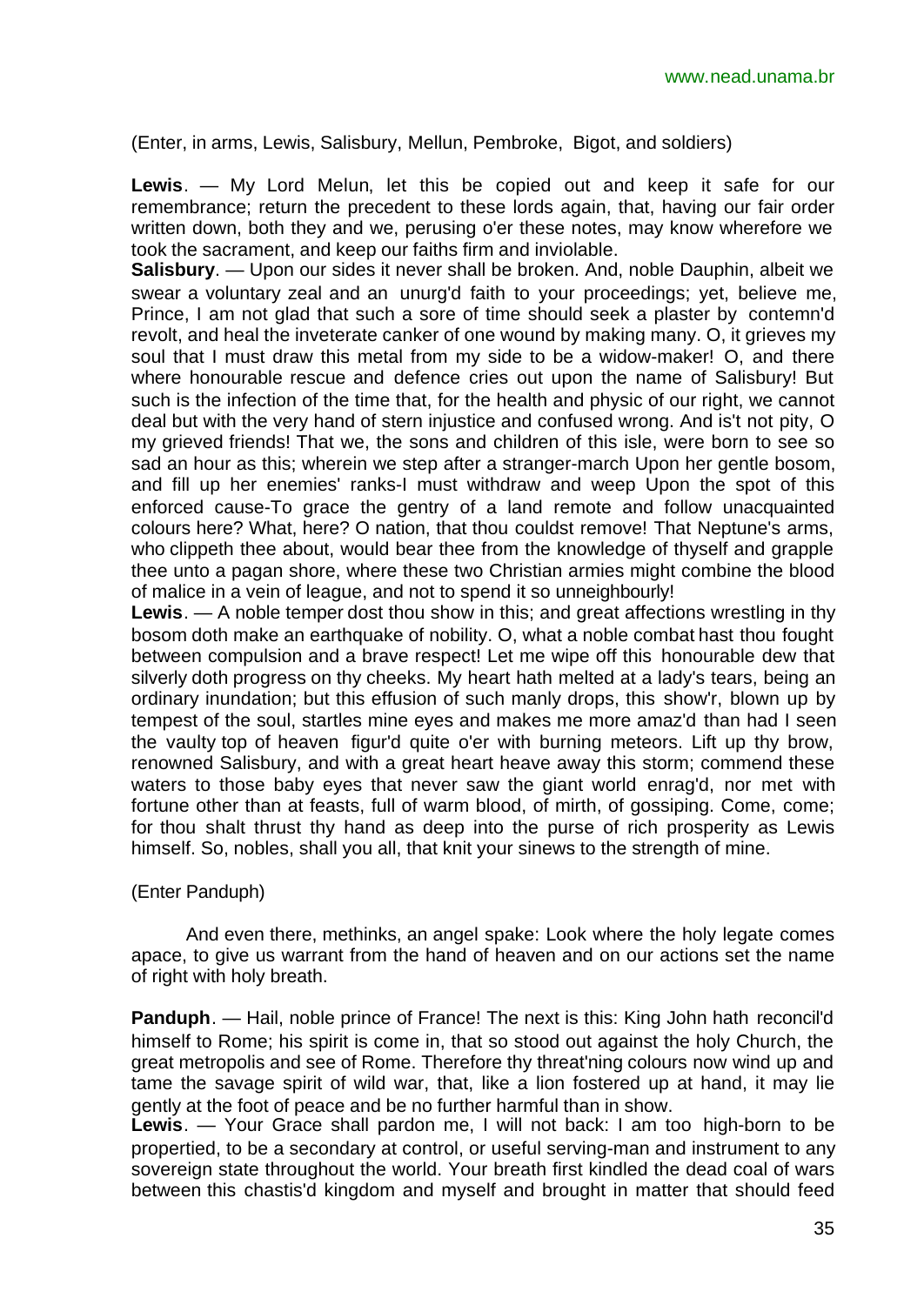(Enter, in arms, Lewis, Salisbury, Mellun, Pembroke, Bigot, and soldiers)

**Lewis**. — My Lord Melun, let this be copied out and keep it safe for our remembrance; return the precedent to these lords again, that, having our fair order written down, both they and we, perusing o'er these notes, may know wherefore we took the sacrament, and keep our faiths firm and inviolable.

**Salisbury**. — Upon our sides it never shall be broken. And, noble Dauphin, albeit we swear a voluntary zeal and an unurg'd faith to your proceedings; yet, believe me, Prince, I am not glad that such a sore of time should seek a plaster by contemn'd revolt, and heal the inveterate canker of one wound by making many. O, it grieves my soul that I must draw this metal from my side to be a widow-maker! O, and there where honourable rescue and defence cries out upon the name of Salisbury! But such is the infection of the time that, for the health and physic of our right, we cannot deal but with the very hand of stern injustice and confused wrong. And is't not pity, O my grieved friends! That we, the sons and children of this isle, were born to see so sad an hour as this; wherein we step after a stranger-march Upon her gentle bosom, and fill up her enemies' ranks-I must withdraw and weep Upon the spot of this enforced cause-To grace the gentry of a land remote and follow unacquainted colours here? What, here? O nation, that thou couldst remove! That Neptune's arms, who clippeth thee about, would bear thee from the knowledge of thyself and grapple thee unto a pagan shore, where these two Christian armies might combine the blood of malice in a vein of league, and not to spend it so unneighbourly!

**Lewis**. — A noble temper dost thou show in this; and great affections wrestling in thy bosom doth make an earthquake of nobility. O, what a noble combat hast thou fought between compulsion and a brave respect! Let me wipe off this honourable dew that silverly doth progress on thy cheeks. My heart hath melted at a lady's tears, being an ordinary inundation; but this effusion of such manly drops, this show'r, blown up by tempest of the soul, startles mine eyes and makes me more amaz'd than had I seen the vaulty top of heaven figur'd quite o'er with burning meteors. Lift up thy brow, renowned Salisbury, and with a great heart heave away this storm; commend these waters to those baby eyes that never saw the giant world enrag'd, nor met with fortune other than at feasts, full of warm blood, of mirth, of gossiping. Come, come; for thou shalt thrust thy hand as deep into the purse of rich prosperity as Lewis himself. So, nobles, shall you all, that knit your sinews to the strength of mine.

(Enter Panduph)

And even there, methinks, an angel spake: Look where the holy legate comes apace, to give us warrant from the hand of heaven and on our actions set the name of right with holy breath.

**Panduph**. — Hail, noble prince of France! The next is this: King John hath reconcil'd himself to Rome; his spirit is come in, that so stood out against the holy Church, the great metropolis and see of Rome. Therefore thy threat'ning colours now wind up and tame the savage spirit of wild war, that, like a lion fostered up at hand, it may lie gently at the foot of peace and be no further harmful than in show.

**Lewis**. — Your Grace shall pardon me, I will not back: I am too high-born to be propertied, to be a secondary at control, or useful serving-man and instrument to any sovereign state throughout the world. Your breath first kindled the dead coal of wars between this chastis'd kingdom and myself and brought in matter that should feed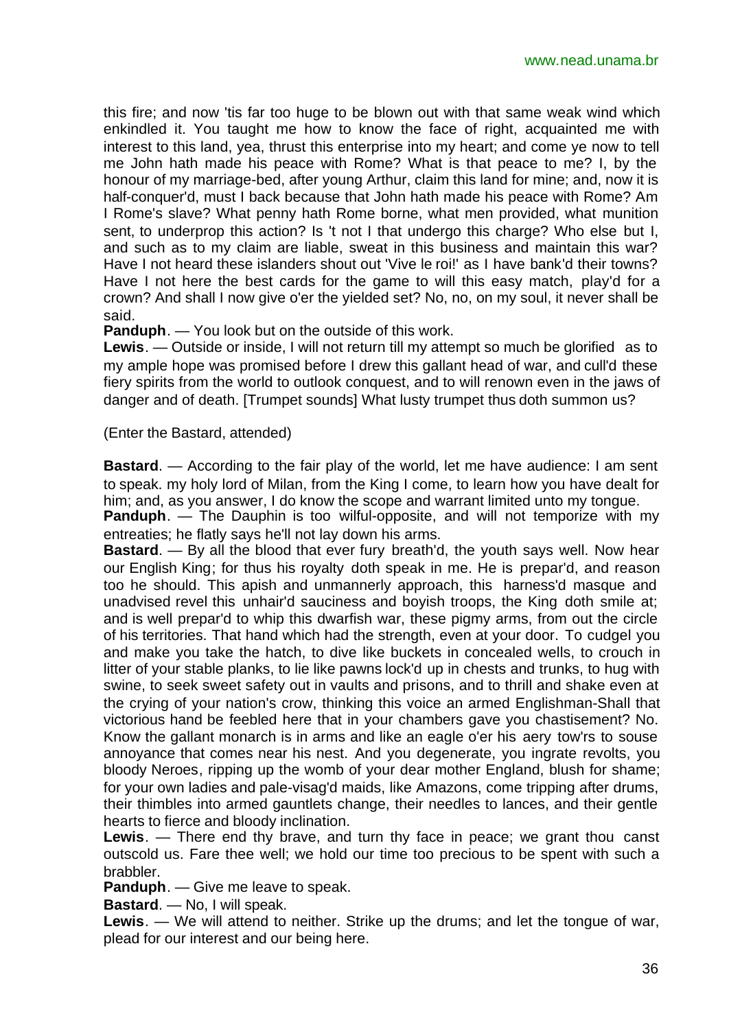this fire; and now 'tis far too huge to be blown out with that same weak wind which enkindled it. You taught me how to know the face of right, acquainted me with interest to this land, yea, thrust this enterprise into my heart; and come ye now to tell me John hath made his peace with Rome? What is that peace to me? I, by the honour of my marriage-bed, after young Arthur, claim this land for mine; and, now it is half-conquer'd, must I back because that John hath made his peace with Rome? Am I Rome's slave? What penny hath Rome borne, what men provided, what munition sent, to underprop this action? Is 't not I that undergo this charge? Who else but I, and such as to my claim are liable, sweat in this business and maintain this war? Have I not heard these islanders shout out 'Vive le roi!' as I have bank'd their towns? Have I not here the best cards for the game to will this easy match, play'd for a crown? And shall I now give o'er the yielded set? No, no, on my soul, it never shall be said.

**Panduph**. — You look but on the outside of this work.

**Lewis**. — Outside or inside, I will not return till my attempt so much be glorified as to my ample hope was promised before I drew this gallant head of war, and cull'd these fiery spirits from the world to outlook conquest, and to will renown even in the jaws of danger and of death. [Trumpet sounds] What lusty trumpet thus doth summon us?

(Enter the Bastard, attended)

**Bastard**. — According to the fair play of the world, let me have audience: I am sent to speak. my holy lord of Milan, from the King I come, to learn how you have dealt for him; and, as you answer, I do know the scope and warrant limited unto my tongue.

**Panduph**. — The Dauphin is too wilful-opposite, and will not temporize with my entreaties; he flatly says he'll not lay down his arms.

**Bastard**. — By all the blood that ever fury breath'd, the youth says well. Now hear our English King; for thus his royalty doth speak in me. He is prepar'd, and reason too he should. This apish and unmannerly approach, this harness'd masque and unadvised revel this unhair'd sauciness and boyish troops, the King doth smile at; and is well prepar'd to whip this dwarfish war, these pigmy arms, from out the circle of his territories. That hand which had the strength, even at your door. To cudgel you and make you take the hatch, to dive like buckets in concealed wells, to crouch in litter of your stable planks, to lie like pawns lock'd up in chests and trunks, to hug with swine, to seek sweet safety out in vaults and prisons, and to thrill and shake even at the crying of your nation's crow, thinking this voice an armed Englishman-Shall that victorious hand be feebled here that in your chambers gave you chastisement? No. Know the gallant monarch is in arms and like an eagle o'er his aery tow'rs to souse annoyance that comes near his nest. And you degenerate, you ingrate revolts, you bloody Neroes, ripping up the womb of your dear mother England, blush for shame; for your own ladies and pale-visag'd maids, like Amazons, come tripping after drums, their thimbles into armed gauntlets change, their needles to lances, and their gentle hearts to fierce and bloody inclination.

**Lewis**. — There end thy brave, and turn thy face in peace; we grant thou canst outscold us. Fare thee well; we hold our time too precious to be spent with such a brabbler.

**Panduph**. — Give me leave to speak.

**Bastard**. — No, I will speak.

**Lewis**. — We will attend to neither. Strike up the drums; and let the tongue of war, plead for our interest and our being here.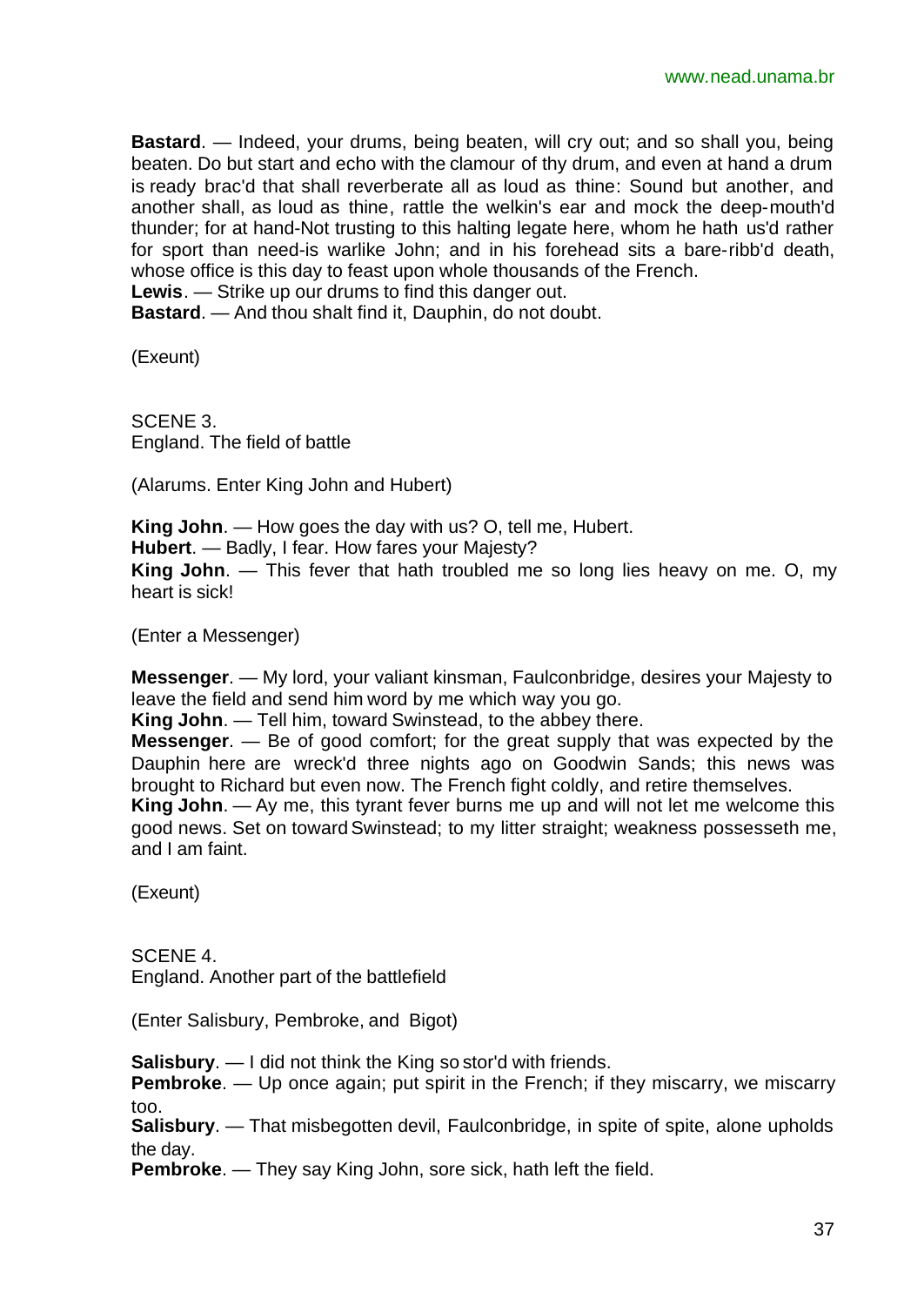**Bastard**. — Indeed, your drums, being beaten, will cry out; and so shall you, being beaten. Do but start and echo with the clamour of thy drum, and even at hand a drum is ready brac'd that shall reverberate all as loud as thine: Sound but another, and another shall, as loud as thine, rattle the welkin's ear and mock the deep-mouth'd thunder; for at hand-Not trusting to this halting legate here, whom he hath us'd rather for sport than need-is warlike John; and in his forehead sits a bare-ribb'd death, whose office is this day to feast upon whole thousands of the French.
**Lewis**. — Strike up our drums to find this danger out.
**Bastard**. — And thou shalt find it, Dauphin, do not doubt.

(Exeunt)

SCENE 3.
England. The field of battle

(Alarums. Enter King John and Hubert)

**King John**. — How goes the day with us? O, tell me, Hubert.
**Hubert**. — Badly, I fear. How fares your Majesty?
**King John**. — This fever that hath troubled me so long lies heavy on me. O, my heart is sick!

(Enter a Messenger)

**Messenger**. — My lord, your valiant kinsman, Faulconbridge, desires your Majesty to leave the field and send him word by me which way you go.
**King John**. — Tell him, toward Swinstead, to the abbey there.
**Messenger**. — Be of good comfort; for the great supply that was expected by the Dauphin here are wreck'd three nights ago on Goodwin Sands; this news was brought to Richard but even now. The French fight coldly, and retire themselves.
**King John**. — Ay me, this tyrant fever burns me up and will not let me welcome this good news. Set on toward Swinstead; to my litter straight; weakness possesseth me, and I am faint.

(Exeunt)

SCENE 4.
England. Another part of the battlefield

(Enter Salisbury, Pembroke, and Bigot)

**Salisbury**. — I did not think the King so stor'd with friends.
**Pembroke**. — Up once again; put spirit in the French; if they miscarry, we miscarry too.
**Salisbury**. — That misbegotten devil, Faulconbridge, in spite of spite, alone upholds the day.
**Pembroke**. — They say King John, sore sick, hath left the field.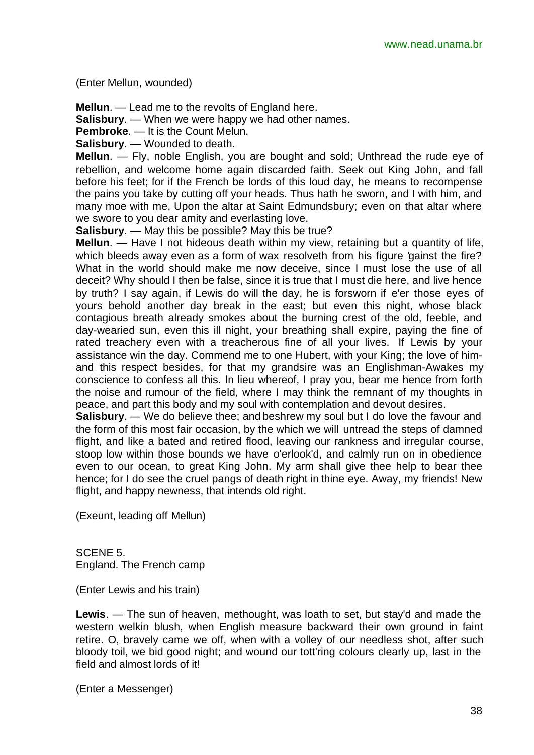(Enter Mellun, wounded)

**Mellun**. — Lead me to the revolts of England here.
**Salisbury**. — When we were happy we had other names.
**Pembroke**. — It is the Count Melun.
**Salisbury**. — Wounded to death.
**Mellun**. — Fly, noble English, you are bought and sold; Unthread the rude eye of rebellion, and welcome home again discarded faith. Seek out King John, and fall before his feet; for if the French be lords of this loud day, he means to recompense the pains you take by cutting off your heads. Thus hath he sworn, and I with him, and many moe with me, Upon the altar at Saint Edmundsbury; even on that altar where we swore to you dear amity and everlasting love.
**Salisbury**. — May this be possible? May this be true?
**Mellun**. — Have I not hideous death within my view, retaining but a quantity of life, which bleeds away even as a form of wax resolveth from his figure 'gainst the fire? What in the world should make me now deceive, since I must lose the use of all deceit? Why should I then be false, since it is true that I must die here, and live hence by truth? I say again, if Lewis do will the day, he is forsworn if e'er those eyes of yours behold another day break in the east; but even this night, whose black contagious breath already smokes about the burning crest of the old, feeble, and day-wearied sun, even this ill night, your breathing shall expire, paying the fine of rated treachery even with a treacherous fine of all your lives. If Lewis by your assistance win the day. Commend me to one Hubert, with your King; the love of him-and this respect besides, for that my grandsire was an Englishman-Awakes my conscience to confess all this. In lieu whereof, I pray you, bear me hence from forth the noise and rumour of the field, where I may think the remnant of my thoughts in peace, and part this body and my soul with contemplation and devout desires.
**Salisbury**. — We do believe thee; and beshrew my soul but I do love the favour and the form of this most fair occasion, by the which we will untread the steps of damned flight, and like a bated and retired flood, leaving our rankness and irregular course, stoop low within those bounds we have o'erlook'd, and calmly run on in obedience even to our ocean, to great King John. My arm shall give thee help to bear thee hence; for I do see the cruel pangs of death right in thine eye. Away, my friends! New flight, and happy newness, that intends old right.

(Exeunt, leading off Mellun)

SCENE 5.
England. The French camp

(Enter Lewis and his train)

**Lewis**. — The sun of heaven, methought, was loath to set, but stay'd and made the western welkin blush, when English measure backward their own ground in faint retire. O, bravely came we off, when with a volley of our needless shot, after such bloody toil, we bid good night; and wound our tott'ring colours clearly up, last in the field and almost lords of it!

(Enter a Messenger)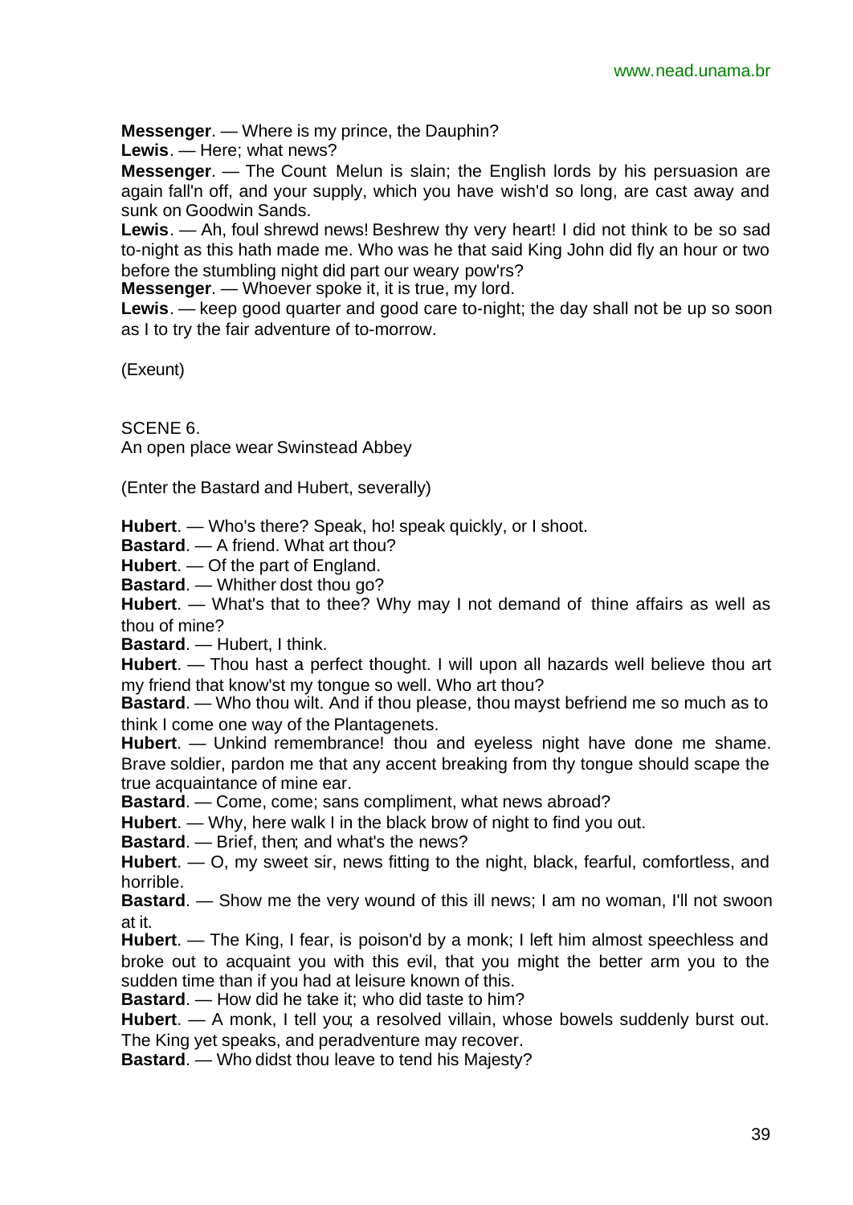**Messenger**. — Where is my prince, the Dauphin?

**Lewis**. — Here; what news?

**Messenger**. — The Count Melun is slain; the English lords by his persuasion are again fall'n off, and your supply, which you have wish'd so long, are cast away and sunk on Goodwin Sands.

**Lewis**. — Ah, foul shrewd news! Beshrew thy very heart! I did not think to be so sad to-night as this hath made me. Who was he that said King John did fly an hour or two before the stumbling night did part our weary pow'rs?

**Messenger**. — Whoever spoke it, it is true, my lord.

**Lewis**. — keep good quarter and good care to-night; the day shall not be up so soon as I to try the fair adventure of to-morrow.

(Exeunt)

SCENE 6.

An open place wear Swinstead Abbey

(Enter the Bastard and Hubert, severally)

**Hubert**. — Who's there? Speak, ho! speak quickly, or I shoot.

**Bastard**. — A friend. What art thou?

**Hubert**. — Of the part of England.

**Bastard**. — Whither dost thou go?

**Hubert**. — What's that to thee? Why may I not demand of thine affairs as well as thou of mine?

**Bastard**. — Hubert, I think.

**Hubert**. — Thou hast a perfect thought. I will upon all hazards well believe thou art my friend that know'st my tongue so well. Who art thou?

**Bastard**. — Who thou wilt. And if thou please, thou mayst befriend me so much as to think I come one way of the Plantagenets.

**Hubert**. — Unkind remembrance! thou and eyeless night have done me shame. Brave soldier, pardon me that any accent breaking from thy tongue should scape the true acquaintance of mine ear.

**Bastard**. — Come, come; sans compliment, what news abroad?

**Hubert**. — Why, here walk I in the black brow of night to find you out.

**Bastard**. — Brief, then; and what's the news?

**Hubert**. — O, my sweet sir, news fitting to the night, black, fearful, comfortless, and horrible.

**Bastard**. — Show me the very wound of this ill news; I am no woman, I'll not swoon at it.

**Hubert**. — The King, I fear, is poison'd by a monk; I left him almost speechless and broke out to acquaint you with this evil, that you might the better arm you to the sudden time than if you had at leisure known of this.

**Bastard**. — How did he take it; who did taste to him?

**Hubert**. — A monk, I tell you; a resolved villain, whose bowels suddenly burst out. The King yet speaks, and peradventure may recover.

**Bastard**. — Who didst thou leave to tend his Majesty?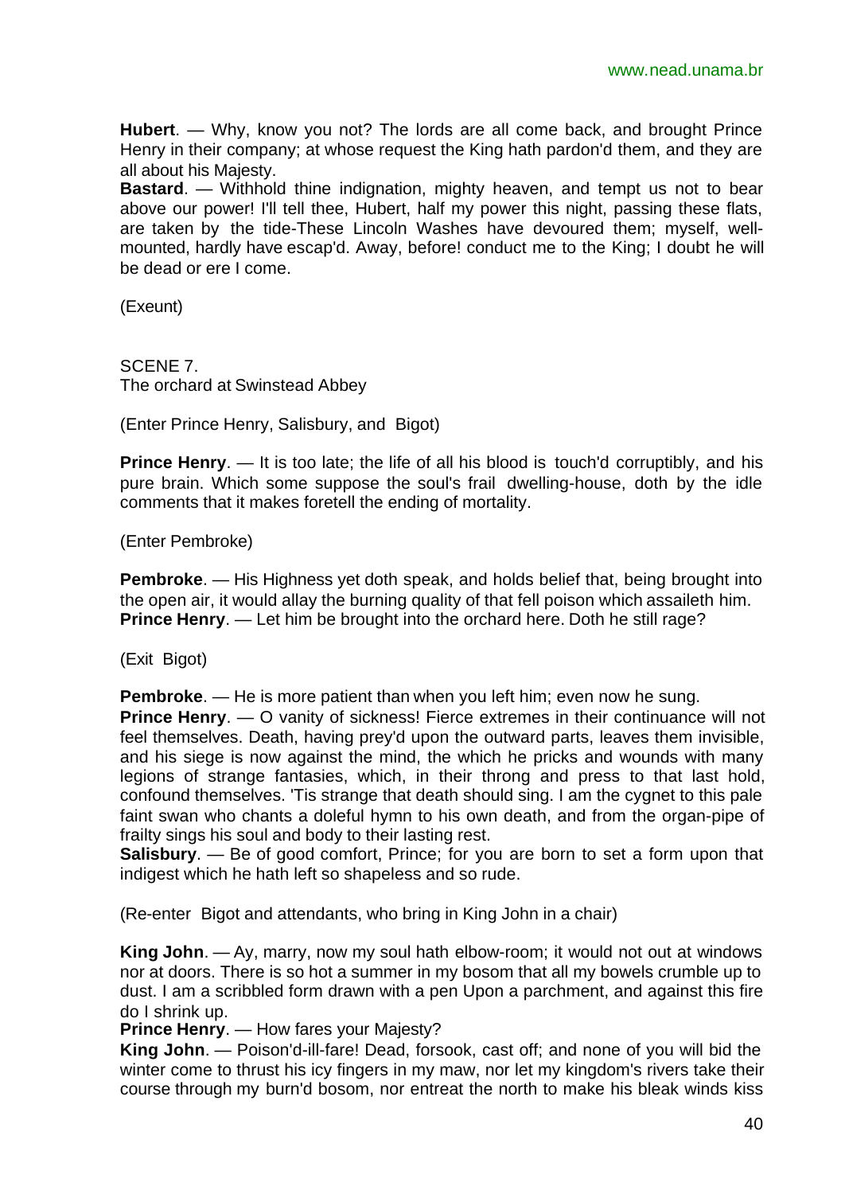**Hubert**. — Why, know you not? The lords are all come back, and brought Prince Henry in their company; at whose request the King hath pardon'd them, and they are all about his Majesty.

**Bastard**. — Withhold thine indignation, mighty heaven, and tempt us not to bear above our power! I'll tell thee, Hubert, half my power this night, passing these flats, are taken by the tide-These Lincoln Washes have devoured them; myself, well-mounted, hardly have escap'd. Away, before! conduct me to the King; I doubt he will be dead or ere I come.

(Exeunt)

SCENE 7.
The orchard at Swinstead Abbey

(Enter Prince Henry, Salisbury, and Bigot)

**Prince Henry**. — It is too late; the life of all his blood is touch'd corruptibly, and his pure brain. Which some suppose the soul's frail dwelling-house, doth by the idle comments that it makes foretell the ending of mortality.

(Enter Pembroke)

**Pembroke**. — His Highness yet doth speak, and holds belief that, being brought into the open air, it would allay the burning quality of that fell poison which assaileth him.

**Prince Henry**. — Let him be brought into the orchard here. Doth he still rage?

(Exit Bigot)

**Pembroke**. — He is more patient than when you left him; even now he sung.

**Prince Henry**. — O vanity of sickness! Fierce extremes in their continuance will not feel themselves. Death, having prey'd upon the outward parts, leaves them invisible, and his siege is now against the mind, the which he pricks and wounds with many legions of strange fantasies, which, in their throng and press to that last hold, confound themselves. 'Tis strange that death should sing. I am the cygnet to this pale faint swan who chants a doleful hymn to his own death, and from the organ-pipe of frailty sings his soul and body to their lasting rest.

**Salisbury**. — Be of good comfort, Prince; for you are born to set a form upon that indigest which he hath left so shapeless and so rude.

(Re-enter Bigot and attendants, who bring in King John in a chair)

**King John**. — Ay, marry, now my soul hath elbow-room; it would not out at windows nor at doors. There is so hot a summer in my bosom that all my bowels crumble up to dust. I am a scribbled form drawn with a pen Upon a parchment, and against this fire do I shrink up.

**Prince Henry**. — How fares your Majesty?

**King John**. — Poison'd-ill-fare! Dead, forsook, cast off; and none of you will bid the winter come to thrust his icy fingers in my maw, nor let my kingdom's rivers take their course through my burn'd bosom, nor entreat the north to make his bleak winds kiss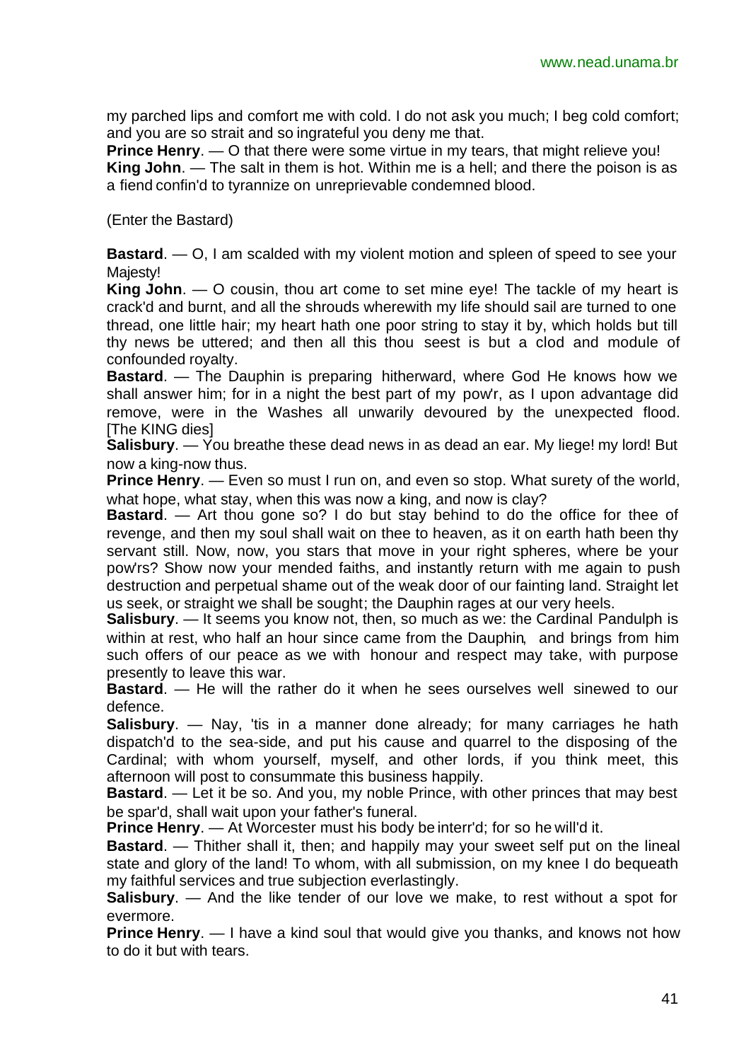my parched lips and comfort me with cold. I do not ask you much; I beg cold comfort; and you are so strait and so ingrateful you deny me that.

**Prince Henry**. — O that there were some virtue in my tears, that might relieve you!

**King John**. — The salt in them is hot. Within me is a hell; and there the poison is as a fiend confin'd to tyrannize on unreprievable condemned blood.

(Enter the Bastard)

**Bastard**. — O, I am scalded with my violent motion and spleen of speed to see your Majesty!

**King John**. — O cousin, thou art come to set mine eye! The tackle of my heart is crack'd and burnt, and all the shrouds wherewith my life should sail are turned to one thread, one little hair; my heart hath one poor string to stay it by, which holds but till thy news be uttered; and then all this thou seest is but a clod and module of confounded royalty.

**Bastard**. — The Dauphin is preparing hitherward, where God He knows how we shall answer him; for in a night the best part of my pow'r, as I upon advantage did remove, were in the Washes all unwarily devoured by the unexpected flood. [The KING dies]

**Salisbury**. — You breathe these dead news in as dead an ear. My liege! my lord! But now a king-now thus.

**Prince Henry**. — Even so must I run on, and even so stop. What surety of the world, what hope, what stay, when this was now a king, and now is clay?

**Bastard**. — Art thou gone so? I do but stay behind to do the office for thee of revenge, and then my soul shall wait on thee to heaven, as it on earth hath been thy servant still. Now, now, you stars that move in your right spheres, where be your pow'rs? Show now your mended faiths, and instantly return with me again to push destruction and perpetual shame out of the weak door of our fainting land. Straight let us seek, or straight we shall be sought; the Dauphin rages at our very heels.

**Salisbury**. — It seems you know not, then, so much as we: the Cardinal Pandulph is within at rest, who half an hour since came from the Dauphin, and brings from him such offers of our peace as we with honour and respect may take, with purpose presently to leave this war.

**Bastard**. — He will the rather do it when he sees ourselves well sinewed to our defence.

**Salisbury**. — Nay, 'tis in a manner done already; for many carriages he hath dispatch'd to the sea-side, and put his cause and quarrel to the disposing of the Cardinal; with whom yourself, myself, and other lords, if you think meet, this afternoon will post to consummate this business happily.

**Bastard**. — Let it be so. And you, my noble Prince, with other princes that may best be spar'd, shall wait upon your father's funeral.

**Prince Henry**. — At Worcester must his body be interr'd; for so he will'd it.

**Bastard**. — Thither shall it, then; and happily may your sweet self put on the lineal state and glory of the land! To whom, with all submission, on my knee I do bequeath my faithful services and true subjection everlastingly.

**Salisbury**. — And the like tender of our love we make, to rest without a spot for evermore.

**Prince Henry**. — I have a kind soul that would give you thanks, and knows not how to do it but with tears.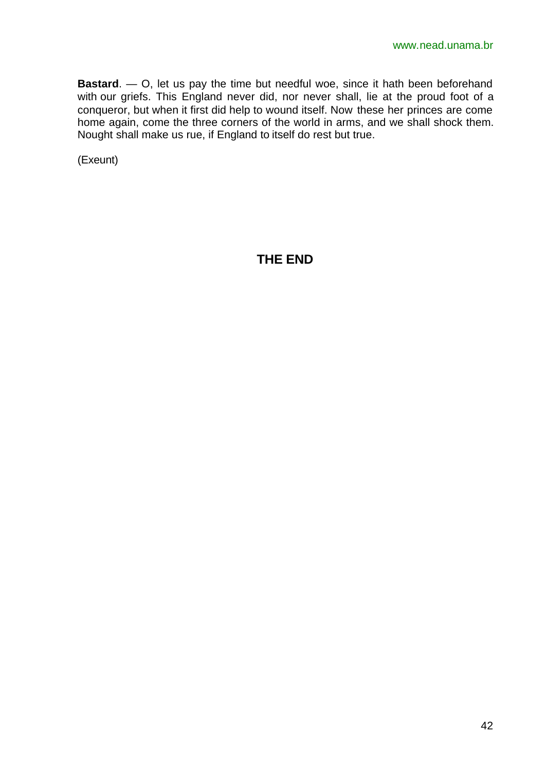**Bastard**. — O, let us pay the time but needful woe, since it hath been beforehand with our griefs. This England never did, nor never shall, lie at the proud foot of a conqueror, but when it first did help to wound itself. Now these her princes are come home again, come the three corners of the world in arms, and we shall shock them. Nought shall make us rue, if England to itself do rest but true.

(Exeunt)

**THE END**